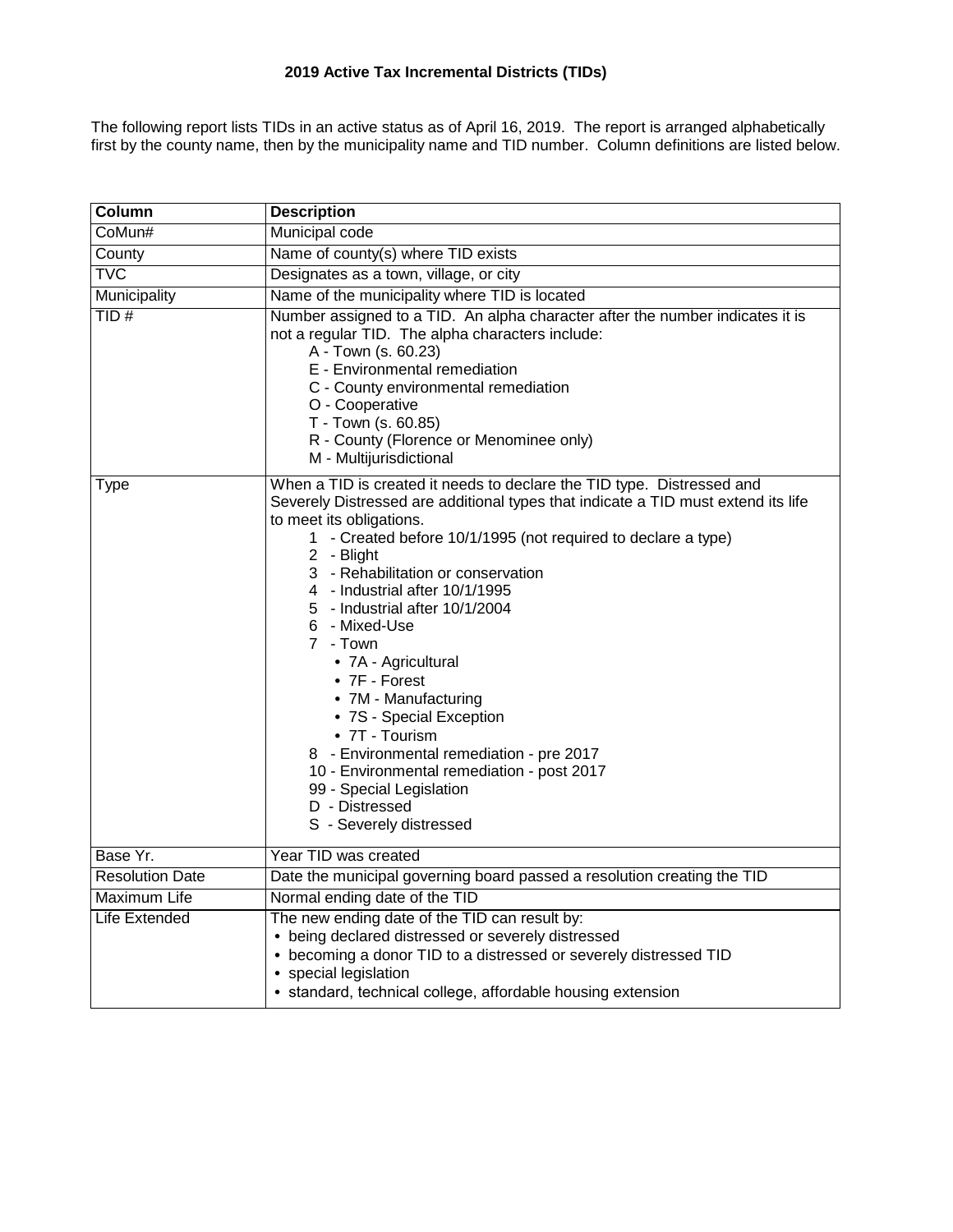# 2019 Active Tax Incremental Districts (TIDs)

The following report lists TIDs in an active status as of April 16, 2019. The report is arranged alphabetically first by the county name, then by the municipality name and TID number. Column definitions are listed below.

| Column | Description |
|---|---|
| CoMun# | Municipal code |
| County | Name of county(s) where TID exists |
| TVC | Designates as a town, village, or city |
| Municipality | Name of the municipality where TID is located |
| TID # | Number assigned to a TID. An alpha character after the number indicates it is not a regular TID. The alpha characters include:<br>A - Town (s. 60.23)<br>E - Environmental remediation<br>C - County environmental remediation<br>O - Cooperative<br>T - Town (s. 60.85)<br>R - County (Florence or Menominee only)<br>M - Multijurisdictional |
| Type | When a TID is created it needs to declare the TID type. Distressed and Severely Distressed are additional types that indicate a TID must extend its life to meet its obligations.<br>1 - Created before 10/1/1995 (not required to declare a type)<br>2 - Blight<br>3 - Rehabilitation or conservation<br>4 - Industrial after 10/1/1995<br>5 - Industrial after 10/1/2004<br>6 - Mixed-Use<br>7 - Town<br>• 7A - Agricultural<br>• 7F - Forest<br>• 7M - Manufacturing<br>• 7S - Special Exception<br>• 7T - Tourism<br>8 - Environmental remediation - pre 2017<br>10 - Environmental remediation - post 2017<br>99 - Special Legislation<br>D - Distressed<br>S - Severely distressed |
| Base Yr. | Year TID was created |
| Resolution Date | Date the municipal governing board passed a resolution creating the TID |
| Maximum Life | Normal ending date of the TID |
| Life Extended | The new ending date of the TID can result by:<br>• being declared distressed or severely distressed<br>• becoming a donor TID to a distressed or severely distressed TID<br>• special legislation<br>• standard, technical college, affordable housing extension |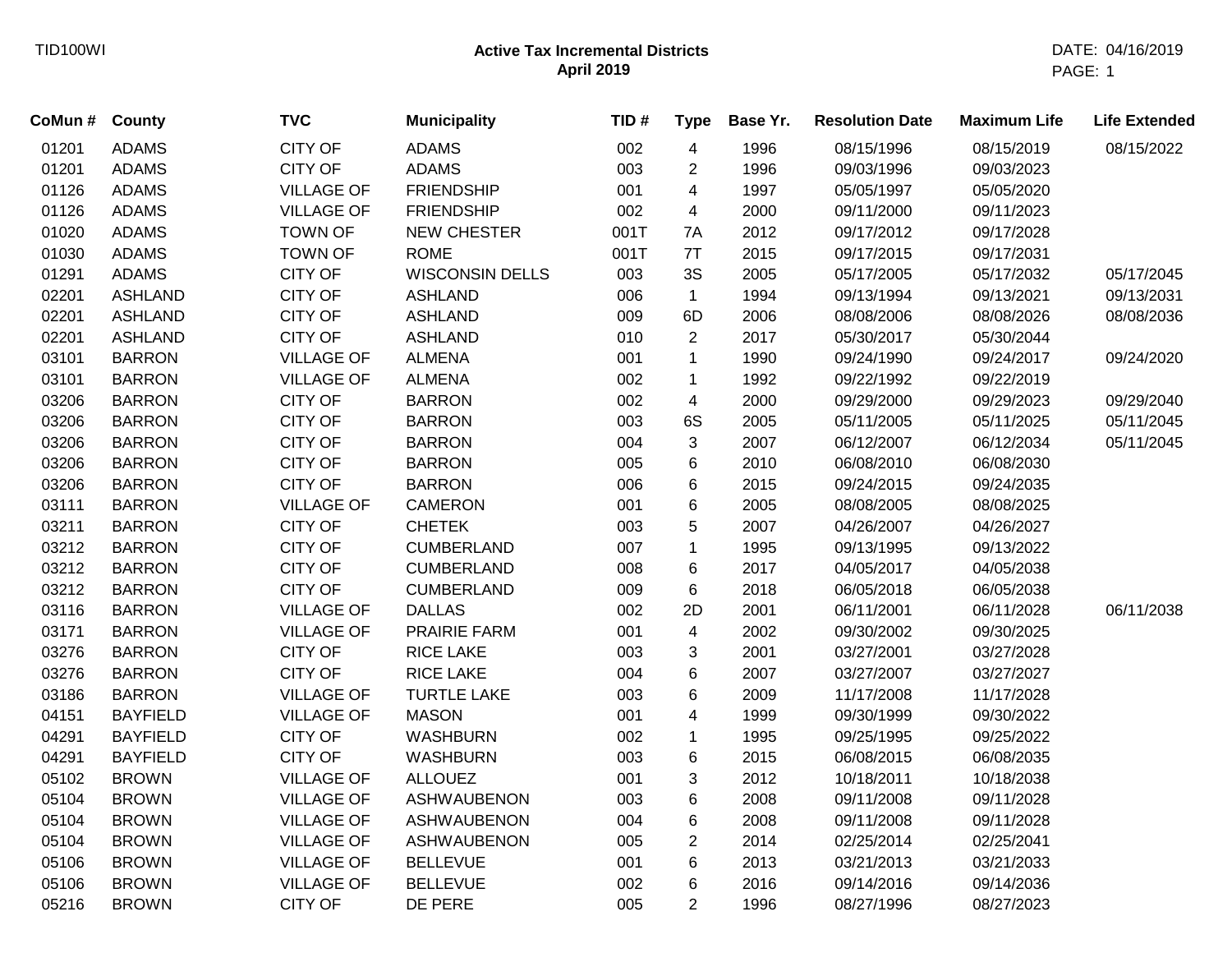# Active Tax Incremental Districts

## April 2019

| CoMun # | County | TVC | Municipality | TID # | Type | Base Yr. | Resolution Date | Maximum Life | Life Extended |
|---|---|---|---|---|---|---|---|---|---|
| 01201 | ADAMS | CITY OF | ADAMS | 002 | 4 | 1996 | 08/15/1996 | 08/15/2019 | 08/15/2022 |
| 01201 | ADAMS | CITY OF | ADAMS | 003 | 2 | 1996 | 09/03/1996 | 09/03/2023 | |
| 01126 | ADAMS | VILLAGE OF | FRIENDSHIP | 001 | 4 | 1997 | 05/05/1997 | 05/05/2020 | |
| 01126 | ADAMS | VILLAGE OF | FRIENDSHIP | 002 | 4 | 2000 | 09/11/2000 | 09/11/2023 | |
| 01020 | ADAMS | TOWN OF | NEW CHESTER | 001T | 7A | 2012 | 09/17/2012 | 09/17/2028 | |
| 01030 | ADAMS | TOWN OF | ROME | 001T | 7T | 2015 | 09/17/2015 | 09/17/2031 | |
| 01291 | ADAMS | CITY OF | WISCONSIN DELLS | 003 | 3S | 2005 | 05/17/2005 | 05/17/2032 | 05/17/2045 |
| 02201 | ASHLAND | CITY OF | ASHLAND | 006 | 1 | 1994 | 09/13/1994 | 09/13/2021 | 09/13/2031 |
| 02201 | ASHLAND | CITY OF | ASHLAND | 009 | 6D | 2006 | 08/08/2006 | 08/08/2026 | 08/08/2036 |
| 02201 | ASHLAND | CITY OF | ASHLAND | 010 | 2 | 2017 | 05/30/2017 | 05/30/2044 | |
| 03101 | BARRON | VILLAGE OF | ALMENA | 001 | 1 | 1990 | 09/24/1990 | 09/24/2017 | 09/24/2020 |
| 03101 | BARRON | VILLAGE OF | ALMENA | 002 | 1 | 1992 | 09/22/1992 | 09/22/2019 | |
| 03206 | BARRON | CITY OF | BARRON | 002 | 4 | 2000 | 09/29/2000 | 09/29/2023 | 09/29/2040 |
| 03206 | BARRON | CITY OF | BARRON | 003 | 6S | 2005 | 05/11/2005 | 05/11/2025 | 05/11/2045 |
| 03206 | BARRON | CITY OF | BARRON | 004 | 3 | 2007 | 06/12/2007 | 06/12/2034 | 05/11/2045 |
| 03206 | BARRON | CITY OF | BARRON | 005 | 6 | 2010 | 06/08/2010 | 06/08/2030 | |
| 03206 | BARRON | CITY OF | BARRON | 006 | 6 | 2015 | 09/24/2015 | 09/24/2035 | |
| 03111 | BARRON | VILLAGE OF | CAMERON | 001 | 6 | 2005 | 08/08/2005 | 08/08/2025 | |
| 03211 | BARRON | CITY OF | CHETEK | 003 | 5 | 2007 | 04/26/2007 | 04/26/2027 | |
| 03212 | BARRON | CITY OF | CUMBERLAND | 007 | 1 | 1995 | 09/13/1995 | 09/13/2022 | |
| 03212 | BARRON | CITY OF | CUMBERLAND | 008 | 6 | 2017 | 04/05/2017 | 04/05/2038 | |
| 03212 | BARRON | CITY OF | CUMBERLAND | 009 | 6 | 2018 | 06/05/2018 | 06/05/2038 | |
| 03116 | BARRON | VILLAGE OF | DALLAS | 002 | 2D | 2001 | 06/11/2001 | 06/11/2028 | 06/11/2038 |
| 03171 | BARRON | VILLAGE OF | PRAIRIE FARM | 001 | 4 | 2002 | 09/30/2002 | 09/30/2025 | |
| 03276 | BARRON | CITY OF | RICE LAKE | 003 | 3 | 2001 | 03/27/2001 | 03/27/2028 | |
| 03276 | BARRON | CITY OF | RICE LAKE | 004 | 6 | 2007 | 03/27/2007 | 03/27/2027 | |
| 03186 | BARRON | VILLAGE OF | TURTLE LAKE | 003 | 6 | 2009 | 11/17/2008 | 11/17/2028 | |
| 04151 | BAYFIELD | VILLAGE OF | MASON | 001 | 4 | 1999 | 09/30/1999 | 09/30/2022 | |
| 04291 | BAYFIELD | CITY OF | WASHBURN | 002 | 1 | 1995 | 09/25/1995 | 09/25/2022 | |
| 04291 | BAYFIELD | CITY OF | WASHBURN | 003 | 6 | 2015 | 06/08/2015 | 06/08/2035 | |
| 05102 | BROWN | VILLAGE OF | ALLOUEZ | 001 | 3 | 2012 | 10/18/2011 | 10/18/2038 | |
| 05104 | BROWN | VILLAGE OF | ASHWAUBENON | 003 | 6 | 2008 | 09/11/2008 | 09/11/2028 | |
| 05104 | BROWN | VILLAGE OF | ASHWAUBENON | 004 | 6 | 2008 | 09/11/2008 | 09/11/2028 | |
| 05104 | BROWN | VILLAGE OF | ASHWAUBENON | 005 | 2 | 2014 | 02/25/2014 | 02/25/2041 | |
| 05106 | BROWN | VILLAGE OF | BELLEVUE | 001 | 6 | 2013 | 03/21/2013 | 03/21/2033 | |
| 05106 | BROWN | VILLAGE OF | BELLEVUE | 002 | 6 | 2016 | 09/14/2016 | 09/14/2036 | |
| 05216 | BROWN | CITY OF | DE PERE | 005 | 2 | 1996 | 08/27/1996 | 08/27/2023 | |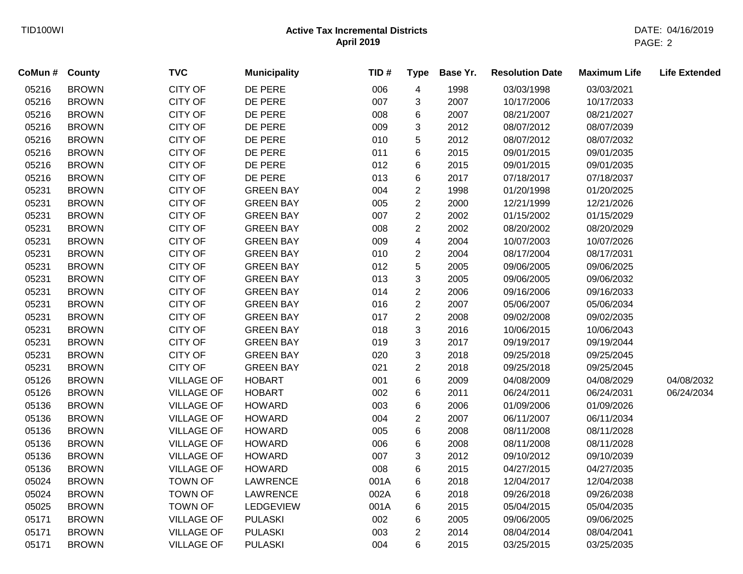**Active Tax Incremental Districts**
**April 2019**

| CoMun # | County | TVC | Municipality | TID # | Type | Base Yr. | Resolution Date | Maximum Life | Life Extended |
|---|---|---|---|---|---|---|---|---|---|
| 05216 | BROWN | CITY OF | DE PERE | 006 | 4 | 1998 | 03/03/1998 | 03/03/2021 | |
| 05216 | BROWN | CITY OF | DE PERE | 007 | 3 | 2007 | 10/17/2006 | 10/17/2033 | |
| 05216 | BROWN | CITY OF | DE PERE | 008 | 6 | 2007 | 08/21/2007 | 08/21/2027 | |
| 05216 | BROWN | CITY OF | DE PERE | 009 | 3 | 2012 | 08/07/2012 | 08/07/2039 | |
| 05216 | BROWN | CITY OF | DE PERE | 010 | 5 | 2012 | 08/07/2012 | 08/07/2032 | |
| 05216 | BROWN | CITY OF | DE PERE | 011 | 6 | 2015 | 09/01/2015 | 09/01/2035 | |
| 05216 | BROWN | CITY OF | DE PERE | 012 | 6 | 2015 | 09/01/2015 | 09/01/2035 | |
| 05216 | BROWN | CITY OF | DE PERE | 013 | 6 | 2017 | 07/18/2017 | 07/18/2037 | |
| 05231 | BROWN | CITY OF | GREEN BAY | 004 | 2 | 1998 | 01/20/1998 | 01/20/2025 | |
| 05231 | BROWN | CITY OF | GREEN BAY | 005 | 2 | 2000 | 12/21/1999 | 12/21/2026 | |
| 05231 | BROWN | CITY OF | GREEN BAY | 007 | 2 | 2002 | 01/15/2002 | 01/15/2029 | |
| 05231 | BROWN | CITY OF | GREEN BAY | 008 | 2 | 2002 | 08/20/2002 | 08/20/2029 | |
| 05231 | BROWN | CITY OF | GREEN BAY | 009 | 4 | 2004 | 10/07/2003 | 10/07/2026 | |
| 05231 | BROWN | CITY OF | GREEN BAY | 010 | 2 | 2004 | 08/17/2004 | 08/17/2031 | |
| 05231 | BROWN | CITY OF | GREEN BAY | 012 | 5 | 2005 | 09/06/2005 | 09/06/2025 | |
| 05231 | BROWN | CITY OF | GREEN BAY | 013 | 3 | 2005 | 09/06/2005 | 09/06/2032 | |
| 05231 | BROWN | CITY OF | GREEN BAY | 014 | 2 | 2006 | 09/16/2006 | 09/16/2033 | |
| 05231 | BROWN | CITY OF | GREEN BAY | 016 | 2 | 2007 | 05/06/2007 | 05/06/2034 | |
| 05231 | BROWN | CITY OF | GREEN BAY | 017 | 2 | 2008 | 09/02/2008 | 09/02/2035 | |
| 05231 | BROWN | CITY OF | GREEN BAY | 018 | 3 | 2016 | 10/06/2015 | 10/06/2043 | |
| 05231 | BROWN | CITY OF | GREEN BAY | 019 | 3 | 2017 | 09/19/2017 | 09/19/2044 | |
| 05231 | BROWN | CITY OF | GREEN BAY | 020 | 3 | 2018 | 09/25/2018 | 09/25/2045 | |
| 05231 | BROWN | CITY OF | GREEN BAY | 021 | 2 | 2018 | 09/25/2018 | 09/25/2045 | |
| 05126 | BROWN | VILLAGE OF | HOBART | 001 | 6 | 2009 | 04/08/2009 | 04/08/2029 | 04/08/2032 |
| 05126 | BROWN | VILLAGE OF | HOBART | 002 | 6 | 2011 | 06/24/2011 | 06/24/2031 | 06/24/2034 |
| 05136 | BROWN | VILLAGE OF | HOWARD | 003 | 6 | 2006 | 01/09/2006 | 01/09/2026 | |
| 05136 | BROWN | VILLAGE OF | HOWARD | 004 | 2 | 2007 | 06/11/2007 | 06/11/2034 | |
| 05136 | BROWN | VILLAGE OF | HOWARD | 005 | 6 | 2008 | 08/11/2008 | 08/11/2028 | |
| 05136 | BROWN | VILLAGE OF | HOWARD | 006 | 6 | 2008 | 08/11/2008 | 08/11/2028 | |
| 05136 | BROWN | VILLAGE OF | HOWARD | 007 | 3 | 2012 | 09/10/2012 | 09/10/2039 | |
| 05136 | BROWN | VILLAGE OF | HOWARD | 008 | 6 | 2015 | 04/27/2015 | 04/27/2035 | |
| 05024 | BROWN | TOWN OF | LAWRENCE | 001A | 6 | 2018 | 12/04/2017 | 12/04/2038 | |
| 05024 | BROWN | TOWN OF | LAWRENCE | 002A | 6 | 2018 | 09/26/2018 | 09/26/2038 | |
| 05025 | BROWN | TOWN OF | LEDGEVIEW | 001A | 6 | 2015 | 05/04/2015 | 05/04/2035 | |
| 05171 | BROWN | VILLAGE OF | PULASKI | 002 | 6 | 2005 | 09/06/2005 | 09/06/2025 | |
| 05171 | BROWN | VILLAGE OF | PULASKI | 003 | 2 | 2014 | 08/04/2014 | 08/04/2041 | |
| 05171 | BROWN | VILLAGE OF | PULASKI | 004 | 6 | 2015 | 03/25/2015 | 03/25/2035 | |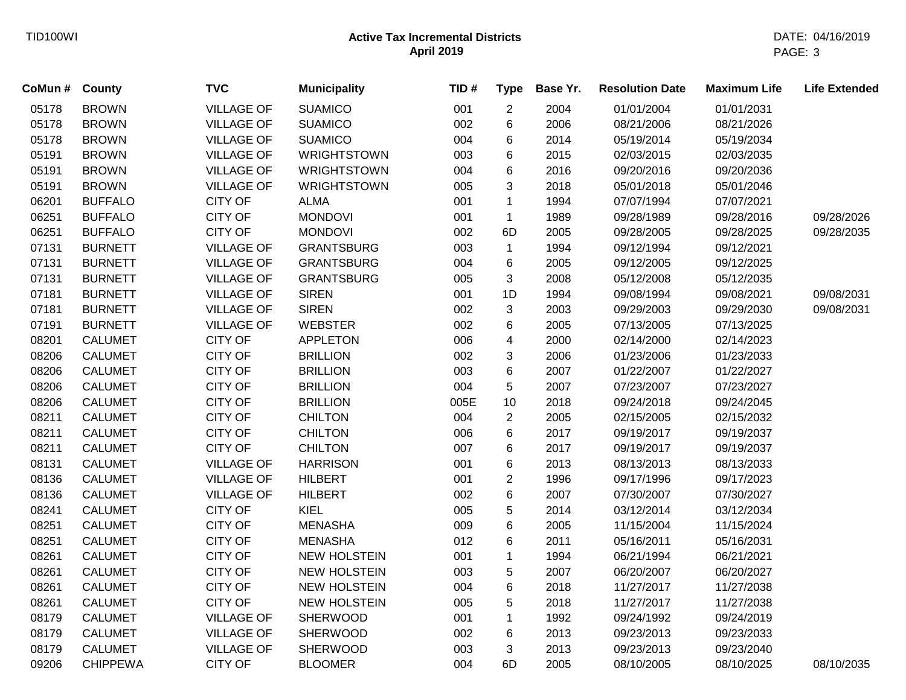**Active Tax Incremental Districts**
**April 2019**

DATE: 04/16/2019

| CoMun # | County | TVC | Municipality | TID # | Type | Base Yr. | Resolution Date | Maximum Life | Life Extended |
|---|---|---|---|---|---|---|---|---|---|
| 05178 | BROWN | VILLAGE OF | SUAMICO | 001 | 2 | 2004 | 01/01/2004 | 01/01/2031 | |
| 05178 | BROWN | VILLAGE OF | SUAMICO | 002 | 6 | 2006 | 08/21/2006 | 08/21/2026 | |
| 05178 | BROWN | VILLAGE OF | SUAMICO | 004 | 6 | 2014 | 05/19/2014 | 05/19/2034 | |
| 05191 | BROWN | VILLAGE OF | WRIGHTSTOWN | 003 | 6 | 2015 | 02/03/2015 | 02/03/2035 | |
| 05191 | BROWN | VILLAGE OF | WRIGHTSTOWN | 004 | 6 | 2016 | 09/20/2016 | 09/20/2036 | |
| 05191 | BROWN | VILLAGE OF | WRIGHTSTOWN | 005 | 3 | 2018 | 05/01/2018 | 05/01/2046 | |
| 06201 | BUFFALO | CITY OF | ALMA | 001 | 1 | 1994 | 07/07/1994 | 07/07/2021 | |
| 06251 | BUFFALO | CITY OF | MONDOVI | 001 | 1 | 1989 | 09/28/1989 | 09/28/2016 | 09/28/2026 |
| 06251 | BUFFALO | CITY OF | MONDOVI | 002 | 6D | 2005 | 09/28/2005 | 09/28/2025 | 09/28/2035 |
| 07131 | BURNETT | VILLAGE OF | GRANTSBURG | 003 | 1 | 1994 | 09/12/1994 | 09/12/2021 | |
| 07131 | BURNETT | VILLAGE OF | GRANTSBURG | 004 | 6 | 2005 | 09/12/2005 | 09/12/2025 | |
| 07131 | BURNETT | VILLAGE OF | GRANTSBURG | 005 | 3 | 2008 | 05/12/2008 | 05/12/2035 | |
| 07181 | BURNETT | VILLAGE OF | SIREN | 001 | 1D | 1994 | 09/08/1994 | 09/08/2021 | 09/08/2031 |
| 07181 | BURNETT | VILLAGE OF | SIREN | 002 | 3 | 2003 | 09/29/2003 | 09/29/2030 | 09/08/2031 |
| 07191 | BURNETT | VILLAGE OF | WEBSTER | 002 | 6 | 2005 | 07/13/2005 | 07/13/2025 | |
| 08201 | CALUMET | CITY OF | APPLETON | 006 | 4 | 2000 | 02/14/2000 | 02/14/2023 | |
| 08206 | CALUMET | CITY OF | BRILLION | 002 | 3 | 2006 | 01/23/2006 | 01/23/2033 | |
| 08206 | CALUMET | CITY OF | BRILLION | 003 | 6 | 2007 | 01/22/2007 | 01/22/2027 | |
| 08206 | CALUMET | CITY OF | BRILLION | 004 | 5 | 2007 | 07/23/2007 | 07/23/2027 | |
| 08206 | CALUMET | CITY OF | BRILLION | 005E | 10 | 2018 | 09/24/2018 | 09/24/2045 | |
| 08211 | CALUMET | CITY OF | CHILTON | 004 | 2 | 2005 | 02/15/2005 | 02/15/2032 | |
| 08211 | CALUMET | CITY OF | CHILTON | 006 | 6 | 2017 | 09/19/2017 | 09/19/2037 | |
| 08211 | CALUMET | CITY OF | CHILTON | 007 | 6 | 2017 | 09/19/2017 | 09/19/2037 | |
| 08131 | CALUMET | VILLAGE OF | HARRISON | 001 | 6 | 2013 | 08/13/2013 | 08/13/2033 | |
| 08136 | CALUMET | VILLAGE OF | HILBERT | 001 | 2 | 1996 | 09/17/1996 | 09/17/2023 | |
| 08136 | CALUMET | VILLAGE OF | HILBERT | 002 | 6 | 2007 | 07/30/2007 | 07/30/2027 | |
| 08241 | CALUMET | CITY OF | KIEL | 005 | 5 | 2014 | 03/12/2014 | 03/12/2034 | |
| 08251 | CALUMET | CITY OF | MENASHA | 009 | 6 | 2005 | 11/15/2004 | 11/15/2024 | |
| 08251 | CALUMET | CITY OF | MENASHA | 012 | 6 | 2011 | 05/16/2011 | 05/16/2031 | |
| 08261 | CALUMET | CITY OF | NEW HOLSTEIN | 001 | 1 | 1994 | 06/21/1994 | 06/21/2021 | |
| 08261 | CALUMET | CITY OF | NEW HOLSTEIN | 003 | 5 | 2007 | 06/20/2007 | 06/20/2027 | |
| 08261 | CALUMET | CITY OF | NEW HOLSTEIN | 004 | 6 | 2018 | 11/27/2017 | 11/27/2038 | |
| 08261 | CALUMET | CITY OF | NEW HOLSTEIN | 005 | 5 | 2018 | 11/27/2017 | 11/27/2038 | |
| 08179 | CALUMET | VILLAGE OF | SHERWOOD | 001 | 1 | 1992 | 09/24/1992 | 09/24/2019 | |
| 08179 | CALUMET | VILLAGE OF | SHERWOOD | 002 | 6 | 2013 | 09/23/2013 | 09/23/2033 | |
| 08179 | CALUMET | VILLAGE OF | SHERWOOD | 003 | 3 | 2013 | 09/23/2013 | 09/23/2040 | |
| 09206 | CHIPPEWA | CITY OF | BLOOMER | 004 | 6D | 2005 | 08/10/2005 | 08/10/2025 | 08/10/2035 |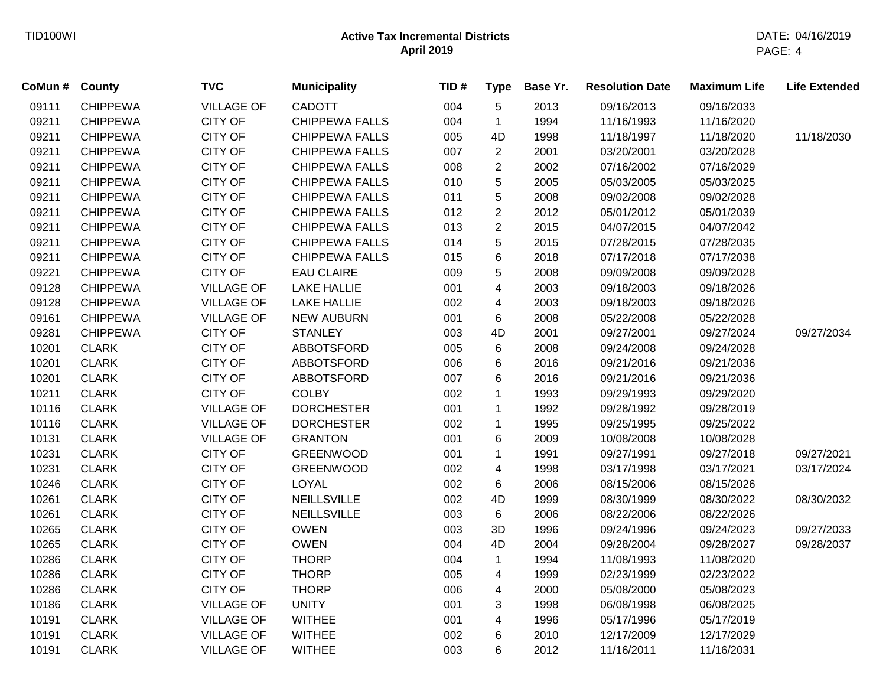| CoMun # | County | TVC | Municipality | TID # | Type | Base Yr. | Resolution Date | Maximum Life | Life Extended |
|---|---|---|---|---|---|---|---|---|---|
| 09111 | CHIPPEWA | VILLAGE OF | CADOTT | 004 | 5 | 2013 | 09/16/2013 | 09/16/2033 | |
| 09211 | CHIPPEWA | CITY OF | CHIPPEWA FALLS | 004 | 1 | 1994 | 11/16/1993 | 11/16/2020 | |
| 09211 | CHIPPEWA | CITY OF | CHIPPEWA FALLS | 005 | 4D | 1998 | 11/18/1997 | 11/18/2020 | 11/18/2030 |
| 09211 | CHIPPEWA | CITY OF | CHIPPEWA FALLS | 007 | 2 | 2001 | 03/20/2001 | 03/20/2028 | |
| 09211 | CHIPPEWA | CITY OF | CHIPPEWA FALLS | 008 | 2 | 2002 | 07/16/2002 | 07/16/2029 | |
| 09211 | CHIPPEWA | CITY OF | CHIPPEWA FALLS | 010 | 5 | 2005 | 05/03/2005 | 05/03/2025 | |
| 09211 | CHIPPEWA | CITY OF | CHIPPEWA FALLS | 011 | 5 | 2008 | 09/02/2008 | 09/02/2028 | |
| 09211 | CHIPPEWA | CITY OF | CHIPPEWA FALLS | 012 | 2 | 2012 | 05/01/2012 | 05/01/2039 | |
| 09211 | CHIPPEWA | CITY OF | CHIPPEWA FALLS | 013 | 2 | 2015 | 04/07/2015 | 04/07/2042 | |
| 09211 | CHIPPEWA | CITY OF | CHIPPEWA FALLS | 014 | 5 | 2015 | 07/28/2015 | 07/28/2035 | |
| 09211 | CHIPPEWA | CITY OF | CHIPPEWA FALLS | 015 | 6 | 2018 | 07/17/2018 | 07/17/2038 | |
| 09221 | CHIPPEWA | CITY OF | EAU CLAIRE | 009 | 5 | 2008 | 09/09/2008 | 09/09/2028 | |
| 09128 | CHIPPEWA | VILLAGE OF | LAKE HALLIE | 001 | 4 | 2003 | 09/18/2003 | 09/18/2026 | |
| 09128 | CHIPPEWA | VILLAGE OF | LAKE HALLIE | 002 | 4 | 2003 | 09/18/2003 | 09/18/2026 | |
| 09161 | CHIPPEWA | VILLAGE OF | NEW AUBURN | 001 | 6 | 2008 | 05/22/2008 | 05/22/2028 | |
| 09281 | CHIPPEWA | CITY OF | STANLEY | 003 | 4D | 2001 | 09/27/2001 | 09/27/2024 | 09/27/2034 |
| 10201 | CLARK | CITY OF | ABBOTSFORD | 005 | 6 | 2008 | 09/24/2008 | 09/24/2028 | |
| 10201 | CLARK | CITY OF | ABBOTSFORD | 006 | 6 | 2016 | 09/21/2016 | 09/21/2036 | |
| 10201 | CLARK | CITY OF | ABBOTSFORD | 007 | 6 | 2016 | 09/21/2016 | 09/21/2036 | |
| 10211 | CLARK | CITY OF | COLBY | 002 | 1 | 1993 | 09/29/1993 | 09/29/2020 | |
| 10116 | CLARK | VILLAGE OF | DORCHESTER | 001 | 1 | 1992 | 09/28/1992 | 09/28/2019 | |
| 10116 | CLARK | VILLAGE OF | DORCHESTER | 002 | 1 | 1995 | 09/25/1995 | 09/25/2022 | |
| 10131 | CLARK | VILLAGE OF | GRANTON | 001 | 6 | 2009 | 10/08/2008 | 10/08/2028 | |
| 10231 | CLARK | CITY OF | GREENWOOD | 001 | 1 | 1991 | 09/27/1991 | 09/27/2018 | 09/27/2021 |
| 10231 | CLARK | CITY OF | GREENWOOD | 002 | 4 | 1998 | 03/17/1998 | 03/17/2021 | 03/17/2024 |
| 10246 | CLARK | CITY OF | LOYAL | 002 | 6 | 2006 | 08/15/2006 | 08/15/2026 | |
| 10261 | CLARK | CITY OF | NEILLSVILLE | 002 | 4D | 1999 | 08/30/1999 | 08/30/2022 | 08/30/2032 |
| 10261 | CLARK | CITY OF | NEILLSVILLE | 003 | 6 | 2006 | 08/22/2006 | 08/22/2026 | |
| 10265 | CLARK | CITY OF | OWEN | 003 | 3D | 1996 | 09/24/1996 | 09/24/2023 | 09/27/2033 |
| 10265 | CLARK | CITY OF | OWEN | 004 | 4D | 2004 | 09/28/2004 | 09/28/2027 | 09/28/2037 |
| 10286 | CLARK | CITY OF | THORP | 004 | 1 | 1994 | 11/08/1993 | 11/08/2020 | |
| 10286 | CLARK | CITY OF | THORP | 005 | 4 | 1999 | 02/23/1999 | 02/23/2022 | |
| 10286 | CLARK | CITY OF | THORP | 006 | 4 | 2000 | 05/08/2000 | 05/08/2023 | |
| 10186 | CLARK | VILLAGE OF | UNITY | 001 | 3 | 1998 | 06/08/1998 | 06/08/2025 | |
| 10191 | CLARK | VILLAGE OF | WITHEE | 001 | 4 | 1996 | 05/17/1996 | 05/17/2019 | |
| 10191 | CLARK | VILLAGE OF | WITHEE | 002 | 6 | 2010 | 12/17/2009 | 12/17/2029 | |
| 10191 | CLARK | VILLAGE OF | WITHEE | 003 | 6 | 2012 | 11/16/2011 | 11/16/2031 | |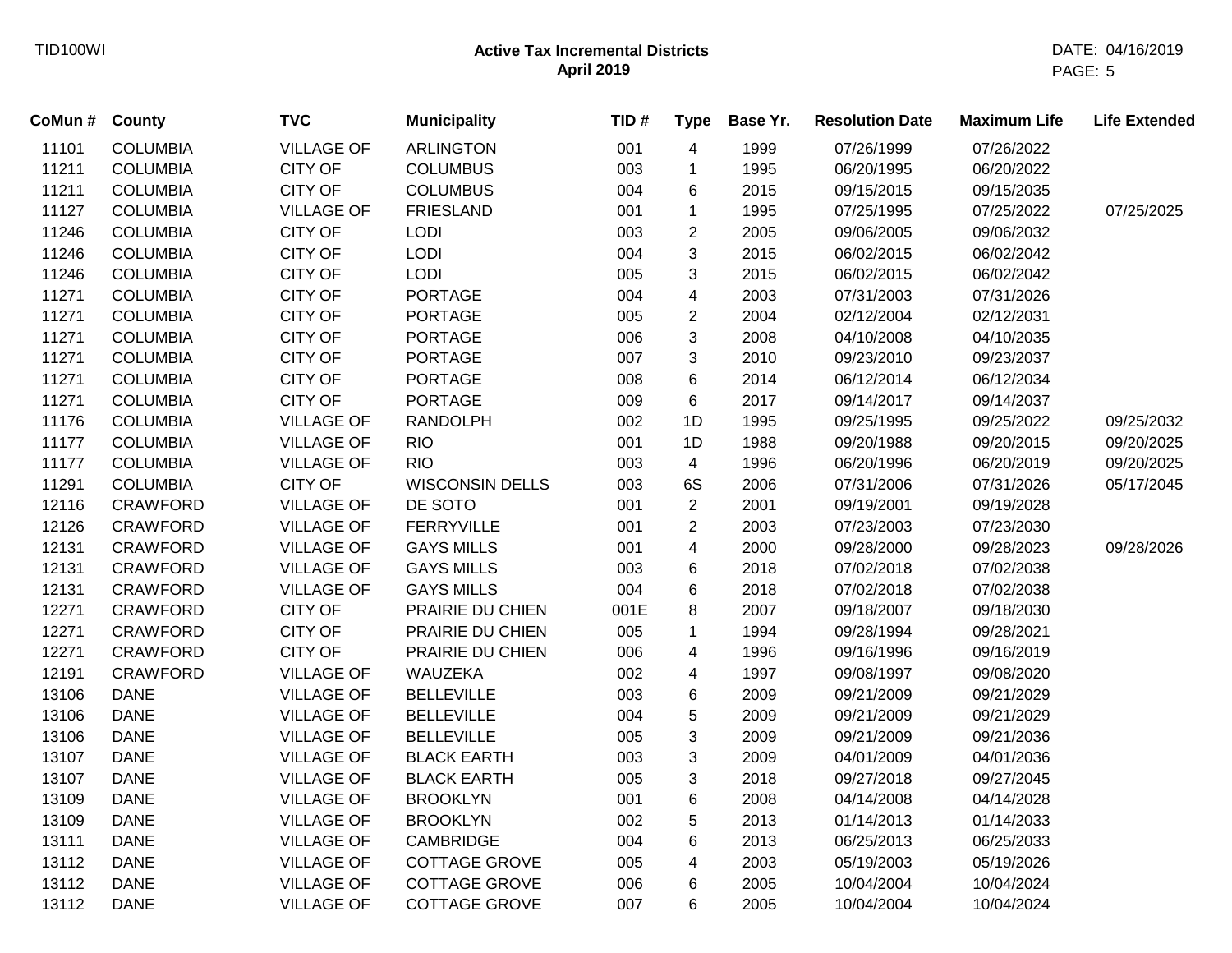**Active Tax Incremental Districts**
**April 2019**

| CoMun # | County | TVC | Municipality | TID # | Type | Base Yr. | Resolution Date | Maximum Life | Life Extended |
|---|---|---|---|---|---|---|---|---|---|
| 11101 | COLUMBIA | VILLAGE OF | ARLINGTON | 001 | 4 | 1999 | 07/26/1999 | 07/26/2022 | |
| 11211 | COLUMBIA | CITY OF | COLUMBUS | 003 | 1 | 1995 | 06/20/1995 | 06/20/2022 | |
| 11211 | COLUMBIA | CITY OF | COLUMBUS | 004 | 6 | 2015 | 09/15/2015 | 09/15/2035 | |
| 11127 | COLUMBIA | VILLAGE OF | FRIESLAND | 001 | 1 | 1995 | 07/25/1995 | 07/25/2022 | 07/25/2025 |
| 11246 | COLUMBIA | CITY OF | LODI | 003 | 2 | 2005 | 09/06/2005 | 09/06/2032 | |
| 11246 | COLUMBIA | CITY OF | LODI | 004 | 3 | 2015 | 06/02/2015 | 06/02/2042 | |
| 11246 | COLUMBIA | CITY OF | LODI | 005 | 3 | 2015 | 06/02/2015 | 06/02/2042 | |
| 11271 | COLUMBIA | CITY OF | PORTAGE | 004 | 4 | 2003 | 07/31/2003 | 07/31/2026 | |
| 11271 | COLUMBIA | CITY OF | PORTAGE | 005 | 2 | 2004 | 02/12/2004 | 02/12/2031 | |
| 11271 | COLUMBIA | CITY OF | PORTAGE | 006 | 3 | 2008 | 04/10/2008 | 04/10/2035 | |
| 11271 | COLUMBIA | CITY OF | PORTAGE | 007 | 3 | 2010 | 09/23/2010 | 09/23/2037 | |
| 11271 | COLUMBIA | CITY OF | PORTAGE | 008 | 6 | 2014 | 06/12/2014 | 06/12/2034 | |
| 11271 | COLUMBIA | CITY OF | PORTAGE | 009 | 6 | 2017 | 09/14/2017 | 09/14/2037 | |
| 11176 | COLUMBIA | VILLAGE OF | RANDOLPH | 002 | 1D | 1995 | 09/25/1995 | 09/25/2022 | 09/25/2032 |
| 11177 | COLUMBIA | VILLAGE OF | RIO | 001 | 1D | 1988 | 09/20/1988 | 09/20/2015 | 09/20/2025 |
| 11177 | COLUMBIA | VILLAGE OF | RIO | 003 | 4 | 1996 | 06/20/1996 | 06/20/2019 | 09/20/2025 |
| 11291 | COLUMBIA | CITY OF | WISCONSIN DELLS | 003 | 6S | 2006 | 07/31/2006 | 07/31/2026 | 05/17/2045 |
| 12116 | CRAWFORD | VILLAGE OF | DE SOTO | 001 | 2 | 2001 | 09/19/2001 | 09/19/2028 | |
| 12126 | CRAWFORD | VILLAGE OF | FERRYVILLE | 001 | 2 | 2003 | 07/23/2003 | 07/23/2030 | |
| 12131 | CRAWFORD | VILLAGE OF | GAYS MILLS | 001 | 4 | 2000 | 09/28/2000 | 09/28/2023 | 09/28/2026 |
| 12131 | CRAWFORD | VILLAGE OF | GAYS MILLS | 003 | 6 | 2018 | 07/02/2018 | 07/02/2038 | |
| 12131 | CRAWFORD | VILLAGE OF | GAYS MILLS | 004 | 6 | 2018 | 07/02/2018 | 07/02/2038 | |
| 12271 | CRAWFORD | CITY OF | PRAIRIE DU CHIEN | 001E | 8 | 2007 | 09/18/2007 | 09/18/2030 | |
| 12271 | CRAWFORD | CITY OF | PRAIRIE DU CHIEN | 005 | 1 | 1994 | 09/28/1994 | 09/28/2021 | |
| 12271 | CRAWFORD | CITY OF | PRAIRIE DU CHIEN | 006 | 4 | 1996 | 09/16/1996 | 09/16/2019 | |
| 12191 | CRAWFORD | VILLAGE OF | WAUZEKA | 002 | 4 | 1997 | 09/08/1997 | 09/08/2020 | |
| 13106 | DANE | VILLAGE OF | BELLEVILLE | 003 | 6 | 2009 | 09/21/2009 | 09/21/2029 | |
| 13106 | DANE | VILLAGE OF | BELLEVILLE | 004 | 5 | 2009 | 09/21/2009 | 09/21/2029 | |
| 13106 | DANE | VILLAGE OF | BELLEVILLE | 005 | 3 | 2009 | 09/21/2009 | 09/21/2036 | |
| 13107 | DANE | VILLAGE OF | BLACK EARTH | 003 | 3 | 2009 | 04/01/2009 | 04/01/2036 | |
| 13107 | DANE | VILLAGE OF | BLACK EARTH | 005 | 3 | 2018 | 09/27/2018 | 09/27/2045 | |
| 13109 | DANE | VILLAGE OF | BROOKLYN | 001 | 6 | 2008 | 04/14/2008 | 04/14/2028 | |
| 13109 | DANE | VILLAGE OF | BROOKLYN | 002 | 5 | 2013 | 01/14/2013 | 01/14/2033 | |
| 13111 | DANE | VILLAGE OF | CAMBRIDGE | 004 | 6 | 2013 | 06/25/2013 | 06/25/2033 | |
| 13112 | DANE | VILLAGE OF | COTTAGE GROVE | 005 | 4 | 2003 | 05/19/2003 | 05/19/2026 | |
| 13112 | DANE | VILLAGE OF | COTTAGE GROVE | 006 | 6 | 2005 | 10/04/2004 | 10/04/2024 | |
| 13112 | DANE | VILLAGE OF | COTTAGE GROVE | 007 | 6 | 2005 | 10/04/2004 | 10/04/2024 | |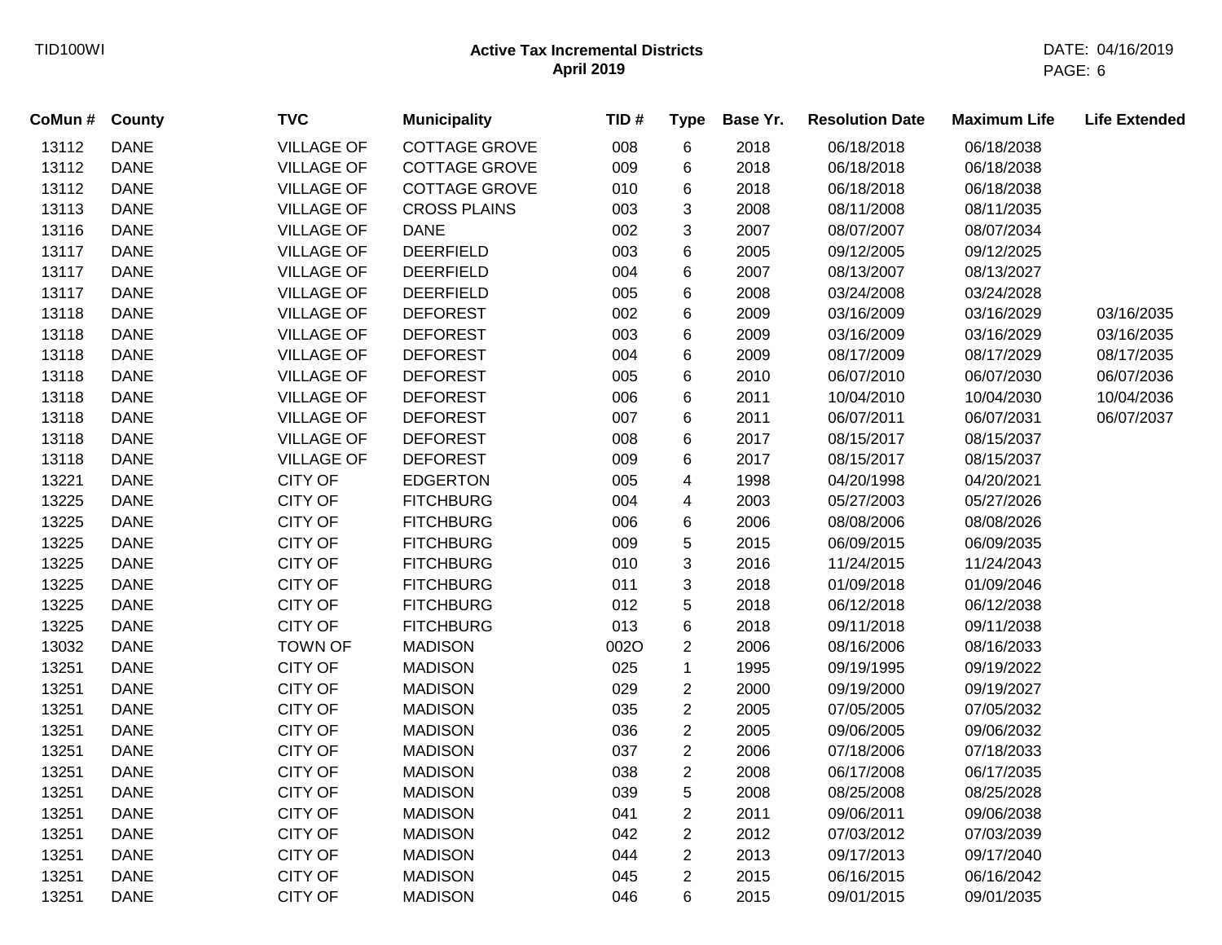**Active Tax Incremental Districts**
**April 2019**

| CoMun # | County | TVC | Municipality | TID # | Type | Base Yr. | Resolution Date | Maximum Life | Life Extended |
|---|---|---|---|---|---|---|---|---|---|
| 13112 | DANE | VILLAGE OF | COTTAGE GROVE | 008 | 6 | 2018 | 06/18/2018 | 06/18/2038 | |
| 13112 | DANE | VILLAGE OF | COTTAGE GROVE | 009 | 6 | 2018 | 06/18/2018 | 06/18/2038 | |
| 13112 | DANE | VILLAGE OF | COTTAGE GROVE | 010 | 6 | 2018 | 06/18/2018 | 06/18/2038 | |
| 13113 | DANE | VILLAGE OF | CROSS PLAINS | 003 | 3 | 2008 | 08/11/2008 | 08/11/2035 | |
| 13116 | DANE | VILLAGE OF | DANE | 002 | 3 | 2007 | 08/07/2007 | 08/07/2034 | |
| 13117 | DANE | VILLAGE OF | DEERFIELD | 003 | 6 | 2005 | 09/12/2005 | 09/12/2025 | |
| 13117 | DANE | VILLAGE OF | DEERFIELD | 004 | 6 | 2007 | 08/13/2007 | 08/13/2027 | |
| 13117 | DANE | VILLAGE OF | DEERFIELD | 005 | 6 | 2008 | 03/24/2008 | 03/24/2028 | |
| 13118 | DANE | VILLAGE OF | DEFOREST | 002 | 6 | 2009 | 03/16/2009 | 03/16/2029 | 03/16/2035 |
| 13118 | DANE | VILLAGE OF | DEFOREST | 003 | 6 | 2009 | 03/16/2009 | 03/16/2029 | 03/16/2035 |
| 13118 | DANE | VILLAGE OF | DEFOREST | 004 | 6 | 2009 | 08/17/2009 | 08/17/2029 | 08/17/2035 |
| 13118 | DANE | VILLAGE OF | DEFOREST | 005 | 6 | 2010 | 06/07/2010 | 06/07/2030 | 06/07/2036 |
| 13118 | DANE | VILLAGE OF | DEFOREST | 006 | 6 | 2011 | 10/04/2010 | 10/04/2030 | 10/04/2036 |
| 13118 | DANE | VILLAGE OF | DEFOREST | 007 | 6 | 2011 | 06/07/2011 | 06/07/2031 | 06/07/2037 |
| 13118 | DANE | VILLAGE OF | DEFOREST | 008 | 6 | 2017 | 08/15/2017 | 08/15/2037 | |
| 13118 | DANE | VILLAGE OF | DEFOREST | 009 | 6 | 2017 | 08/15/2017 | 08/15/2037 | |
| 13221 | DANE | CITY OF | EDGERTON | 005 | 4 | 1998 | 04/20/1998 | 04/20/2021 | |
| 13225 | DANE | CITY OF | FITCHBURG | 004 | 4 | 2003 | 05/27/2003 | 05/27/2026 | |
| 13225 | DANE | CITY OF | FITCHBURG | 006 | 6 | 2006 | 08/08/2006 | 08/08/2026 | |
| 13225 | DANE | CITY OF | FITCHBURG | 009 | 5 | 2015 | 06/09/2015 | 06/09/2035 | |
| 13225 | DANE | CITY OF | FITCHBURG | 010 | 3 | 2016 | 11/24/2015 | 11/24/2043 | |
| 13225 | DANE | CITY OF | FITCHBURG | 011 | 3 | 2018 | 01/09/2018 | 01/09/2046 | |
| 13225 | DANE | CITY OF | FITCHBURG | 012 | 5 | 2018 | 06/12/2018 | 06/12/2038 | |
| 13225 | DANE | CITY OF | FITCHBURG | 013 | 6 | 2018 | 09/11/2018 | 09/11/2038 | |
| 13032 | DANE | TOWN OF | MADISON | 002O | 2 | 2006 | 08/16/2006 | 08/16/2033 | |
| 13251 | DANE | CITY OF | MADISON | 025 | 1 | 1995 | 09/19/1995 | 09/19/2022 | |
| 13251 | DANE | CITY OF | MADISON | 029 | 2 | 2000 | 09/19/2000 | 09/19/2027 | |
| 13251 | DANE | CITY OF | MADISON | 035 | 2 | 2005 | 07/05/2005 | 07/05/2032 | |
| 13251 | DANE | CITY OF | MADISON | 036 | 2 | 2005 | 09/06/2005 | 09/06/2032 | |
| 13251 | DANE | CITY OF | MADISON | 037 | 2 | 2006 | 07/18/2006 | 07/18/2033 | |
| 13251 | DANE | CITY OF | MADISON | 038 | 2 | 2008 | 06/17/2008 | 06/17/2035 | |
| 13251 | DANE | CITY OF | MADISON | 039 | 5 | 2008 | 08/25/2008 | 08/25/2028 | |
| 13251 | DANE | CITY OF | MADISON | 041 | 2 | 2011 | 09/06/2011 | 09/06/2038 | |
| 13251 | DANE | CITY OF | MADISON | 042 | 2 | 2012 | 07/03/2012 | 07/03/2039 | |
| 13251 | DANE | CITY OF | MADISON | 044 | 2 | 2013 | 09/17/2013 | 09/17/2040 | |
| 13251 | DANE | CITY OF | MADISON | 045 | 2 | 2015 | 06/16/2015 | 06/16/2042 | |
| 13251 | DANE | CITY OF | MADISON | 046 | 6 | 2015 | 09/01/2015 | 09/01/2035 | |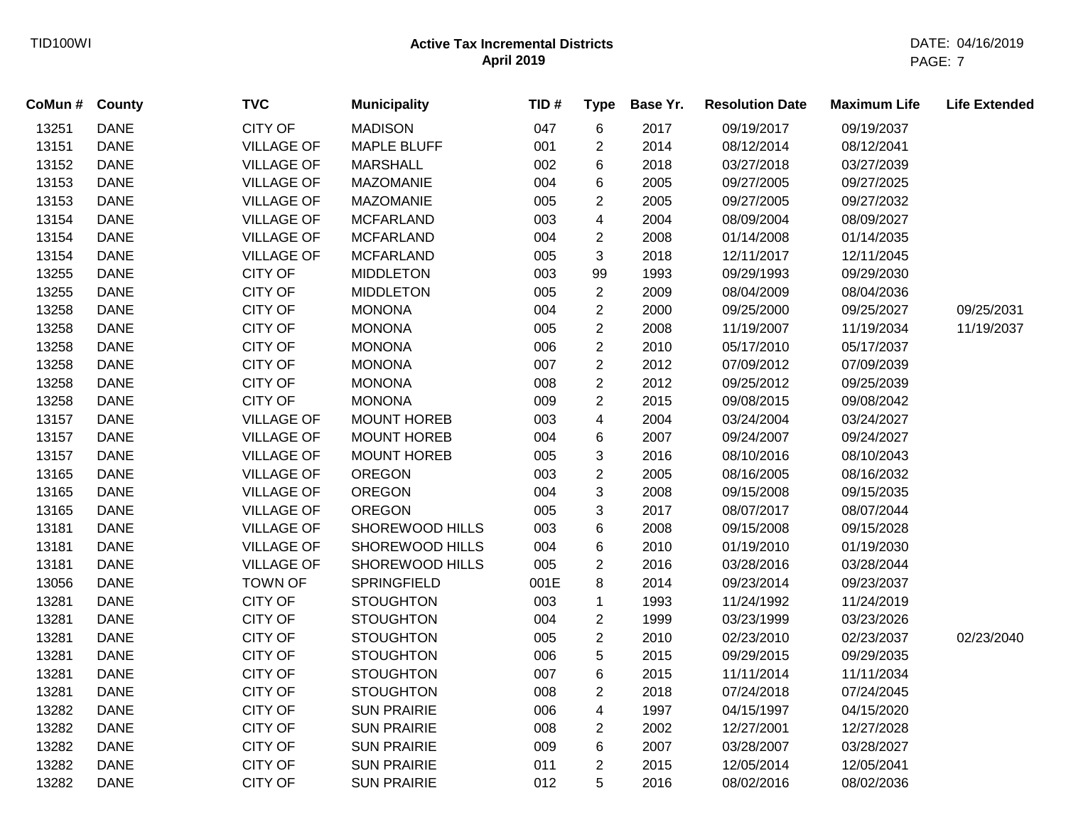# Active Tax Incremental Districts
## April 2019

| CoMun # | County | TVC | Municipality | TID # | Type | Base Yr. | Resolution Date | Maximum Life | Life Extended |
|---|---|---|---|---|---|---|---|---|---|
| 13251 | DANE | CITY OF | MADISON | 047 | 6 | 2017 | 09/19/2017 | 09/19/2037 | |
| 13151 | DANE | VILLAGE OF | MAPLE BLUFF | 001 | 2 | 2014 | 08/12/2014 | 08/12/2041 | |
| 13152 | DANE | VILLAGE OF | MARSHALL | 002 | 6 | 2018 | 03/27/2018 | 03/27/2039 | |
| 13153 | DANE | VILLAGE OF | MAZOMANIE | 004 | 6 | 2005 | 09/27/2005 | 09/27/2025 | |
| 13153 | DANE | VILLAGE OF | MAZOMANIE | 005 | 2 | 2005 | 09/27/2005 | 09/27/2032 | |
| 13154 | DANE | VILLAGE OF | MCFARLAND | 003 | 4 | 2004 | 08/09/2004 | 08/09/2027 | |
| 13154 | DANE | VILLAGE OF | MCFARLAND | 004 | 2 | 2008 | 01/14/2008 | 01/14/2035 | |
| 13154 | DANE | VILLAGE OF | MCFARLAND | 005 | 3 | 2018 | 12/11/2017 | 12/11/2045 | |
| 13255 | DANE | CITY OF | MIDDLETON | 003 | 99 | 1993 | 09/29/1993 | 09/29/2030 | |
| 13255 | DANE | CITY OF | MIDDLETON | 005 | 2 | 2009 | 08/04/2009 | 08/04/2036 | |
| 13258 | DANE | CITY OF | MONONA | 004 | 2 | 2000 | 09/25/2000 | 09/25/2027 | 09/25/2031 |
| 13258 | DANE | CITY OF | MONONA | 005 | 2 | 2008 | 11/19/2007 | 11/19/2034 | 11/19/2037 |
| 13258 | DANE | CITY OF | MONONA | 006 | 2 | 2010 | 05/17/2010 | 05/17/2037 | |
| 13258 | DANE | CITY OF | MONONA | 007 | 2 | 2012 | 07/09/2012 | 07/09/2039 | |
| 13258 | DANE | CITY OF | MONONA | 008 | 2 | 2012 | 09/25/2012 | 09/25/2039 | |
| 13258 | DANE | CITY OF | MONONA | 009 | 2 | 2015 | 09/08/2015 | 09/08/2042 | |
| 13157 | DANE | VILLAGE OF | MOUNT HOREB | 003 | 4 | 2004 | 03/24/2004 | 03/24/2027 | |
| 13157 | DANE | VILLAGE OF | MOUNT HOREB | 004 | 6 | 2007 | 09/24/2007 | 09/24/2027 | |
| 13157 | DANE | VILLAGE OF | MOUNT HOREB | 005 | 3 | 2016 | 08/10/2016 | 08/10/2043 | |
| 13165 | DANE | VILLAGE OF | OREGON | 003 | 2 | 2005 | 08/16/2005 | 08/16/2032 | |
| 13165 | DANE | VILLAGE OF | OREGON | 004 | 3 | 2008 | 09/15/2008 | 09/15/2035 | |
| 13165 | DANE | VILLAGE OF | OREGON | 005 | 3 | 2017 | 08/07/2017 | 08/07/2044 | |
| 13181 | DANE | VILLAGE OF | SHOREWOOD HILLS | 003 | 6 | 2008 | 09/15/2008 | 09/15/2028 | |
| 13181 | DANE | VILLAGE OF | SHOREWOOD HILLS | 004 | 6 | 2010 | 01/19/2010 | 01/19/2030 | |
| 13181 | DANE | VILLAGE OF | SHOREWOOD HILLS | 005 | 2 | 2016 | 03/28/2016 | 03/28/2044 | |
| 13056 | DANE | TOWN OF | SPRINGFIELD | 001E | 8 | 2014 | 09/23/2014 | 09/23/2037 | |
| 13281 | DANE | CITY OF | STOUGHTON | 003 | 1 | 1993 | 11/24/1992 | 11/24/2019 | |
| 13281 | DANE | CITY OF | STOUGHTON | 004 | 2 | 1999 | 03/23/1999 | 03/23/2026 | |
| 13281 | DANE | CITY OF | STOUGHTON | 005 | 2 | 2010 | 02/23/2010 | 02/23/2037 | 02/23/2040 |
| 13281 | DANE | CITY OF | STOUGHTON | 006 | 5 | 2015 | 09/29/2015 | 09/29/2035 | |
| 13281 | DANE | CITY OF | STOUGHTON | 007 | 6 | 2015 | 11/11/2014 | 11/11/2034 | |
| 13281 | DANE | CITY OF | STOUGHTON | 008 | 2 | 2018 | 07/24/2018 | 07/24/2045 | |
| 13282 | DANE | CITY OF | SUN PRAIRIE | 006 | 4 | 1997 | 04/15/1997 | 04/15/2020 | |
| 13282 | DANE | CITY OF | SUN PRAIRIE | 008 | 2 | 2002 | 12/27/2001 | 12/27/2028 | |
| 13282 | DANE | CITY OF | SUN PRAIRIE | 009 | 6 | 2007 | 03/28/2007 | 03/28/2027 | |
| 13282 | DANE | CITY OF | SUN PRAIRIE | 011 | 2 | 2015 | 12/05/2014 | 12/05/2041 | |
| 13282 | DANE | CITY OF | SUN PRAIRIE | 012 | 5 | 2016 | 08/02/2016 | 08/02/2036 | |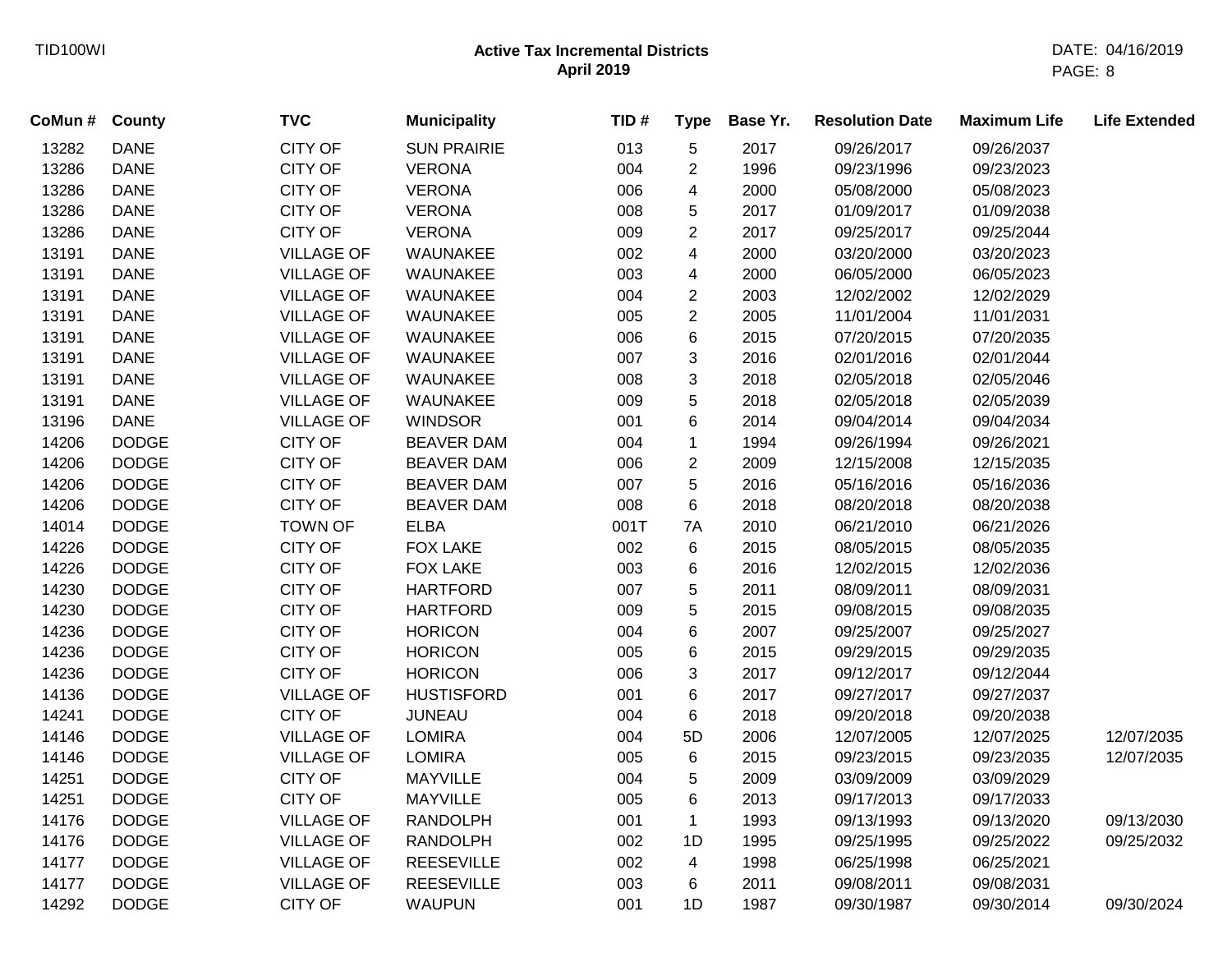**Active Tax Incremental Districts**
**April 2019**

| CoMun # | County | TVC | Municipality | TID # | Type | Base Yr. | Resolution Date | Maximum Life | Life Extended |
|---|---|---|---|---|---|---|---|---|---|
| 13282 | DANE | CITY OF | SUN PRAIRIE | 013 | 5 | 2017 | 09/26/2017 | 09/26/2037 | |
| 13286 | DANE | CITY OF | VERONA | 004 | 2 | 1996 | 09/23/1996 | 09/23/2023 | |
| 13286 | DANE | CITY OF | VERONA | 006 | 4 | 2000 | 05/08/2000 | 05/08/2023 | |
| 13286 | DANE | CITY OF | VERONA | 008 | 5 | 2017 | 01/09/2017 | 01/09/2038 | |
| 13286 | DANE | CITY OF | VERONA | 009 | 2 | 2017 | 09/25/2017 | 09/25/2044 | |
| 13191 | DANE | VILLAGE OF | WAUNAKEE | 002 | 4 | 2000 | 03/20/2000 | 03/20/2023 | |
| 13191 | DANE | VILLAGE OF | WAUNAKEE | 003 | 4 | 2000 | 06/05/2000 | 06/05/2023 | |
| 13191 | DANE | VILLAGE OF | WAUNAKEE | 004 | 2 | 2003 | 12/02/2002 | 12/02/2029 | |
| 13191 | DANE | VILLAGE OF | WAUNAKEE | 005 | 2 | 2005 | 11/01/2004 | 11/01/2031 | |
| 13191 | DANE | VILLAGE OF | WAUNAKEE | 006 | 6 | 2015 | 07/20/2015 | 07/20/2035 | |
| 13191 | DANE | VILLAGE OF | WAUNAKEE | 007 | 3 | 2016 | 02/01/2016 | 02/01/2044 | |
| 13191 | DANE | VILLAGE OF | WAUNAKEE | 008 | 3 | 2018 | 02/05/2018 | 02/05/2046 | |
| 13191 | DANE | VILLAGE OF | WAUNAKEE | 009 | 5 | 2018 | 02/05/2018 | 02/05/2039 | |
| 13196 | DANE | VILLAGE OF | WINDSOR | 001 | 6 | 2014 | 09/04/2014 | 09/04/2034 | |
| 14206 | DODGE | CITY OF | BEAVER DAM | 004 | 1 | 1994 | 09/26/1994 | 09/26/2021 | |
| 14206 | DODGE | CITY OF | BEAVER DAM | 006 | 2 | 2009 | 12/15/2008 | 12/15/2035 | |
| 14206 | DODGE | CITY OF | BEAVER DAM | 007 | 5 | 2016 | 05/16/2016 | 05/16/2036 | |
| 14206 | DODGE | CITY OF | BEAVER DAM | 008 | 6 | 2018 | 08/20/2018 | 08/20/2038 | |
| 14014 | DODGE | TOWN OF | ELBA | 001T | 7A | 2010 | 06/21/2010 | 06/21/2026 | |
| 14226 | DODGE | CITY OF | FOX LAKE | 002 | 6 | 2015 | 08/05/2015 | 08/05/2035 | |
| 14226 | DODGE | CITY OF | FOX LAKE | 003 | 6 | 2016 | 12/02/2015 | 12/02/2036 | |
| 14230 | DODGE | CITY OF | HARTFORD | 007 | 5 | 2011 | 08/09/2011 | 08/09/2031 | |
| 14230 | DODGE | CITY OF | HARTFORD | 009 | 5 | 2015 | 09/08/2015 | 09/08/2035 | |
| 14236 | DODGE | CITY OF | HORICON | 004 | 6 | 2007 | 09/25/2007 | 09/25/2027 | |
| 14236 | DODGE | CITY OF | HORICON | 005 | 6 | 2015 | 09/29/2015 | 09/29/2035 | |
| 14236 | DODGE | CITY OF | HORICON | 006 | 3 | 2017 | 09/12/2017 | 09/12/2044 | |
| 14136 | DODGE | VILLAGE OF | HUSTISFORD | 001 | 6 | 2017 | 09/27/2017 | 09/27/2037 | |
| 14241 | DODGE | CITY OF | JUNEAU | 004 | 6 | 2018 | 09/20/2018 | 09/20/2038 | |
| 14146 | DODGE | VILLAGE OF | LOMIRA | 004 | 5D | 2006 | 12/07/2005 | 12/07/2025 | 12/07/2035 |
| 14146 | DODGE | VILLAGE OF | LOMIRA | 005 | 6 | 2015 | 09/23/2015 | 09/23/2035 | 12/07/2035 |
| 14251 | DODGE | CITY OF | MAYVILLE | 004 | 5 | 2009 | 03/09/2009 | 03/09/2029 | |
| 14251 | DODGE | CITY OF | MAYVILLE | 005 | 6 | 2013 | 09/17/2013 | 09/17/2033 | |
| 14176 | DODGE | VILLAGE OF | RANDOLPH | 001 | 1 | 1993 | 09/13/1993 | 09/13/2020 | 09/13/2030 |
| 14176 | DODGE | VILLAGE OF | RANDOLPH | 002 | 1D | 1995 | 09/25/1995 | 09/25/2022 | 09/25/2032 |
| 14177 | DODGE | VILLAGE OF | REESEVILLE | 002 | 4 | 1998 | 06/25/1998 | 06/25/2021 | |
| 14177 | DODGE | VILLAGE OF | REESEVILLE | 003 | 6 | 2011 | 09/08/2011 | 09/08/2031 | |
| 14292 | DODGE | CITY OF | WAUPUN | 001 | 1D | 1987 | 09/30/1987 | 09/30/2014 | 09/30/2024 |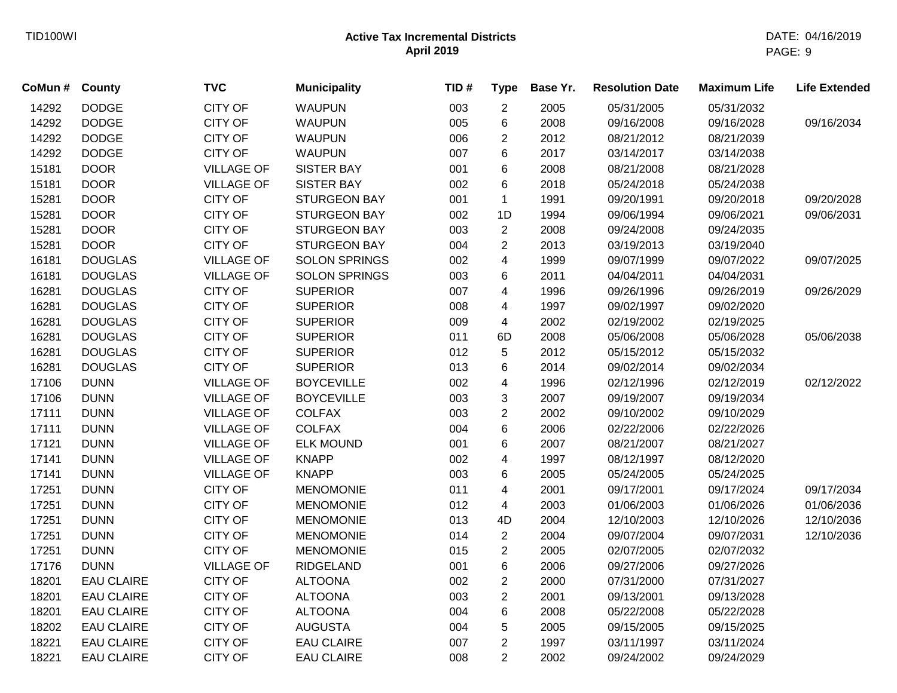# Active Tax Incremental Districts
## April 2019

| CoMun # | County | TVC | Municipality | TID # | Type | Base Yr. | Resolution Date | Maximum Life | Life Extended |
|---|---|---|---|---|---|---|---|---|---|
| 14292 | DODGE | CITY OF | WAUPUN | 003 | 2 | 2005 | 05/31/2005 | 05/31/2032 | |
| 14292 | DODGE | CITY OF | WAUPUN | 005 | 6 | 2008 | 09/16/2008 | 09/16/2028 | 09/16/2034 |
| 14292 | DODGE | CITY OF | WAUPUN | 006 | 2 | 2012 | 08/21/2012 | 08/21/2039 | |
| 14292 | DODGE | CITY OF | WAUPUN | 007 | 6 | 2017 | 03/14/2017 | 03/14/2038 | |
| 15181 | DOOR | VILLAGE OF | SISTER BAY | 001 | 6 | 2008 | 08/21/2008 | 08/21/2028 | |
| 15181 | DOOR | VILLAGE OF | SISTER BAY | 002 | 6 | 2018 | 05/24/2018 | 05/24/2038 | |
| 15281 | DOOR | CITY OF | STURGEON BAY | 001 | 1 | 1991 | 09/20/1991 | 09/20/2018 | 09/20/2028 |
| 15281 | DOOR | CITY OF | STURGEON BAY | 002 | 1D | 1994 | 09/06/1994 | 09/06/2021 | 09/06/2031 |
| 15281 | DOOR | CITY OF | STURGEON BAY | 003 | 2 | 2008 | 09/24/2008 | 09/24/2035 | |
| 15281 | DOOR | CITY OF | STURGEON BAY | 004 | 2 | 2013 | 03/19/2013 | 03/19/2040 | |
| 16181 | DOUGLAS | VILLAGE OF | SOLON SPRINGS | 002 | 4 | 1999 | 09/07/1999 | 09/07/2022 | 09/07/2025 |
| 16181 | DOUGLAS | VILLAGE OF | SOLON SPRINGS | 003 | 6 | 2011 | 04/04/2011 | 04/04/2031 | |
| 16281 | DOUGLAS | CITY OF | SUPERIOR | 007 | 4 | 1996 | 09/26/1996 | 09/26/2019 | 09/26/2029 |
| 16281 | DOUGLAS | CITY OF | SUPERIOR | 008 | 4 | 1997 | 09/02/1997 | 09/02/2020 | |
| 16281 | DOUGLAS | CITY OF | SUPERIOR | 009 | 4 | 2002 | 02/19/2002 | 02/19/2025 | |
| 16281 | DOUGLAS | CITY OF | SUPERIOR | 011 | 6D | 2008 | 05/06/2008 | 05/06/2028 | 05/06/2038 |
| 16281 | DOUGLAS | CITY OF | SUPERIOR | 012 | 5 | 2012 | 05/15/2012 | 05/15/2032 | |
| 16281 | DOUGLAS | CITY OF | SUPERIOR | 013 | 6 | 2014 | 09/02/2014 | 09/02/2034 | |
| 17106 | DUNN | VILLAGE OF | BOYCEVILLE | 002 | 4 | 1996 | 02/12/1996 | 02/12/2019 | 02/12/2022 |
| 17106 | DUNN | VILLAGE OF | BOYCEVILLE | 003 | 3 | 2007 | 09/19/2007 | 09/19/2034 | |
| 17111 | DUNN | VILLAGE OF | COLFAX | 003 | 2 | 2002 | 09/10/2002 | 09/10/2029 | |
| 17111 | DUNN | VILLAGE OF | COLFAX | 004 | 6 | 2006 | 02/22/2006 | 02/22/2026 | |
| 17121 | DUNN | VILLAGE OF | ELK MOUND | 001 | 6 | 2007 | 08/21/2007 | 08/21/2027 | |
| 17141 | DUNN | VILLAGE OF | KNAPP | 002 | 4 | 1997 | 08/12/1997 | 08/12/2020 | |
| 17141 | DUNN | VILLAGE OF | KNAPP | 003 | 6 | 2005 | 05/24/2005 | 05/24/2025 | |
| 17251 | DUNN | CITY OF | MENOMONIE | 011 | 4 | 2001 | 09/17/2001 | 09/17/2024 | 09/17/2034 |
| 17251 | DUNN | CITY OF | MENOMONIE | 012 | 4 | 2003 | 01/06/2003 | 01/06/2026 | 01/06/2036 |
| 17251 | DUNN | CITY OF | MENOMONIE | 013 | 4D | 2004 | 12/10/2003 | 12/10/2026 | 12/10/2036 |
| 17251 | DUNN | CITY OF | MENOMONIE | 014 | 2 | 2004 | 09/07/2004 | 09/07/2031 | 12/10/2036 |
| 17251 | DUNN | CITY OF | MENOMONIE | 015 | 2 | 2005 | 02/07/2005 | 02/07/2032 | |
| 17176 | DUNN | VILLAGE OF | RIDGELAND | 001 | 6 | 2006 | 09/27/2006 | 09/27/2026 | |
| 18201 | EAU CLAIRE | CITY OF | ALTOONA | 002 | 2 | 2000 | 07/31/2000 | 07/31/2027 | |
| 18201 | EAU CLAIRE | CITY OF | ALTOONA | 003 | 2 | 2001 | 09/13/2001 | 09/13/2028 | |
| 18201 | EAU CLAIRE | CITY OF | ALTOONA | 004 | 6 | 2008 | 05/22/2008 | 05/22/2028 | |
| 18202 | EAU CLAIRE | CITY OF | AUGUSTA | 004 | 5 | 2005 | 09/15/2005 | 09/15/2025 | |
| 18221 | EAU CLAIRE | CITY OF | EAU CLAIRE | 007 | 2 | 1997 | 03/11/1997 | 03/11/2024 | |
| 18221 | EAU CLAIRE | CITY OF | EAU CLAIRE | 008 | 2 | 2002 | 09/24/2002 | 09/24/2029 | |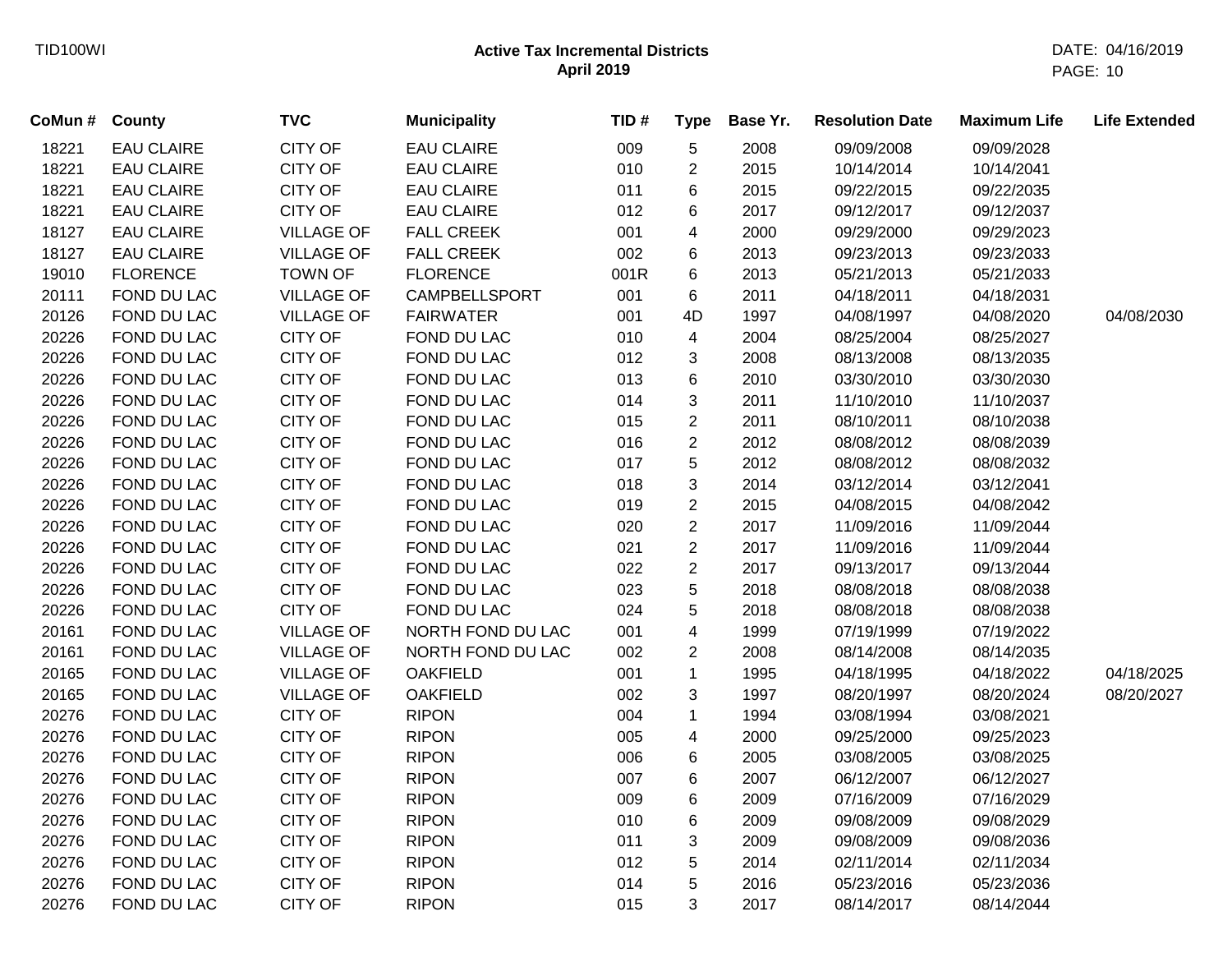# Active Tax Incremental Districts
## April 2019

| CoMun # | County | TVC | Municipality | TID # | Type | Base Yr. | Resolution Date | Maximum Life | Life Extended |
|---|---|---|---|---|---|---|---|---|---|
| 18221 | EAU CLAIRE | CITY OF | EAU CLAIRE | 009 | 5 | 2008 | 09/09/2008 | 09/09/2028 | |
| 18221 | EAU CLAIRE | CITY OF | EAU CLAIRE | 010 | 2 | 2015 | 10/14/2014 | 10/14/2041 | |
| 18221 | EAU CLAIRE | CITY OF | EAU CLAIRE | 011 | 6 | 2015 | 09/22/2015 | 09/22/2035 | |
| 18221 | EAU CLAIRE | CITY OF | EAU CLAIRE | 012 | 6 | 2017 | 09/12/2017 | 09/12/2037 | |
| 18127 | EAU CLAIRE | VILLAGE OF | FALL CREEK | 001 | 4 | 2000 | 09/29/2000 | 09/29/2023 | |
| 18127 | EAU CLAIRE | VILLAGE OF | FALL CREEK | 002 | 6 | 2013 | 09/23/2013 | 09/23/2033 | |
| 19010 | FLORENCE | TOWN OF | FLORENCE | 001R | 6 | 2013 | 05/21/2013 | 05/21/2033 | |
| 20111 | FOND DU LAC | VILLAGE OF | CAMPBELLSPORT | 001 | 6 | 2011 | 04/18/2011 | 04/18/2031 | |
| 20126 | FOND DU LAC | VILLAGE OF | FAIRWATER | 001 | 4D | 1997 | 04/08/1997 | 04/08/2020 | 04/08/2030 |
| 20226 | FOND DU LAC | CITY OF | FOND DU LAC | 010 | 4 | 2004 | 08/25/2004 | 08/25/2027 | |
| 20226 | FOND DU LAC | CITY OF | FOND DU LAC | 012 | 3 | 2008 | 08/13/2008 | 08/13/2035 | |
| 20226 | FOND DU LAC | CITY OF | FOND DU LAC | 013 | 6 | 2010 | 03/30/2010 | 03/30/2030 | |
| 20226 | FOND DU LAC | CITY OF | FOND DU LAC | 014 | 3 | 2011 | 11/10/2010 | 11/10/2037 | |
| 20226 | FOND DU LAC | CITY OF | FOND DU LAC | 015 | 2 | 2011 | 08/10/2011 | 08/10/2038 | |
| 20226 | FOND DU LAC | CITY OF | FOND DU LAC | 016 | 2 | 2012 | 08/08/2012 | 08/08/2039 | |
| 20226 | FOND DU LAC | CITY OF | FOND DU LAC | 017 | 5 | 2012 | 08/08/2012 | 08/08/2032 | |
| 20226 | FOND DU LAC | CITY OF | FOND DU LAC | 018 | 3 | 2014 | 03/12/2014 | 03/12/2041 | |
| 20226 | FOND DU LAC | CITY OF | FOND DU LAC | 019 | 2 | 2015 | 04/08/2015 | 04/08/2042 | |
| 20226 | FOND DU LAC | CITY OF | FOND DU LAC | 020 | 2 | 2017 | 11/09/2016 | 11/09/2044 | |
| 20226 | FOND DU LAC | CITY OF | FOND DU LAC | 021 | 2 | 2017 | 11/09/2016 | 11/09/2044 | |
| 20226 | FOND DU LAC | CITY OF | FOND DU LAC | 022 | 2 | 2017 | 09/13/2017 | 09/13/2044 | |
| 20226 | FOND DU LAC | CITY OF | FOND DU LAC | 023 | 5 | 2018 | 08/08/2018 | 08/08/2038 | |
| 20226 | FOND DU LAC | CITY OF | FOND DU LAC | 024 | 5 | 2018 | 08/08/2018 | 08/08/2038 | |
| 20161 | FOND DU LAC | VILLAGE OF | NORTH FOND DU LAC | 001 | 4 | 1999 | 07/19/1999 | 07/19/2022 | |
| 20161 | FOND DU LAC | VILLAGE OF | NORTH FOND DU LAC | 002 | 2 | 2008 | 08/14/2008 | 08/14/2035 | |
| 20165 | FOND DU LAC | VILLAGE OF | OAKFIELD | 001 | 1 | 1995 | 04/18/1995 | 04/18/2022 | 04/18/2025 |
| 20165 | FOND DU LAC | VILLAGE OF | OAKFIELD | 002 | 3 | 1997 | 08/20/1997 | 08/20/2024 | 08/20/2027 |
| 20276 | FOND DU LAC | CITY OF | RIPON | 004 | 1 | 1994 | 03/08/1994 | 03/08/2021 | |
| 20276 | FOND DU LAC | CITY OF | RIPON | 005 | 4 | 2000 | 09/25/2000 | 09/25/2023 | |
| 20276 | FOND DU LAC | CITY OF | RIPON | 006 | 6 | 2005 | 03/08/2005 | 03/08/2025 | |
| 20276 | FOND DU LAC | CITY OF | RIPON | 007 | 6 | 2007 | 06/12/2007 | 06/12/2027 | |
| 20276 | FOND DU LAC | CITY OF | RIPON | 009 | 6 | 2009 | 07/16/2009 | 07/16/2029 | |
| 20276 | FOND DU LAC | CITY OF | RIPON | 010 | 6 | 2009 | 09/08/2009 | 09/08/2029 | |
| 20276 | FOND DU LAC | CITY OF | RIPON | 011 | 3 | 2009 | 09/08/2009 | 09/08/2036 | |
| 20276 | FOND DU LAC | CITY OF | RIPON | 012 | 5 | 2014 | 02/11/2014 | 02/11/2034 | |
| 20276 | FOND DU LAC | CITY OF | RIPON | 014 | 5 | 2016 | 05/23/2016 | 05/23/2036 | |
| 20276 | FOND DU LAC | CITY OF | RIPON | 015 | 3 | 2017 | 08/14/2017 | 08/14/2044 | |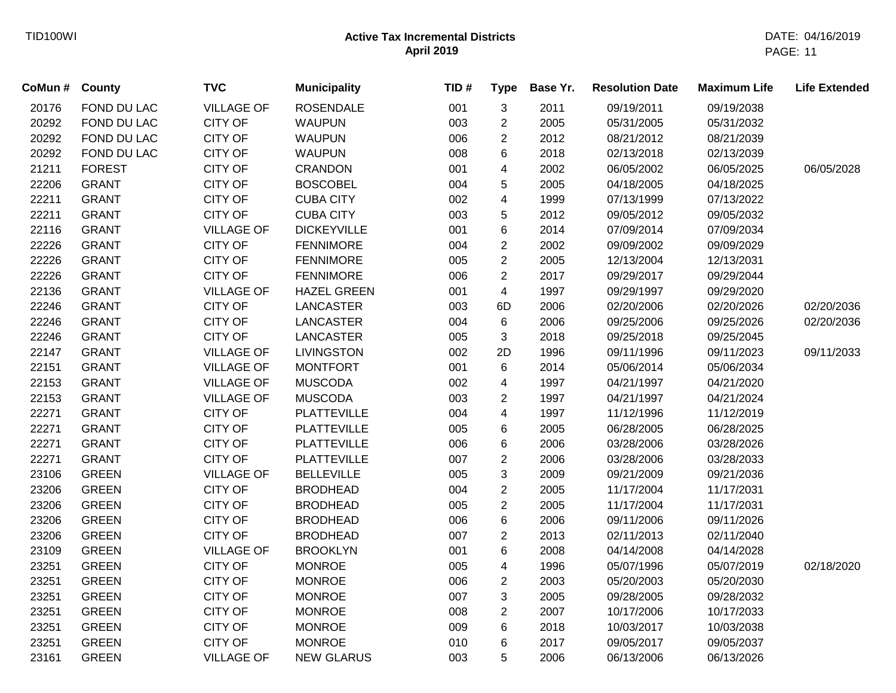TID100WI

**Active Tax Incremental Districts**
**April 2019**

DATE: 04/16/2019

| CoMun # | County | TVC | Municipality | TID # | Type | Base Yr. | Resolution Date | Maximum Life | Life Extended |
|---|---|---|---|---|---|---|---|---|---|
| 20176 | FOND DU LAC | VILLAGE OF | ROSENDALE | 001 | 3 | 2011 | 09/19/2011 | 09/19/2038 | |
| 20292 | FOND DU LAC | CITY OF | WAUPUN | 003 | 2 | 2005 | 05/31/2005 | 05/31/2032 | |
| 20292 | FOND DU LAC | CITY OF | WAUPUN | 006 | 2 | 2012 | 08/21/2012 | 08/21/2039 | |
| 20292 | FOND DU LAC | CITY OF | WAUPUN | 008 | 6 | 2018 | 02/13/2018 | 02/13/2039 | |
| 21211 | FOREST | CITY OF | CRANDON | 001 | 4 | 2002 | 06/05/2002 | 06/05/2025 | 06/05/2028 |
| 22206 | GRANT | CITY OF | BOSCOBEL | 004 | 5 | 2005 | 04/18/2005 | 04/18/2025 | |
| 22211 | GRANT | CITY OF | CUBA CITY | 002 | 4 | 1999 | 07/13/1999 | 07/13/2022 | |
| 22211 | GRANT | CITY OF | CUBA CITY | 003 | 5 | 2012 | 09/05/2012 | 09/05/2032 | |
| 22116 | GRANT | VILLAGE OF | DICKEYVILLE | 001 | 6 | 2014 | 07/09/2014 | 07/09/2034 | |
| 22226 | GRANT | CITY OF | FENNIMORE | 004 | 2 | 2002 | 09/09/2002 | 09/09/2029 | |
| 22226 | GRANT | CITY OF | FENNIMORE | 005 | 2 | 2005 | 12/13/2004 | 12/13/2031 | |
| 22226 | GRANT | CITY OF | FENNIMORE | 006 | 2 | 2017 | 09/29/2017 | 09/29/2044 | |
| 22136 | GRANT | VILLAGE OF | HAZEL GREEN | 001 | 4 | 1997 | 09/29/1997 | 09/29/2020 | |
| 22246 | GRANT | CITY OF | LANCASTER | 003 | 6D | 2006 | 02/20/2006 | 02/20/2026 | 02/20/2036 |
| 22246 | GRANT | CITY OF | LANCASTER | 004 | 6 | 2006 | 09/25/2006 | 09/25/2026 | 02/20/2036 |
| 22246 | GRANT | CITY OF | LANCASTER | 005 | 3 | 2018 | 09/25/2018 | 09/25/2045 | |
| 22147 | GRANT | VILLAGE OF | LIVINGSTON | 002 | 2D | 1996 | 09/11/1996 | 09/11/2023 | 09/11/2033 |
| 22151 | GRANT | VILLAGE OF | MONTFORT | 001 | 6 | 2014 | 05/06/2014 | 05/06/2034 | |
| 22153 | GRANT | VILLAGE OF | MUSCODA | 002 | 4 | 1997 | 04/21/1997 | 04/21/2020 | |
| 22153 | GRANT | VILLAGE OF | MUSCODA | 003 | 2 | 1997 | 04/21/1997 | 04/21/2024 | |
| 22271 | GRANT | CITY OF | PLATTEVILLE | 004 | 4 | 1997 | 11/12/1996 | 11/12/2019 | |
| 22271 | GRANT | CITY OF | PLATTEVILLE | 005 | 6 | 2005 | 06/28/2005 | 06/28/2025 | |
| 22271 | GRANT | CITY OF | PLATTEVILLE | 006 | 6 | 2006 | 03/28/2006 | 03/28/2026 | |
| 22271 | GRANT | CITY OF | PLATTEVILLE | 007 | 2 | 2006 | 03/28/2006 | 03/28/2033 | |
| 23106 | GREEN | VILLAGE OF | BELLEVILLE | 005 | 3 | 2009 | 09/21/2009 | 09/21/2036 | |
| 23206 | GREEN | CITY OF | BRODHEAD | 004 | 2 | 2005 | 11/17/2004 | 11/17/2031 | |
| 23206 | GREEN | CITY OF | BRODHEAD | 005 | 2 | 2005 | 11/17/2004 | 11/17/2031 | |
| 23206 | GREEN | CITY OF | BRODHEAD | 006 | 6 | 2006 | 09/11/2006 | 09/11/2026 | |
| 23206 | GREEN | CITY OF | BRODHEAD | 007 | 2 | 2013 | 02/11/2013 | 02/11/2040 | |
| 23109 | GREEN | VILLAGE OF | BROOKLYN | 001 | 6 | 2008 | 04/14/2008 | 04/14/2028 | |
| 23251 | GREEN | CITY OF | MONROE | 005 | 4 | 1996 | 05/07/1996 | 05/07/2019 | 02/18/2020 |
| 23251 | GREEN | CITY OF | MONROE | 006 | 2 | 2003 | 05/20/2003 | 05/20/2030 | |
| 23251 | GREEN | CITY OF | MONROE | 007 | 3 | 2005 | 09/28/2005 | 09/28/2032 | |
| 23251 | GREEN | CITY OF | MONROE | 008 | 2 | 2007 | 10/17/2006 | 10/17/2033 | |
| 23251 | GREEN | CITY OF | MONROE | 009 | 6 | 2018 | 10/03/2017 | 10/03/2038 | |
| 23251 | GREEN | CITY OF | MONROE | 010 | 6 | 2017 | 09/05/2017 | 09/05/2037 | |
| 23161 | GREEN | VILLAGE OF | NEW GLARUS | 003 | 5 | 2006 | 06/13/2006 | 06/13/2026 | |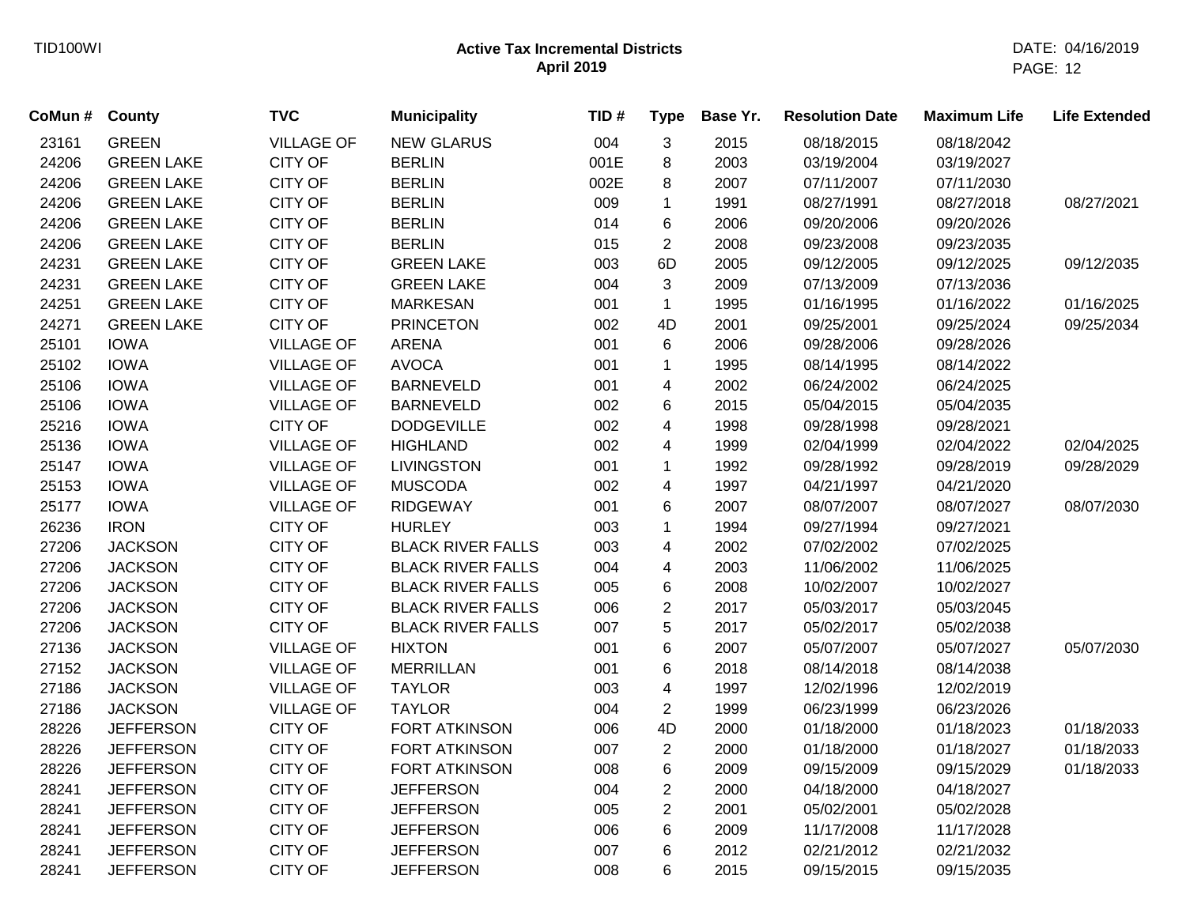TID100WI

**Active Tax Incremental Districts**
**April 2019**

DATE: 04/16/2019

| CoMun # | County | TVC | Municipality | TID # | Type | Base Yr. | Resolution Date | Maximum Life | Life Extended |
|---|---|---|---|---|---|---|---|---|---|
| 23161 | GREEN | VILLAGE OF | NEW GLARUS | 004 | 3 | 2015 | 08/18/2015 | 08/18/2042 | |
| 24206 | GREEN LAKE | CITY OF | BERLIN | 001E | 8 | 2003 | 03/19/2004 | 03/19/2027 | |
| 24206 | GREEN LAKE | CITY OF | BERLIN | 002E | 8 | 2007 | 07/11/2007 | 07/11/2030 | |
| 24206 | GREEN LAKE | CITY OF | BERLIN | 009 | 1 | 1991 | 08/27/1991 | 08/27/2018 | 08/27/2021 |
| 24206 | GREEN LAKE | CITY OF | BERLIN | 014 | 6 | 2006 | 09/20/2006 | 09/20/2026 | |
| 24206 | GREEN LAKE | CITY OF | BERLIN | 015 | 2 | 2008 | 09/23/2008 | 09/23/2035 | |
| 24231 | GREEN LAKE | CITY OF | GREEN LAKE | 003 | 6D | 2005 | 09/12/2005 | 09/12/2025 | 09/12/2035 |
| 24231 | GREEN LAKE | CITY OF | GREEN LAKE | 004 | 3 | 2009 | 07/13/2009 | 07/13/2036 | |
| 24251 | GREEN LAKE | CITY OF | MARKESAN | 001 | 1 | 1995 | 01/16/1995 | 01/16/2022 | 01/16/2025 |
| 24271 | GREEN LAKE | CITY OF | PRINCETON | 002 | 4D | 2001 | 09/25/2001 | 09/25/2024 | 09/25/2034 |
| 25101 | IOWA | VILLAGE OF | ARENA | 001 | 6 | 2006 | 09/28/2006 | 09/28/2026 | |
| 25102 | IOWA | VILLAGE OF | AVOCA | 001 | 1 | 1995 | 08/14/1995 | 08/14/2022 | |
| 25106 | IOWA | VILLAGE OF | BARNEVELD | 001 | 4 | 2002 | 06/24/2002 | 06/24/2025 | |
| 25106 | IOWA | VILLAGE OF | BARNEVELD | 002 | 6 | 2015 | 05/04/2015 | 05/04/2035 | |
| 25216 | IOWA | CITY OF | DODGEVILLE | 002 | 4 | 1998 | 09/28/1998 | 09/28/2021 | |
| 25136 | IOWA | VILLAGE OF | HIGHLAND | 002 | 4 | 1999 | 02/04/1999 | 02/04/2022 | 02/04/2025 |
| 25147 | IOWA | VILLAGE OF | LIVINGSTON | 001 | 1 | 1992 | 09/28/1992 | 09/28/2019 | 09/28/2029 |
| 25153 | IOWA | VILLAGE OF | MUSCODA | 002 | 4 | 1997 | 04/21/1997 | 04/21/2020 | |
| 25177 | IOWA | VILLAGE OF | RIDGEWAY | 001 | 6 | 2007 | 08/07/2007 | 08/07/2027 | 08/07/2030 |
| 26236 | IRON | CITY OF | HURLEY | 003 | 1 | 1994 | 09/27/1994 | 09/27/2021 | |
| 27206 | JACKSON | CITY OF | BLACK RIVER FALLS | 003 | 4 | 2002 | 07/02/2002 | 07/02/2025 | |
| 27206 | JACKSON | CITY OF | BLACK RIVER FALLS | 004 | 4 | 2003 | 11/06/2002 | 11/06/2025 | |
| 27206 | JACKSON | CITY OF | BLACK RIVER FALLS | 005 | 6 | 2008 | 10/02/2007 | 10/02/2027 | |
| 27206 | JACKSON | CITY OF | BLACK RIVER FALLS | 006 | 2 | 2017 | 05/03/2017 | 05/03/2045 | |
| 27206 | JACKSON | CITY OF | BLACK RIVER FALLS | 007 | 5 | 2017 | 05/02/2017 | 05/02/2038 | |
| 27136 | JACKSON | VILLAGE OF | HIXTON | 001 | 6 | 2007 | 05/07/2007 | 05/07/2027 | 05/07/2030 |
| 27152 | JACKSON | VILLAGE OF | MERRILLAN | 001 | 6 | 2018 | 08/14/2018 | 08/14/2038 | |
| 27186 | JACKSON | VILLAGE OF | TAYLOR | 003 | 4 | 1997 | 12/02/1996 | 12/02/2019 | |
| 27186 | JACKSON | VILLAGE OF | TAYLOR | 004 | 2 | 1999 | 06/23/1999 | 06/23/2026 | |
| 28226 | JEFFERSON | CITY OF | FORT ATKINSON | 006 | 4D | 2000 | 01/18/2000 | 01/18/2023 | 01/18/2033 |
| 28226 | JEFFERSON | CITY OF | FORT ATKINSON | 007 | 2 | 2000 | 01/18/2000 | 01/18/2027 | 01/18/2033 |
| 28226 | JEFFERSON | CITY OF | FORT ATKINSON | 008 | 6 | 2009 | 09/15/2009 | 09/15/2029 | 01/18/2033 |
| 28241 | JEFFERSON | CITY OF | JEFFERSON | 004 | 2 | 2000 | 04/18/2000 | 04/18/2027 | |
| 28241 | JEFFERSON | CITY OF | JEFFERSON | 005 | 2 | 2001 | 05/02/2001 | 05/02/2028 | |
| 28241 | JEFFERSON | CITY OF | JEFFERSON | 006 | 6 | 2009 | 11/17/2008 | 11/17/2028 | |
| 28241 | JEFFERSON | CITY OF | JEFFERSON | 007 | 6 | 2012 | 02/21/2012 | 02/21/2032 | |
| 28241 | JEFFERSON | CITY OF | JEFFERSON | 008 | 6 | 2015 | 09/15/2015 | 09/15/2035 | |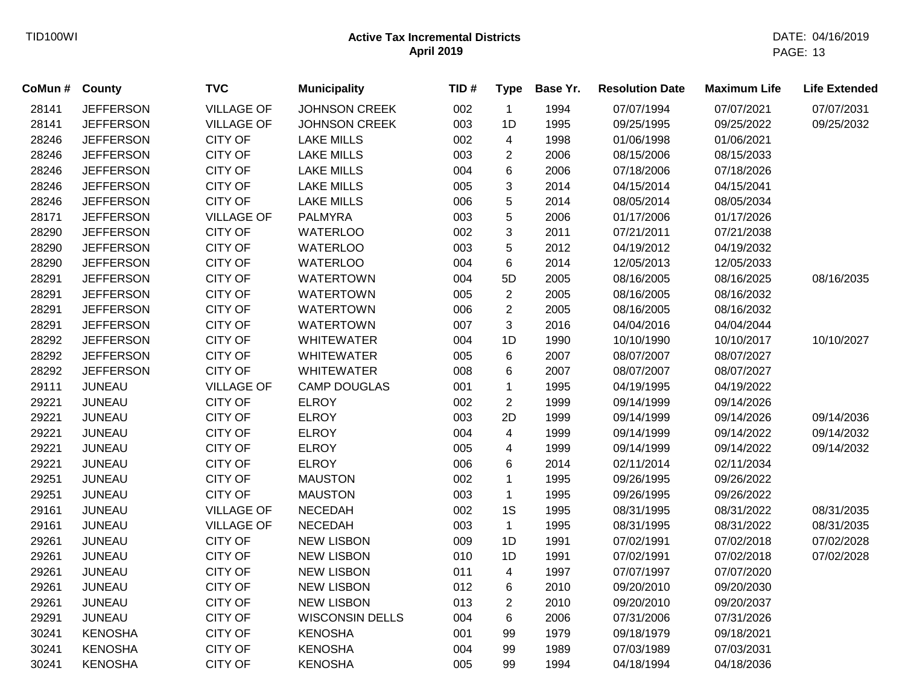# Active Tax Incremental Districts
## April 2019

| CoMun # | County | TVC | Municipality | TID # | Type | Base Yr. | Resolution Date | Maximum Life | Life Extended |
|---|---|---|---|---|---|---|---|---|---|
| 28141 | JEFFERSON | VILLAGE OF | JOHNSON CREEK | 002 | 1 | 1994 | 07/07/1994 | 07/07/2021 | 07/07/2031 |
| 28141 | JEFFERSON | VILLAGE OF | JOHNSON CREEK | 003 | 1D | 1995 | 09/25/1995 | 09/25/2022 | 09/25/2032 |
| 28246 | JEFFERSON | CITY OF | LAKE MILLS | 002 | 4 | 1998 | 01/06/1998 | 01/06/2021 | |
| 28246 | JEFFERSON | CITY OF | LAKE MILLS | 003 | 2 | 2006 | 08/15/2006 | 08/15/2033 | |
| 28246 | JEFFERSON | CITY OF | LAKE MILLS | 004 | 6 | 2006 | 07/18/2006 | 07/18/2026 | |
| 28246 | JEFFERSON | CITY OF | LAKE MILLS | 005 | 3 | 2014 | 04/15/2014 | 04/15/2041 | |
| 28246 | JEFFERSON | CITY OF | LAKE MILLS | 006 | 5 | 2014 | 08/05/2014 | 08/05/2034 | |
| 28171 | JEFFERSON | VILLAGE OF | PALMYRA | 003 | 5 | 2006 | 01/17/2006 | 01/17/2026 | |
| 28290 | JEFFERSON | CITY OF | WATERLOO | 002 | 3 | 2011 | 07/21/2011 | 07/21/2038 | |
| 28290 | JEFFERSON | CITY OF | WATERLOO | 003 | 5 | 2012 | 04/19/2012 | 04/19/2032 | |
| 28290 | JEFFERSON | CITY OF | WATERLOO | 004 | 6 | 2014 | 12/05/2013 | 12/05/2033 | |
| 28291 | JEFFERSON | CITY OF | WATERTOWN | 004 | 5D | 2005 | 08/16/2005 | 08/16/2025 | 08/16/2035 |
| 28291 | JEFFERSON | CITY OF | WATERTOWN | 005 | 2 | 2005 | 08/16/2005 | 08/16/2032 | |
| 28291 | JEFFERSON | CITY OF | WATERTOWN | 006 | 2 | 2005 | 08/16/2005 | 08/16/2032 | |
| 28291 | JEFFERSON | CITY OF | WATERTOWN | 007 | 3 | 2016 | 04/04/2016 | 04/04/2044 | |
| 28292 | JEFFERSON | CITY OF | WHITEWATER | 004 | 1D | 1990 | 10/10/1990 | 10/10/2017 | 10/10/2027 |
| 28292 | JEFFERSON | CITY OF | WHITEWATER | 005 | 6 | 2007 | 08/07/2007 | 08/07/2027 | |
| 28292 | JEFFERSON | CITY OF | WHITEWATER | 008 | 6 | 2007 | 08/07/2007 | 08/07/2027 | |
| 29111 | JUNEAU | VILLAGE OF | CAMP DOUGLAS | 001 | 1 | 1995 | 04/19/1995 | 04/19/2022 | |
| 29221 | JUNEAU | CITY OF | ELROY | 002 | 2 | 1999 | 09/14/1999 | 09/14/2026 | |
| 29221 | JUNEAU | CITY OF | ELROY | 003 | 2D | 1999 | 09/14/1999 | 09/14/2026 | 09/14/2036 |
| 29221 | JUNEAU | CITY OF | ELROY | 004 | 4 | 1999 | 09/14/1999 | 09/14/2022 | 09/14/2032 |
| 29221 | JUNEAU | CITY OF | ELROY | 005 | 4 | 1999 | 09/14/1999 | 09/14/2022 | 09/14/2032 |
| 29221 | JUNEAU | CITY OF | ELROY | 006 | 6 | 2014 | 02/11/2014 | 02/11/2034 | |
| 29251 | JUNEAU | CITY OF | MAUSTON | 002 | 1 | 1995 | 09/26/1995 | 09/26/2022 | |
| 29251 | JUNEAU | CITY OF | MAUSTON | 003 | 1 | 1995 | 09/26/1995 | 09/26/2022 | |
| 29161 | JUNEAU | VILLAGE OF | NECEDAH | 002 | 1S | 1995 | 08/31/1995 | 08/31/2022 | 08/31/2035 |
| 29161 | JUNEAU | VILLAGE OF | NECEDAH | 003 | 1 | 1995 | 08/31/1995 | 08/31/2022 | 08/31/2035 |
| 29261 | JUNEAU | CITY OF | NEW LISBON | 009 | 1D | 1991 | 07/02/1991 | 07/02/2018 | 07/02/2028 |
| 29261 | JUNEAU | CITY OF | NEW LISBON | 010 | 1D | 1991 | 07/02/1991 | 07/02/2018 | 07/02/2028 |
| 29261 | JUNEAU | CITY OF | NEW LISBON | 011 | 4 | 1997 | 07/07/1997 | 07/07/2020 | |
| 29261 | JUNEAU | CITY OF | NEW LISBON | 012 | 6 | 2010 | 09/20/2010 | 09/20/2030 | |
| 29261 | JUNEAU | CITY OF | NEW LISBON | 013 | 2 | 2010 | 09/20/2010 | 09/20/2037 | |
| 29291 | JUNEAU | CITY OF | WISCONSIN DELLS | 004 | 6 | 2006 | 07/31/2006 | 07/31/2026 | |
| 30241 | KENOSHA | CITY OF | KENOSHA | 001 | 99 | 1979 | 09/18/1979 | 09/18/2021 | |
| 30241 | KENOSHA | CITY OF | KENOSHA | 004 | 99 | 1989 | 07/03/1989 | 07/03/2031 | |
| 30241 | KENOSHA | CITY OF | KENOSHA | 005 | 99 | 1994 | 04/18/1994 | 04/18/2036 | |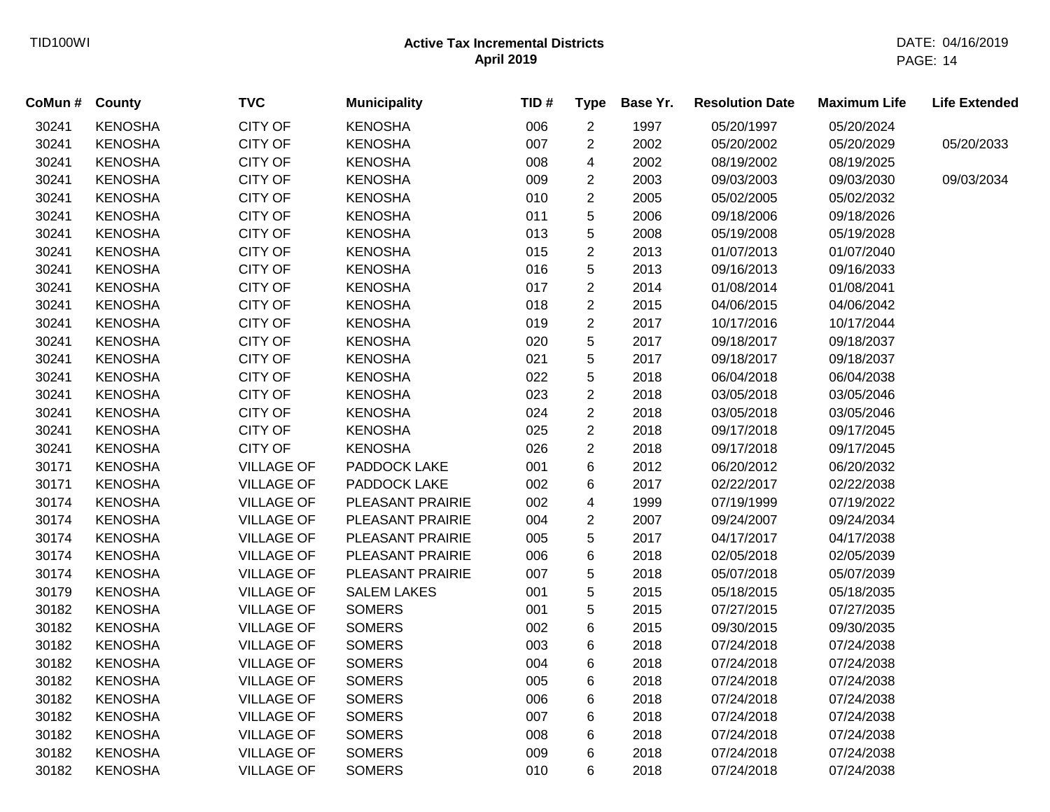# Active Tax Incremental Districts

## April 2019

| CoMun # | County | TVC | Municipality | TID # | Type | Base Yr. | Resolution Date | Maximum Life | Life Extended |
|---|---|---|---|---|---|---|---|---|---|
| 30241 | KENOSHA | CITY OF | KENOSHA | 006 | 2 | 1997 | 05/20/1997 | 05/20/2024 | |
| 30241 | KENOSHA | CITY OF | KENOSHA | 007 | 2 | 2002 | 05/20/2002 | 05/20/2029 | 05/20/2033 |
| 30241 | KENOSHA | CITY OF | KENOSHA | 008 | 4 | 2002 | 08/19/2002 | 08/19/2025 | |
| 30241 | KENOSHA | CITY OF | KENOSHA | 009 | 2 | 2003 | 09/03/2003 | 09/03/2030 | 09/03/2034 |
| 30241 | KENOSHA | CITY OF | KENOSHA | 010 | 2 | 2005 | 05/02/2005 | 05/02/2032 | |
| 30241 | KENOSHA | CITY OF | KENOSHA | 011 | 5 | 2006 | 09/18/2006 | 09/18/2026 | |
| 30241 | KENOSHA | CITY OF | KENOSHA | 013 | 5 | 2008 | 05/19/2008 | 05/19/2028 | |
| 30241 | KENOSHA | CITY OF | KENOSHA | 015 | 2 | 2013 | 01/07/2013 | 01/07/2040 | |
| 30241 | KENOSHA | CITY OF | KENOSHA | 016 | 5 | 2013 | 09/16/2013 | 09/16/2033 | |
| 30241 | KENOSHA | CITY OF | KENOSHA | 017 | 2 | 2014 | 01/08/2014 | 01/08/2041 | |
| 30241 | KENOSHA | CITY OF | KENOSHA | 018 | 2 | 2015 | 04/06/2015 | 04/06/2042 | |
| 30241 | KENOSHA | CITY OF | KENOSHA | 019 | 2 | 2017 | 10/17/2016 | 10/17/2044 | |
| 30241 | KENOSHA | CITY OF | KENOSHA | 020 | 5 | 2017 | 09/18/2017 | 09/18/2037 | |
| 30241 | KENOSHA | CITY OF | KENOSHA | 021 | 5 | 2017 | 09/18/2017 | 09/18/2037 | |
| 30241 | KENOSHA | CITY OF | KENOSHA | 022 | 5 | 2018 | 06/04/2018 | 06/04/2038 | |
| 30241 | KENOSHA | CITY OF | KENOSHA | 023 | 2 | 2018 | 03/05/2018 | 03/05/2046 | |
| 30241 | KENOSHA | CITY OF | KENOSHA | 024 | 2 | 2018 | 03/05/2018 | 03/05/2046 | |
| 30241 | KENOSHA | CITY OF | KENOSHA | 025 | 2 | 2018 | 09/17/2018 | 09/17/2045 | |
| 30241 | KENOSHA | CITY OF | KENOSHA | 026 | 2 | 2018 | 09/17/2018 | 09/17/2045 | |
| 30171 | KENOSHA | VILLAGE OF | PADDOCK LAKE | 001 | 6 | 2012 | 06/20/2012 | 06/20/2032 | |
| 30171 | KENOSHA | VILLAGE OF | PADDOCK LAKE | 002 | 6 | 2017 | 02/22/2017 | 02/22/2038 | |
| 30174 | KENOSHA | VILLAGE OF | PLEASANT PRAIRIE | 002 | 4 | 1999 | 07/19/1999 | 07/19/2022 | |
| 30174 | KENOSHA | VILLAGE OF | PLEASANT PRAIRIE | 004 | 2 | 2007 | 09/24/2007 | 09/24/2034 | |
| 30174 | KENOSHA | VILLAGE OF | PLEASANT PRAIRIE | 005 | 5 | 2017 | 04/17/2017 | 04/17/2038 | |
| 30174 | KENOSHA | VILLAGE OF | PLEASANT PRAIRIE | 006 | 6 | 2018 | 02/05/2018 | 02/05/2039 | |
| 30174 | KENOSHA | VILLAGE OF | PLEASANT PRAIRIE | 007 | 5 | 2018 | 05/07/2018 | 05/07/2039 | |
| 30179 | KENOSHA | VILLAGE OF | SALEM LAKES | 001 | 5 | 2015 | 05/18/2015 | 05/18/2035 | |
| 30182 | KENOSHA | VILLAGE OF | SOMERS | 001 | 5 | 2015 | 07/27/2015 | 07/27/2035 | |
| 30182 | KENOSHA | VILLAGE OF | SOMERS | 002 | 6 | 2015 | 09/30/2015 | 09/30/2035 | |
| 30182 | KENOSHA | VILLAGE OF | SOMERS | 003 | 6 | 2018 | 07/24/2018 | 07/24/2038 | |
| 30182 | KENOSHA | VILLAGE OF | SOMERS | 004 | 6 | 2018 | 07/24/2018 | 07/24/2038 | |
| 30182 | KENOSHA | VILLAGE OF | SOMERS | 005 | 6 | 2018 | 07/24/2018 | 07/24/2038 | |
| 30182 | KENOSHA | VILLAGE OF | SOMERS | 006 | 6 | 2018 | 07/24/2018 | 07/24/2038 | |
| 30182 | KENOSHA | VILLAGE OF | SOMERS | 007 | 6 | 2018 | 07/24/2018 | 07/24/2038 | |
| 30182 | KENOSHA | VILLAGE OF | SOMERS | 008 | 6 | 2018 | 07/24/2018 | 07/24/2038 | |
| 30182 | KENOSHA | VILLAGE OF | SOMERS | 009 | 6 | 2018 | 07/24/2018 | 07/24/2038 | |
| 30182 | KENOSHA | VILLAGE OF | SOMERS | 010 | 6 | 2018 | 07/24/2018 | 07/24/2038 | |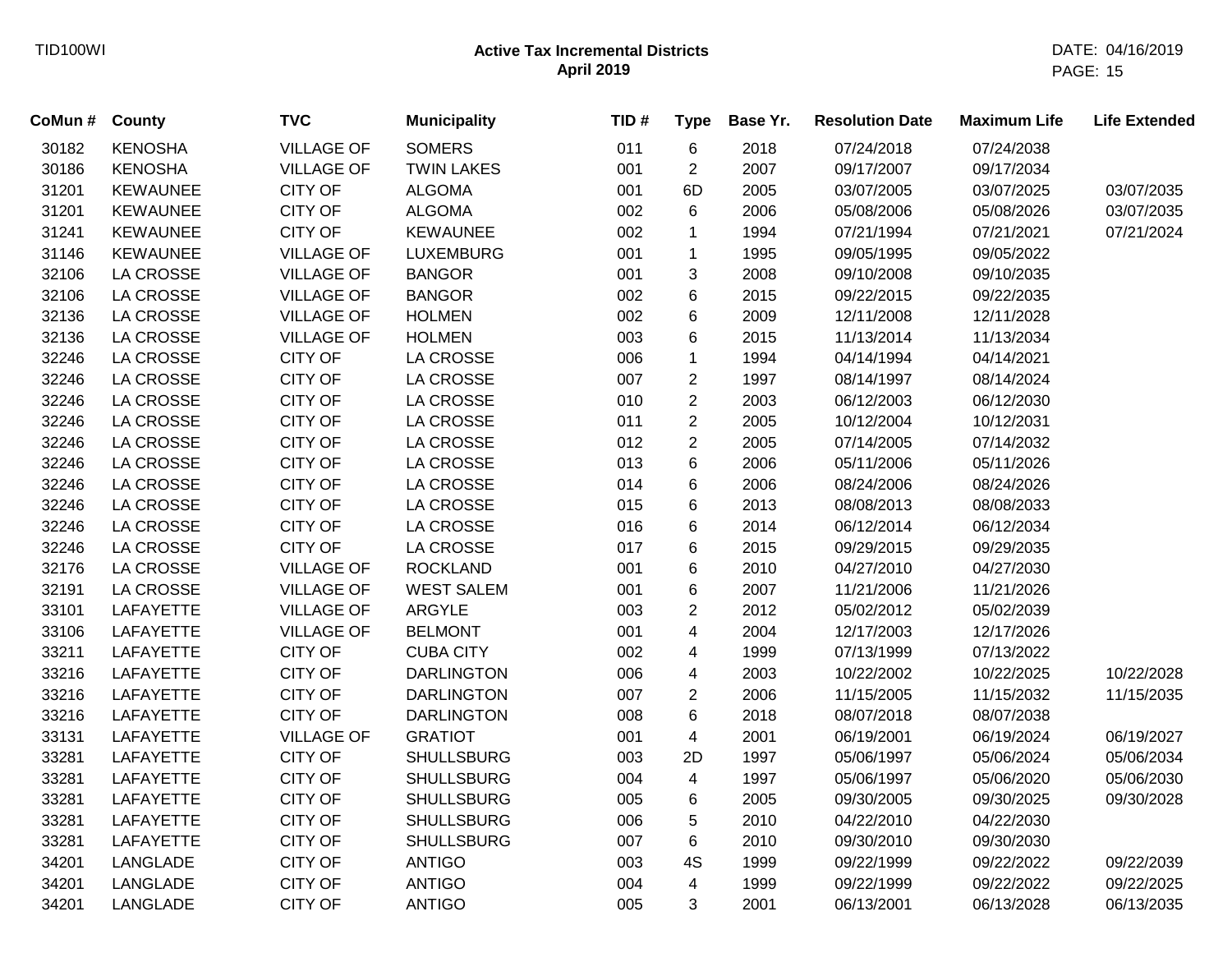# Active Tax Incremental Districts
## April 2019

| CoMun # | County | TVC | Municipality | TID # | Type | Base Yr. | Resolution Date | Maximum Life | Life Extended |
|---|---|---|---|---|---|---|---|---|---|
| 30182 | KENOSHA | VILLAGE OF | SOMERS | 011 | 6 | 2018 | 07/24/2018 | 07/24/2038 | |
| 30186 | KENOSHA | VILLAGE OF | TWIN LAKES | 001 | 2 | 2007 | 09/17/2007 | 09/17/2034 | |
| 31201 | KEWAUNEE | CITY OF | ALGOMA | 001 | 6D | 2005 | 03/07/2005 | 03/07/2025 | 03/07/2035 |
| 31201 | KEWAUNEE | CITY OF | ALGOMA | 002 | 6 | 2006 | 05/08/2006 | 05/08/2026 | 03/07/2035 |
| 31241 | KEWAUNEE | CITY OF | KEWAUNEE | 002 | 1 | 1994 | 07/21/1994 | 07/21/2021 | 07/21/2024 |
| 31146 | KEWAUNEE | VILLAGE OF | LUXEMBURG | 001 | 1 | 1995 | 09/05/1995 | 09/05/2022 | |
| 32106 | LA CROSSE | VILLAGE OF | BANGOR | 001 | 3 | 2008 | 09/10/2008 | 09/10/2035 | |
| 32106 | LA CROSSE | VILLAGE OF | BANGOR | 002 | 6 | 2015 | 09/22/2015 | 09/22/2035 | |
| 32136 | LA CROSSE | VILLAGE OF | HOLMEN | 002 | 6 | 2009 | 12/11/2008 | 12/11/2028 | |
| 32136 | LA CROSSE | VILLAGE OF | HOLMEN | 003 | 6 | 2015 | 11/13/2014 | 11/13/2034 | |
| 32246 | LA CROSSE | CITY OF | LA CROSSE | 006 | 1 | 1994 | 04/14/1994 | 04/14/2021 | |
| 32246 | LA CROSSE | CITY OF | LA CROSSE | 007 | 2 | 1997 | 08/14/1997 | 08/14/2024 | |
| 32246 | LA CROSSE | CITY OF | LA CROSSE | 010 | 2 | 2003 | 06/12/2003 | 06/12/2030 | |
| 32246 | LA CROSSE | CITY OF | LA CROSSE | 011 | 2 | 2005 | 10/12/2004 | 10/12/2031 | |
| 32246 | LA CROSSE | CITY OF | LA CROSSE | 012 | 2 | 2005 | 07/14/2005 | 07/14/2032 | |
| 32246 | LA CROSSE | CITY OF | LA CROSSE | 013 | 6 | 2006 | 05/11/2006 | 05/11/2026 | |
| 32246 | LA CROSSE | CITY OF | LA CROSSE | 014 | 6 | 2006 | 08/24/2006 | 08/24/2026 | |
| 32246 | LA CROSSE | CITY OF | LA CROSSE | 015 | 6 | 2013 | 08/08/2013 | 08/08/2033 | |
| 32246 | LA CROSSE | CITY OF | LA CROSSE | 016 | 6 | 2014 | 06/12/2014 | 06/12/2034 | |
| 32246 | LA CROSSE | CITY OF | LA CROSSE | 017 | 6 | 2015 | 09/29/2015 | 09/29/2035 | |
| 32176 | LA CROSSE | VILLAGE OF | ROCKLAND | 001 | 6 | 2010 | 04/27/2010 | 04/27/2030 | |
| 32191 | LA CROSSE | VILLAGE OF | WEST SALEM | 001 | 6 | 2007 | 11/21/2006 | 11/21/2026 | |
| 33101 | LAFAYETTE | VILLAGE OF | ARGYLE | 003 | 2 | 2012 | 05/02/2012 | 05/02/2039 | |
| 33106 | LAFAYETTE | VILLAGE OF | BELMONT | 001 | 4 | 2004 | 12/17/2003 | 12/17/2026 | |
| 33211 | LAFAYETTE | CITY OF | CUBA CITY | 002 | 4 | 1999 | 07/13/1999 | 07/13/2022 | |
| 33216 | LAFAYETTE | CITY OF | DARLINGTON | 006 | 4 | 2003 | 10/22/2002 | 10/22/2025 | 10/22/2028 |
| 33216 | LAFAYETTE | CITY OF | DARLINGTON | 007 | 2 | 2006 | 11/15/2005 | 11/15/2032 | 11/15/2035 |
| 33216 | LAFAYETTE | CITY OF | DARLINGTON | 008 | 6 | 2018 | 08/07/2018 | 08/07/2038 | |
| 33131 | LAFAYETTE | VILLAGE OF | GRATIOT | 001 | 4 | 2001 | 06/19/2001 | 06/19/2024 | 06/19/2027 |
| 33281 | LAFAYETTE | CITY OF | SHULLSBURG | 003 | 2D | 1997 | 05/06/1997 | 05/06/2024 | 05/06/2034 |
| 33281 | LAFAYETTE | CITY OF | SHULLSBURG | 004 | 4 | 1997 | 05/06/1997 | 05/06/2020 | 05/06/2030 |
| 33281 | LAFAYETTE | CITY OF | SHULLSBURG | 005 | 6 | 2005 | 09/30/2005 | 09/30/2025 | 09/30/2028 |
| 33281 | LAFAYETTE | CITY OF | SHULLSBURG | 006 | 5 | 2010 | 04/22/2010 | 04/22/2030 | |
| 33281 | LAFAYETTE | CITY OF | SHULLSBURG | 007 | 6 | 2010 | 09/30/2010 | 09/30/2030 | |
| 34201 | LANGLADE | CITY OF | ANTIGO | 003 | 4S | 1999 | 09/22/1999 | 09/22/2022 | 09/22/2039 |
| 34201 | LANGLADE | CITY OF | ANTIGO | 004 | 4 | 1999 | 09/22/1999 | 09/22/2022 | 09/22/2025 |
| 34201 | LANGLADE | CITY OF | ANTIGO | 005 | 3 | 2001 | 06/13/2001 | 06/13/2028 | 06/13/2035 |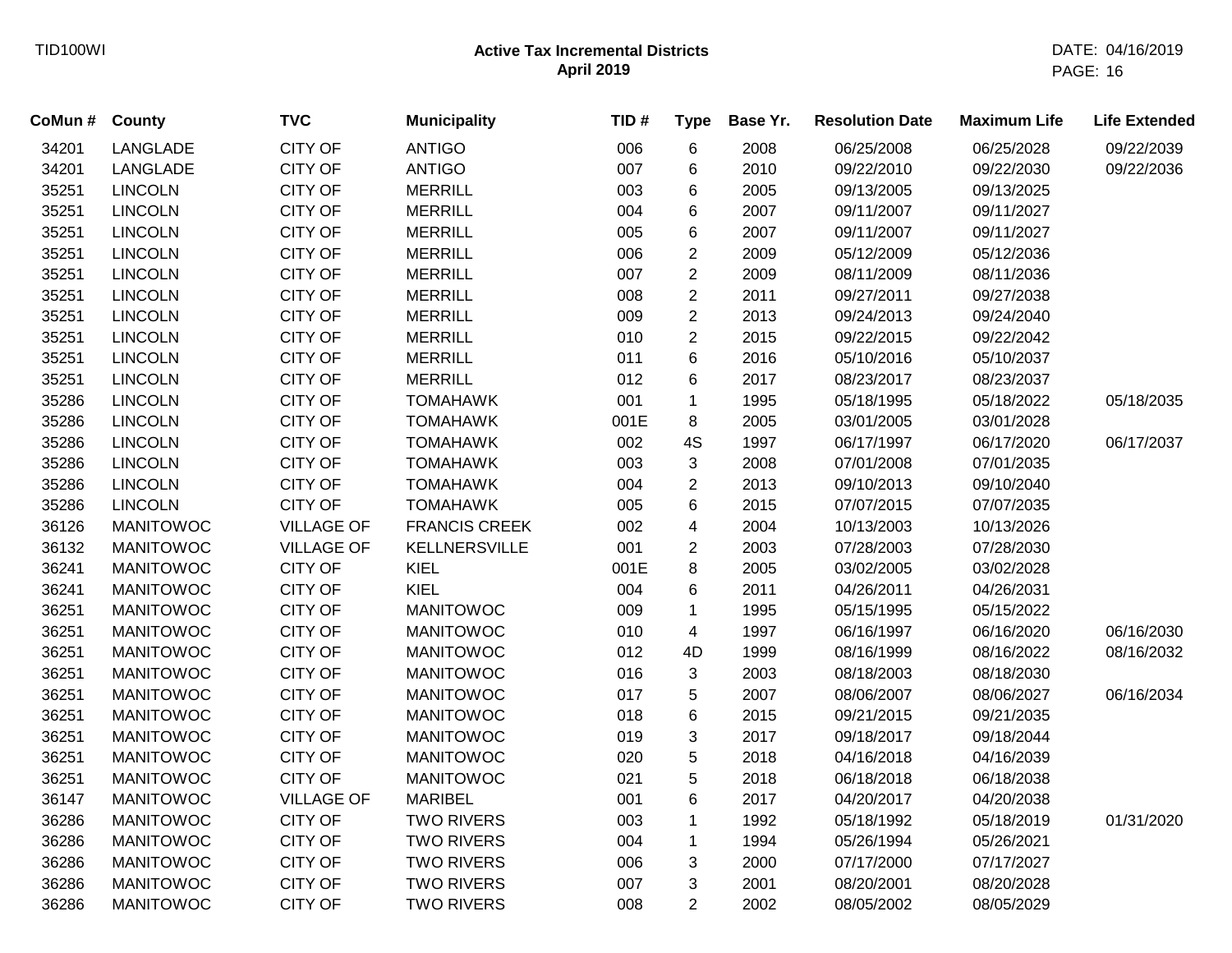**Active Tax Incremental Districts**
**April 2019**

| CoMun # | County | TVC | Municipality | TID # | Type | Base Yr. | Resolution Date | Maximum Life | Life Extended |
|---|---|---|---|---|---|---|---|---|---|
| 34201 | LANGLADE | CITY OF | ANTIGO | 006 | 6 | 2008 | 06/25/2008 | 06/25/2028 | 09/22/2039 |
| 34201 | LANGLADE | CITY OF | ANTIGO | 007 | 6 | 2010 | 09/22/2010 | 09/22/2030 | 09/22/2036 |
| 35251 | LINCOLN | CITY OF | MERRILL | 003 | 6 | 2005 | 09/13/2005 | 09/13/2025 | |
| 35251 | LINCOLN | CITY OF | MERRILL | 004 | 6 | 2007 | 09/11/2007 | 09/11/2027 | |
| 35251 | LINCOLN | CITY OF | MERRILL | 005 | 6 | 2007 | 09/11/2007 | 09/11/2027 | |
| 35251 | LINCOLN | CITY OF | MERRILL | 006 | 2 | 2009 | 05/12/2009 | 05/12/2036 | |
| 35251 | LINCOLN | CITY OF | MERRILL | 007 | 2 | 2009 | 08/11/2009 | 08/11/2036 | |
| 35251 | LINCOLN | CITY OF | MERRILL | 008 | 2 | 2011 | 09/27/2011 | 09/27/2038 | |
| 35251 | LINCOLN | CITY OF | MERRILL | 009 | 2 | 2013 | 09/24/2013 | 09/24/2040 | |
| 35251 | LINCOLN | CITY OF | MERRILL | 010 | 2 | 2015 | 09/22/2015 | 09/22/2042 | |
| 35251 | LINCOLN | CITY OF | MERRILL | 011 | 6 | 2016 | 05/10/2016 | 05/10/2037 | |
| 35251 | LINCOLN | CITY OF | MERRILL | 012 | 6 | 2017 | 08/23/2017 | 08/23/2037 | |
| 35286 | LINCOLN | CITY OF | TOMAHAWK | 001 | 1 | 1995 | 05/18/1995 | 05/18/2022 | 05/18/2035 |
| 35286 | LINCOLN | CITY OF | TOMAHAWK | 001E | 8 | 2005 | 03/01/2005 | 03/01/2028 | |
| 35286 | LINCOLN | CITY OF | TOMAHAWK | 002 | 4S | 1997 | 06/17/1997 | 06/17/2020 | 06/17/2037 |
| 35286 | LINCOLN | CITY OF | TOMAHAWK | 003 | 3 | 2008 | 07/01/2008 | 07/01/2035 | |
| 35286 | LINCOLN | CITY OF | TOMAHAWK | 004 | 2 | 2013 | 09/10/2013 | 09/10/2040 | |
| 35286 | LINCOLN | CITY OF | TOMAHAWK | 005 | 6 | 2015 | 07/07/2015 | 07/07/2035 | |
| 36126 | MANITOWOC | VILLAGE OF | FRANCIS CREEK | 002 | 4 | 2004 | 10/13/2003 | 10/13/2026 | |
| 36132 | MANITOWOC | VILLAGE OF | KELLNERSVILLE | 001 | 2 | 2003 | 07/28/2003 | 07/28/2030 | |
| 36241 | MANITOWOC | CITY OF | KIEL | 001E | 8 | 2005 | 03/02/2005 | 03/02/2028 | |
| 36241 | MANITOWOC | CITY OF | KIEL | 004 | 6 | 2011 | 04/26/2011 | 04/26/2031 | |
| 36251 | MANITOWOC | CITY OF | MANITOWOC | 009 | 1 | 1995 | 05/15/1995 | 05/15/2022 | |
| 36251 | MANITOWOC | CITY OF | MANITOWOC | 010 | 4 | 1997 | 06/16/1997 | 06/16/2020 | 06/16/2030 |
| 36251 | MANITOWOC | CITY OF | MANITOWOC | 012 | 4D | 1999 | 08/16/1999 | 08/16/2022 | 08/16/2032 |
| 36251 | MANITOWOC | CITY OF | MANITOWOC | 016 | 3 | 2003 | 08/18/2003 | 08/18/2030 | |
| 36251 | MANITOWOC | CITY OF | MANITOWOC | 017 | 5 | 2007 | 08/06/2007 | 08/06/2027 | 06/16/2034 |
| 36251 | MANITOWOC | CITY OF | MANITOWOC | 018 | 6 | 2015 | 09/21/2015 | 09/21/2035 | |
| 36251 | MANITOWOC | CITY OF | MANITOWOC | 019 | 3 | 2017 | 09/18/2017 | 09/18/2044 | |
| 36251 | MANITOWOC | CITY OF | MANITOWOC | 020 | 5 | 2018 | 04/16/2018 | 04/16/2039 | |
| 36251 | MANITOWOC | CITY OF | MANITOWOC | 021 | 5 | 2018 | 06/18/2018 | 06/18/2038 | |
| 36147 | MANITOWOC | VILLAGE OF | MARIBEL | 001 | 6 | 2017 | 04/20/2017 | 04/20/2038 | |
| 36286 | MANITOWOC | CITY OF | TWO RIVERS | 003 | 1 | 1992 | 05/18/1992 | 05/18/2019 | 01/31/2020 |
| 36286 | MANITOWOC | CITY OF | TWO RIVERS | 004 | 1 | 1994 | 05/26/1994 | 05/26/2021 | |
| 36286 | MANITOWOC | CITY OF | TWO RIVERS | 006 | 3 | 2000 | 07/17/2000 | 07/17/2027 | |
| 36286 | MANITOWOC | CITY OF | TWO RIVERS | 007 | 3 | 2001 | 08/20/2001 | 08/20/2028 | |
| 36286 | MANITOWOC | CITY OF | TWO RIVERS | 008 | 2 | 2002 | 08/05/2002 | 08/05/2029 | |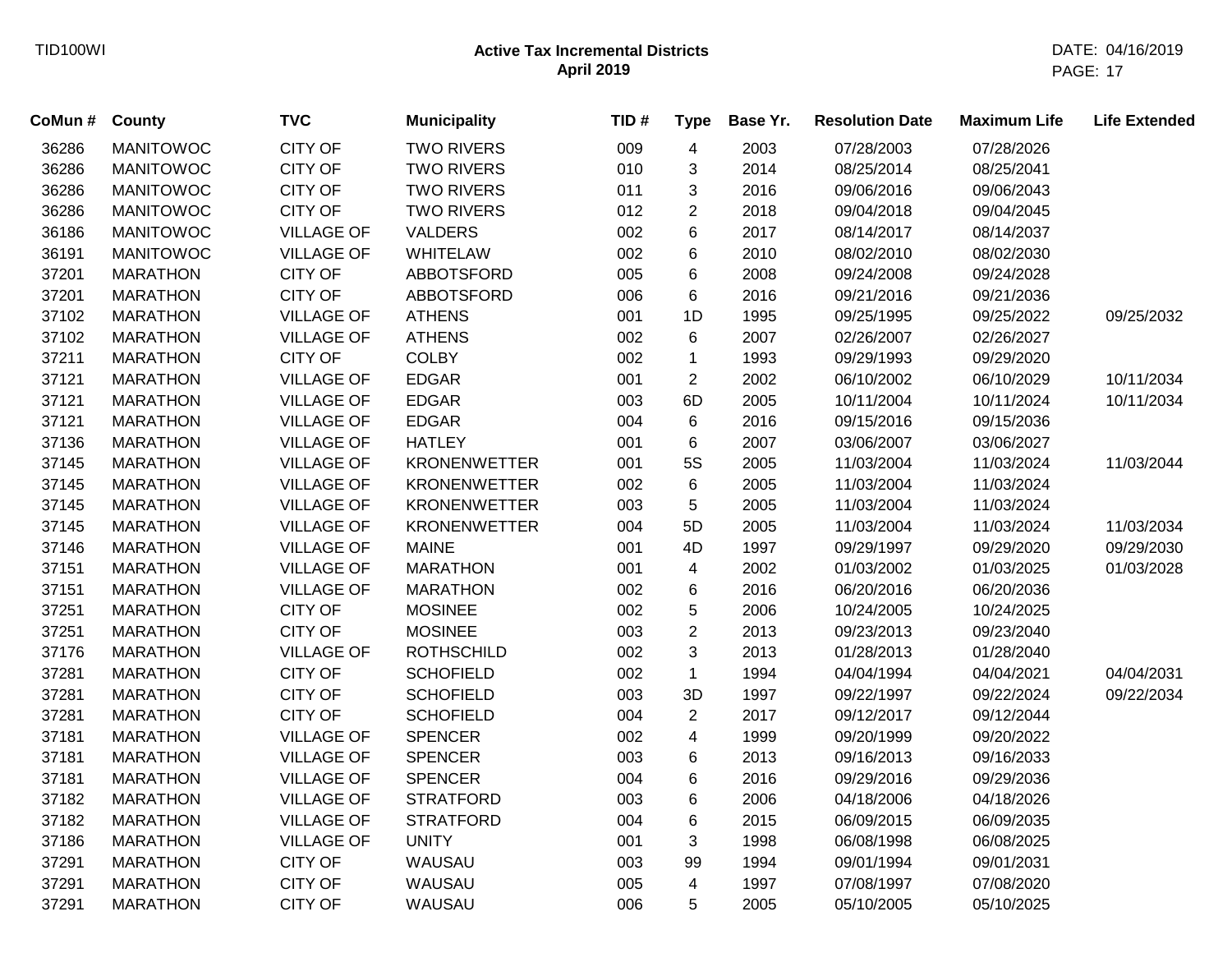## Active Tax Incremental Districts
### April 2019

| CoMun # | County | TVC | Municipality | TID # | Type | Base Yr. | Resolution Date | Maximum Life | Life Extended |
|---|---|---|---|---|---|---|---|---|---|
| 36286 | MANITOWOC | CITY OF | TWO RIVERS | 009 | 4 | 2003 | 07/28/2003 | 07/28/2026 | |
| 36286 | MANITOWOC | CITY OF | TWO RIVERS | 010 | 3 | 2014 | 08/25/2014 | 08/25/2041 | |
| 36286 | MANITOWOC | CITY OF | TWO RIVERS | 011 | 3 | 2016 | 09/06/2016 | 09/06/2043 | |
| 36286 | MANITOWOC | CITY OF | TWO RIVERS | 012 | 2 | 2018 | 09/04/2018 | 09/04/2045 | |
| 36186 | MANITOWOC | VILLAGE OF | VALDERS | 002 | 6 | 2017 | 08/14/2017 | 08/14/2037 | |
| 36191 | MANITOWOC | VILLAGE OF | WHITELAW | 002 | 6 | 2010 | 08/02/2010 | 08/02/2030 | |
| 37201 | MARATHON | CITY OF | ABBOTSFORD | 005 | 6 | 2008 | 09/24/2008 | 09/24/2028 | |
| 37201 | MARATHON | CITY OF | ABBOTSFORD | 006 | 6 | 2016 | 09/21/2016 | 09/21/2036 | |
| 37102 | MARATHON | VILLAGE OF | ATHENS | 001 | 1D | 1995 | 09/25/1995 | 09/25/2022 | 09/25/2032 |
| 37102 | MARATHON | VILLAGE OF | ATHENS | 002 | 6 | 2007 | 02/26/2007 | 02/26/2027 | |
| 37211 | MARATHON | CITY OF | COLBY | 002 | 1 | 1993 | 09/29/1993 | 09/29/2020 | |
| 37121 | MARATHON | VILLAGE OF | EDGAR | 001 | 2 | 2002 | 06/10/2002 | 06/10/2029 | 10/11/2034 |
| 37121 | MARATHON | VILLAGE OF | EDGAR | 003 | 6D | 2005 | 10/11/2004 | 10/11/2024 | 10/11/2034 |
| 37121 | MARATHON | VILLAGE OF | EDGAR | 004 | 6 | 2016 | 09/15/2016 | 09/15/2036 | |
| 37136 | MARATHON | VILLAGE OF | HATLEY | 001 | 6 | 2007 | 03/06/2007 | 03/06/2027 | |
| 37145 | MARATHON | VILLAGE OF | KRONENWETTER | 001 | 5S | 2005 | 11/03/2004 | 11/03/2024 | 11/03/2044 |
| 37145 | MARATHON | VILLAGE OF | KRONENWETTER | 002 | 6 | 2005 | 11/03/2004 | 11/03/2024 | |
| 37145 | MARATHON | VILLAGE OF | KRONENWETTER | 003 | 5 | 2005 | 11/03/2004 | 11/03/2024 | |
| 37145 | MARATHON | VILLAGE OF | KRONENWETTER | 004 | 5D | 2005 | 11/03/2004 | 11/03/2024 | 11/03/2034 |
| 37146 | MARATHON | VILLAGE OF | MAINE | 001 | 4D | 1997 | 09/29/1997 | 09/29/2020 | 09/29/2030 |
| 37151 | MARATHON | VILLAGE OF | MARATHON | 001 | 4 | 2002 | 01/03/2002 | 01/03/2025 | 01/03/2028 |
| 37151 | MARATHON | VILLAGE OF | MARATHON | 002 | 6 | 2016 | 06/20/2016 | 06/20/2036 | |
| 37251 | MARATHON | CITY OF | MOSINEE | 002 | 5 | 2006 | 10/24/2005 | 10/24/2025 | |
| 37251 | MARATHON | CITY OF | MOSINEE | 003 | 2 | 2013 | 09/23/2013 | 09/23/2040 | |
| 37176 | MARATHON | VILLAGE OF | ROTHSCHILD | 002 | 3 | 2013 | 01/28/2013 | 01/28/2040 | |
| 37281 | MARATHON | CITY OF | SCHOFIELD | 002 | 1 | 1994 | 04/04/1994 | 04/04/2021 | 04/04/2031 |
| 37281 | MARATHON | CITY OF | SCHOFIELD | 003 | 3D | 1997 | 09/22/1997 | 09/22/2024 | 09/22/2034 |
| 37281 | MARATHON | CITY OF | SCHOFIELD | 004 | 2 | 2017 | 09/12/2017 | 09/12/2044 | |
| 37181 | MARATHON | VILLAGE OF | SPENCER | 002 | 4 | 1999 | 09/20/1999 | 09/20/2022 | |
| 37181 | MARATHON | VILLAGE OF | SPENCER | 003 | 6 | 2013 | 09/16/2013 | 09/16/2033 | |
| 37181 | MARATHON | VILLAGE OF | SPENCER | 004 | 6 | 2016 | 09/29/2016 | 09/29/2036 | |
| 37182 | MARATHON | VILLAGE OF | STRATFORD | 003 | 6 | 2006 | 04/18/2006 | 04/18/2026 | |
| 37182 | MARATHON | VILLAGE OF | STRATFORD | 004 | 6 | 2015 | 06/09/2015 | 06/09/2035 | |
| 37186 | MARATHON | VILLAGE OF | UNITY | 001 | 3 | 1998 | 06/08/1998 | 06/08/2025 | |
| 37291 | MARATHON | CITY OF | WAUSAU | 003 | 99 | 1994 | 09/01/1994 | 09/01/2031 | |
| 37291 | MARATHON | CITY OF | WAUSAU | 005 | 4 | 1997 | 07/08/1997 | 07/08/2020 | |
| 37291 | MARATHON | CITY OF | WAUSAU | 006 | 5 | 2005 | 05/10/2005 | 05/10/2025 | |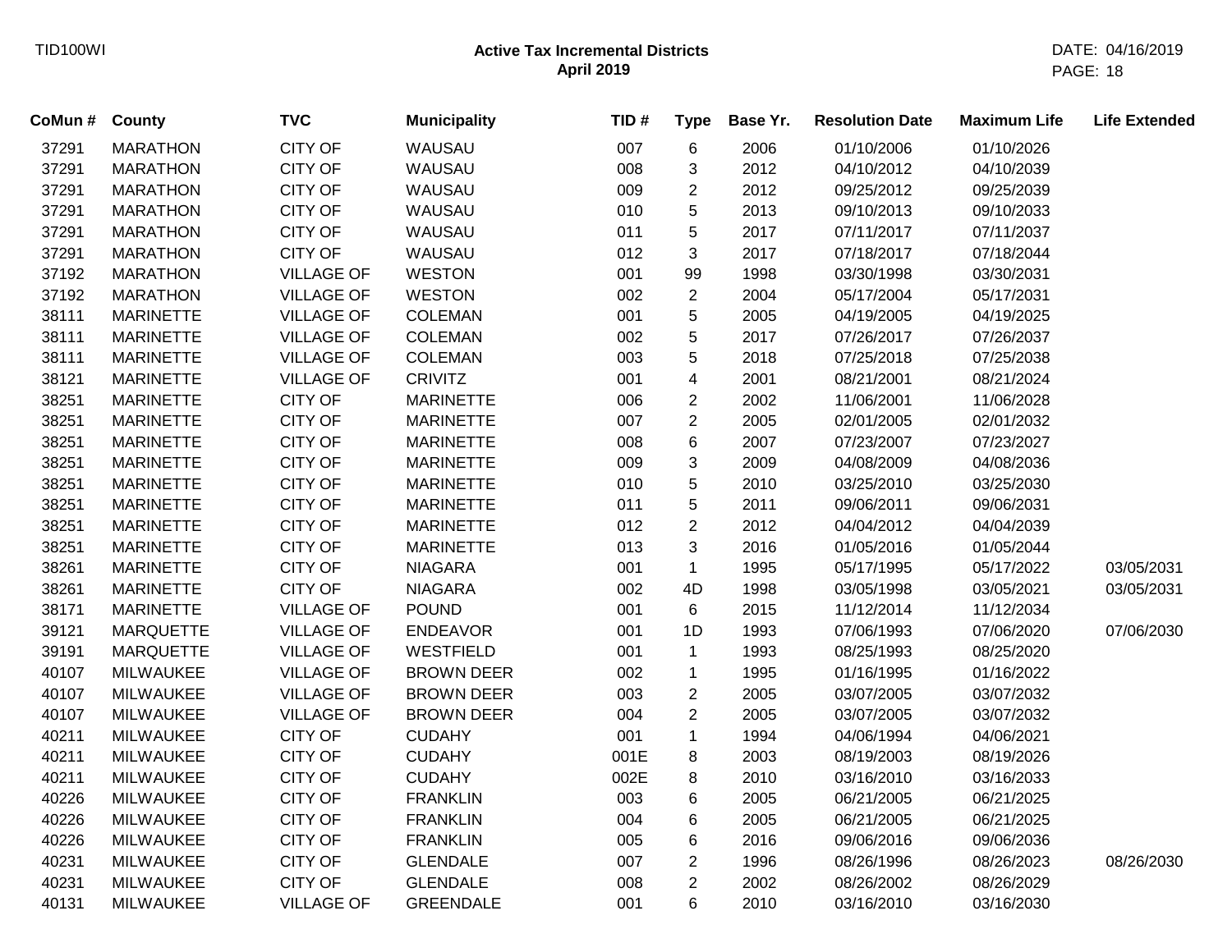| CoMun # | County | TVC | Municipality | TID # | Type | Base Yr. | Resolution Date | Maximum Life | Life Extended |
|---|---|---|---|---|---|---|---|---|---|
| 37291 | MARATHON | CITY OF | WAUSAU | 007 | 6 | 2006 | 01/10/2006 | 01/10/2026 | |
| 37291 | MARATHON | CITY OF | WAUSAU | 008 | 3 | 2012 | 04/10/2012 | 04/10/2039 | |
| 37291 | MARATHON | CITY OF | WAUSAU | 009 | 2 | 2012 | 09/25/2012 | 09/25/2039 | |
| 37291 | MARATHON | CITY OF | WAUSAU | 010 | 5 | 2013 | 09/10/2013 | 09/10/2033 | |
| 37291 | MARATHON | CITY OF | WAUSAU | 011 | 5 | 2017 | 07/11/2017 | 07/11/2037 | |
| 37291 | MARATHON | CITY OF | WAUSAU | 012 | 3 | 2017 | 07/18/2017 | 07/18/2044 | |
| 37192 | MARATHON | VILLAGE OF | WESTON | 001 | 99 | 1998 | 03/30/1998 | 03/30/2031 | |
| 37192 | MARATHON | VILLAGE OF | WESTON | 002 | 2 | 2004 | 05/17/2004 | 05/17/2031 | |
| 38111 | MARINETTE | VILLAGE OF | COLEMAN | 001 | 5 | 2005 | 04/19/2005 | 04/19/2025 | |
| 38111 | MARINETTE | VILLAGE OF | COLEMAN | 002 | 5 | 2017 | 07/26/2017 | 07/26/2037 | |
| 38111 | MARINETTE | VILLAGE OF | COLEMAN | 003 | 5 | 2018 | 07/25/2018 | 07/25/2038 | |
| 38121 | MARINETTE | VILLAGE OF | CRIVITZ | 001 | 4 | 2001 | 08/21/2001 | 08/21/2024 | |
| 38251 | MARINETTE | CITY OF | MARINETTE | 006 | 2 | 2002 | 11/06/2001 | 11/06/2028 | |
| 38251 | MARINETTE | CITY OF | MARINETTE | 007 | 2 | 2005 | 02/01/2005 | 02/01/2032 | |
| 38251 | MARINETTE | CITY OF | MARINETTE | 008 | 6 | 2007 | 07/23/2007 | 07/23/2027 | |
| 38251 | MARINETTE | CITY OF | MARINETTE | 009 | 3 | 2009 | 04/08/2009 | 04/08/2036 | |
| 38251 | MARINETTE | CITY OF | MARINETTE | 010 | 5 | 2010 | 03/25/2010 | 03/25/2030 | |
| 38251 | MARINETTE | CITY OF | MARINETTE | 011 | 5 | 2011 | 09/06/2011 | 09/06/2031 | |
| 38251 | MARINETTE | CITY OF | MARINETTE | 012 | 2 | 2012 | 04/04/2012 | 04/04/2039 | |
| 38251 | MARINETTE | CITY OF | MARINETTE | 013 | 3 | 2016 | 01/05/2016 | 01/05/2044 | |
| 38261 | MARINETTE | CITY OF | NIAGARA | 001 | 1 | 1995 | 05/17/1995 | 05/17/2022 | 03/05/2031 |
| 38261 | MARINETTE | CITY OF | NIAGARA | 002 | 4D | 1998 | 03/05/1998 | 03/05/2021 | 03/05/2031 |
| 38171 | MARINETTE | VILLAGE OF | POUND | 001 | 6 | 2015 | 11/12/2014 | 11/12/2034 | |
| 39121 | MARQUETTE | VILLAGE OF | ENDEAVOR | 001 | 1D | 1993 | 07/06/1993 | 07/06/2020 | 07/06/2030 |
| 39191 | MARQUETTE | VILLAGE OF | WESTFIELD | 001 | 1 | 1993 | 08/25/1993 | 08/25/2020 | |
| 40107 | MILWAUKEE | VILLAGE OF | BROWN DEER | 002 | 1 | 1995 | 01/16/1995 | 01/16/2022 | |
| 40107 | MILWAUKEE | VILLAGE OF | BROWN DEER | 003 | 2 | 2005 | 03/07/2005 | 03/07/2032 | |
| 40107 | MILWAUKEE | VILLAGE OF | BROWN DEER | 004 | 2 | 2005 | 03/07/2005 | 03/07/2032 | |
| 40211 | MILWAUKEE | CITY OF | CUDAHY | 001 | 1 | 1994 | 04/06/1994 | 04/06/2021 | |
| 40211 | MILWAUKEE | CITY OF | CUDAHY | 001E | 8 | 2003 | 08/19/2003 | 08/19/2026 | |
| 40211 | MILWAUKEE | CITY OF | CUDAHY | 002E | 8 | 2010 | 03/16/2010 | 03/16/2033 | |
| 40226 | MILWAUKEE | CITY OF | FRANKLIN | 003 | 6 | 2005 | 06/21/2005 | 06/21/2025 | |
| 40226 | MILWAUKEE | CITY OF | FRANKLIN | 004 | 6 | 2005 | 06/21/2005 | 06/21/2025 | |
| 40226 | MILWAUKEE | CITY OF | FRANKLIN | 005 | 6 | 2016 | 09/06/2016 | 09/06/2036 | |
| 40231 | MILWAUKEE | CITY OF | GLENDALE | 007 | 2 | 1996 | 08/26/1996 | 08/26/2023 | 08/26/2030 |
| 40231 | MILWAUKEE | CITY OF | GLENDALE | 008 | 2 | 2002 | 08/26/2002 | 08/26/2029 | |
| 40131 | MILWAUKEE | VILLAGE OF | GREENDALE | 001 | 6 | 2010 | 03/16/2010 | 03/16/2030 | |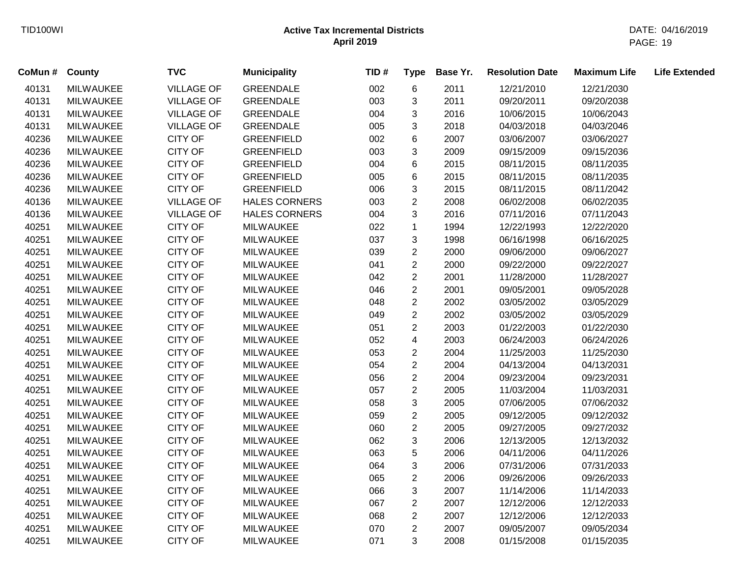| CoMun # | County | TVC | Municipality | TID # | Type | Base Yr. | Resolution Date | Maximum Life | Life Extended |
|---|---|---|---|---|---|---|---|---|---|
| 40131 | MILWAUKEE | VILLAGE OF | GREENDALE | 002 | 6 | 2011 | 12/21/2010 | 12/21/2030 | |
| 40131 | MILWAUKEE | VILLAGE OF | GREENDALE | 003 | 3 | 2011 | 09/20/2011 | 09/20/2038 | |
| 40131 | MILWAUKEE | VILLAGE OF | GREENDALE | 004 | 3 | 2016 | 10/06/2015 | 10/06/2043 | |
| 40131 | MILWAUKEE | VILLAGE OF | GREENDALE | 005 | 3 | 2018 | 04/03/2018 | 04/03/2046 | |
| 40236 | MILWAUKEE | CITY OF | GREENFIELD | 002 | 6 | 2007 | 03/06/2007 | 03/06/2027 | |
| 40236 | MILWAUKEE | CITY OF | GREENFIELD | 003 | 3 | 2009 | 09/15/2009 | 09/15/2036 | |
| 40236 | MILWAUKEE | CITY OF | GREENFIELD | 004 | 6 | 2015 | 08/11/2015 | 08/11/2035 | |
| 40236 | MILWAUKEE | CITY OF | GREENFIELD | 005 | 6 | 2015 | 08/11/2015 | 08/11/2035 | |
| 40236 | MILWAUKEE | CITY OF | GREENFIELD | 006 | 3 | 2015 | 08/11/2015 | 08/11/2042 | |
| 40136 | MILWAUKEE | VILLAGE OF | HALES CORNERS | 003 | 2 | 2008 | 06/02/2008 | 06/02/2035 | |
| 40136 | MILWAUKEE | VILLAGE OF | HALES CORNERS | 004 | 3 | 2016 | 07/11/2016 | 07/11/2043 | |
| 40251 | MILWAUKEE | CITY OF | MILWAUKEE | 022 | 1 | 1994 | 12/22/1993 | 12/22/2020 | |
| 40251 | MILWAUKEE | CITY OF | MILWAUKEE | 037 | 3 | 1998 | 06/16/1998 | 06/16/2025 | |
| 40251 | MILWAUKEE | CITY OF | MILWAUKEE | 039 | 2 | 2000 | 09/06/2000 | 09/06/2027 | |
| 40251 | MILWAUKEE | CITY OF | MILWAUKEE | 041 | 2 | 2000 | 09/22/2000 | 09/22/2027 | |
| 40251 | MILWAUKEE | CITY OF | MILWAUKEE | 042 | 2 | 2001 | 11/28/2000 | 11/28/2027 | |
| 40251 | MILWAUKEE | CITY OF | MILWAUKEE | 046 | 2 | 2001 | 09/05/2001 | 09/05/2028 | |
| 40251 | MILWAUKEE | CITY OF | MILWAUKEE | 048 | 2 | 2002 | 03/05/2002 | 03/05/2029 | |
| 40251 | MILWAUKEE | CITY OF | MILWAUKEE | 049 | 2 | 2002 | 03/05/2002 | 03/05/2029 | |
| 40251 | MILWAUKEE | CITY OF | MILWAUKEE | 051 | 2 | 2003 | 01/22/2003 | 01/22/2030 | |
| 40251 | MILWAUKEE | CITY OF | MILWAUKEE | 052 | 4 | 2003 | 06/24/2003 | 06/24/2026 | |
| 40251 | MILWAUKEE | CITY OF | MILWAUKEE | 053 | 2 | 2004 | 11/25/2003 | 11/25/2030 | |
| 40251 | MILWAUKEE | CITY OF | MILWAUKEE | 054 | 2 | 2004 | 04/13/2004 | 04/13/2031 | |
| 40251 | MILWAUKEE | CITY OF | MILWAUKEE | 056 | 2 | 2004 | 09/23/2004 | 09/23/2031 | |
| 40251 | MILWAUKEE | CITY OF | MILWAUKEE | 057 | 2 | 2005 | 11/03/2004 | 11/03/2031 | |
| 40251 | MILWAUKEE | CITY OF | MILWAUKEE | 058 | 3 | 2005 | 07/06/2005 | 07/06/2032 | |
| 40251 | MILWAUKEE | CITY OF | MILWAUKEE | 059 | 2 | 2005 | 09/12/2005 | 09/12/2032 | |
| 40251 | MILWAUKEE | CITY OF | MILWAUKEE | 060 | 2 | 2005 | 09/27/2005 | 09/27/2032 | |
| 40251 | MILWAUKEE | CITY OF | MILWAUKEE | 062 | 3 | 2006 | 12/13/2005 | 12/13/2032 | |
| 40251 | MILWAUKEE | CITY OF | MILWAUKEE | 063 | 5 | 2006 | 04/11/2006 | 04/11/2026 | |
| 40251 | MILWAUKEE | CITY OF | MILWAUKEE | 064 | 3 | 2006 | 07/31/2006 | 07/31/2033 | |
| 40251 | MILWAUKEE | CITY OF | MILWAUKEE | 065 | 2 | 2006 | 09/26/2006 | 09/26/2033 | |
| 40251 | MILWAUKEE | CITY OF | MILWAUKEE | 066 | 3 | 2007 | 11/14/2006 | 11/14/2033 | |
| 40251 | MILWAUKEE | CITY OF | MILWAUKEE | 067 | 2 | 2007 | 12/12/2006 | 12/12/2033 | |
| 40251 | MILWAUKEE | CITY OF | MILWAUKEE | 068 | 2 | 2007 | 12/12/2006 | 12/12/2033 | |
| 40251 | MILWAUKEE | CITY OF | MILWAUKEE | 070 | 2 | 2007 | 09/05/2007 | 09/05/2034 | |
| 40251 | MILWAUKEE | CITY OF | MILWAUKEE | 071 | 3 | 2008 | 01/15/2008 | 01/15/2035 | |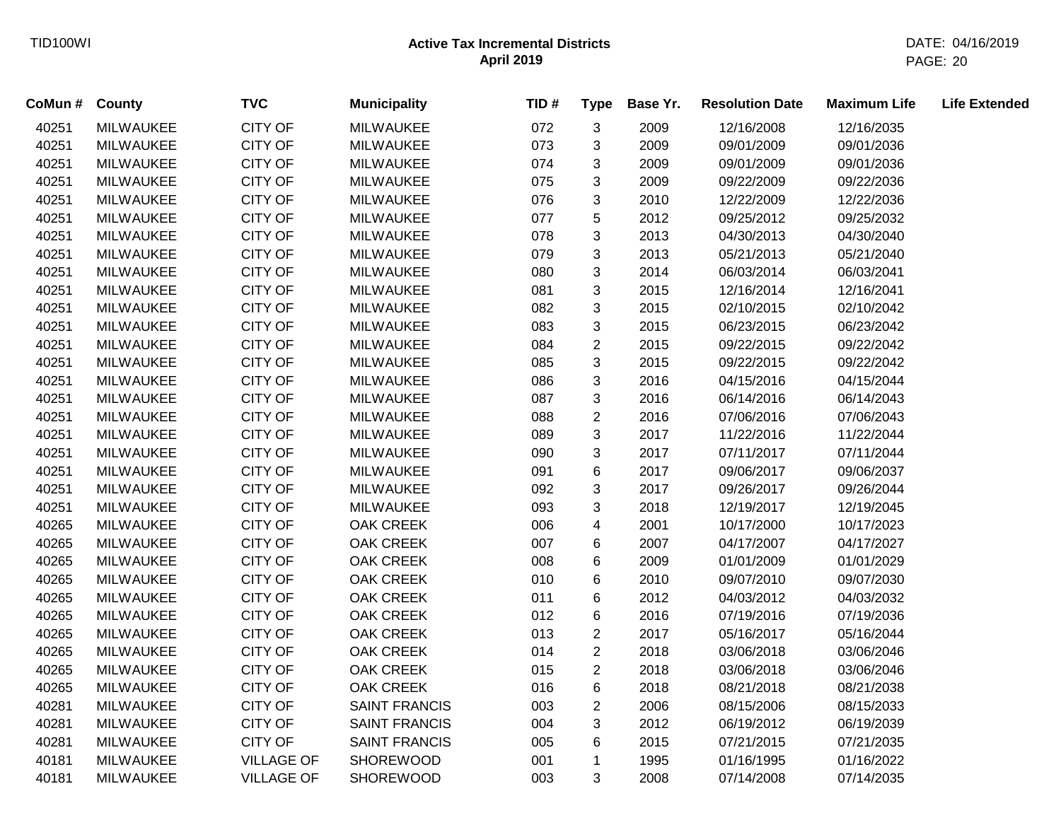| CoMun # | County | TVC | Municipality | TID # | Type | Base Yr. | Resolution Date | Maximum Life | Life Extended |
|---|---|---|---|---|---|---|---|---|---|
| 40251 | MILWAUKEE | CITY OF | MILWAUKEE | 072 | 3 | 2009 | 12/16/2008 | 12/16/2035 | |
| 40251 | MILWAUKEE | CITY OF | MILWAUKEE | 073 | 3 | 2009 | 09/01/2009 | 09/01/2036 | |
| 40251 | MILWAUKEE | CITY OF | MILWAUKEE | 074 | 3 | 2009 | 09/01/2009 | 09/01/2036 | |
| 40251 | MILWAUKEE | CITY OF | MILWAUKEE | 075 | 3 | 2009 | 09/22/2009 | 09/22/2036 | |
| 40251 | MILWAUKEE | CITY OF | MILWAUKEE | 076 | 3 | 2010 | 12/22/2009 | 12/22/2036 | |
| 40251 | MILWAUKEE | CITY OF | MILWAUKEE | 077 | 5 | 2012 | 09/25/2012 | 09/25/2032 | |
| 40251 | MILWAUKEE | CITY OF | MILWAUKEE | 078 | 3 | 2013 | 04/30/2013 | 04/30/2040 | |
| 40251 | MILWAUKEE | CITY OF | MILWAUKEE | 079 | 3 | 2013 | 05/21/2013 | 05/21/2040 | |
| 40251 | MILWAUKEE | CITY OF | MILWAUKEE | 080 | 3 | 2014 | 06/03/2014 | 06/03/2041 | |
| 40251 | MILWAUKEE | CITY OF | MILWAUKEE | 081 | 3 | 2015 | 12/16/2014 | 12/16/2041 | |
| 40251 | MILWAUKEE | CITY OF | MILWAUKEE | 082 | 3 | 2015 | 02/10/2015 | 02/10/2042 | |
| 40251 | MILWAUKEE | CITY OF | MILWAUKEE | 083 | 3 | 2015 | 06/23/2015 | 06/23/2042 | |
| 40251 | MILWAUKEE | CITY OF | MILWAUKEE | 084 | 2 | 2015 | 09/22/2015 | 09/22/2042 | |
| 40251 | MILWAUKEE | CITY OF | MILWAUKEE | 085 | 3 | 2015 | 09/22/2015 | 09/22/2042 | |
| 40251 | MILWAUKEE | CITY OF | MILWAUKEE | 086 | 3 | 2016 | 04/15/2016 | 04/15/2044 | |
| 40251 | MILWAUKEE | CITY OF | MILWAUKEE | 087 | 3 | 2016 | 06/14/2016 | 06/14/2043 | |
| 40251 | MILWAUKEE | CITY OF | MILWAUKEE | 088 | 2 | 2016 | 07/06/2016 | 07/06/2043 | |
| 40251 | MILWAUKEE | CITY OF | MILWAUKEE | 089 | 3 | 2017 | 11/22/2016 | 11/22/2044 | |
| 40251 | MILWAUKEE | CITY OF | MILWAUKEE | 090 | 3 | 2017 | 07/11/2017 | 07/11/2044 | |
| 40251 | MILWAUKEE | CITY OF | MILWAUKEE | 091 | 6 | 2017 | 09/06/2017 | 09/06/2037 | |
| 40251 | MILWAUKEE | CITY OF | MILWAUKEE | 092 | 3 | 2017 | 09/26/2017 | 09/26/2044 | |
| 40251 | MILWAUKEE | CITY OF | MILWAUKEE | 093 | 3 | 2018 | 12/19/2017 | 12/19/2045 | |
| 40265 | MILWAUKEE | CITY OF | OAK CREEK | 006 | 4 | 2001 | 10/17/2000 | 10/17/2023 | |
| 40265 | MILWAUKEE | CITY OF | OAK CREEK | 007 | 6 | 2007 | 04/17/2007 | 04/17/2027 | |
| 40265 | MILWAUKEE | CITY OF | OAK CREEK | 008 | 6 | 2009 | 01/01/2009 | 01/01/2029 | |
| 40265 | MILWAUKEE | CITY OF | OAK CREEK | 010 | 6 | 2010 | 09/07/2010 | 09/07/2030 | |
| 40265 | MILWAUKEE | CITY OF | OAK CREEK | 011 | 6 | 2012 | 04/03/2012 | 04/03/2032 | |
| 40265 | MILWAUKEE | CITY OF | OAK CREEK | 012 | 6 | 2016 | 07/19/2016 | 07/19/2036 | |
| 40265 | MILWAUKEE | CITY OF | OAK CREEK | 013 | 2 | 2017 | 05/16/2017 | 05/16/2044 | |
| 40265 | MILWAUKEE | CITY OF | OAK CREEK | 014 | 2 | 2018 | 03/06/2018 | 03/06/2046 | |
| 40265 | MILWAUKEE | CITY OF | OAK CREEK | 015 | 2 | 2018 | 03/06/2018 | 03/06/2046 | |
| 40265 | MILWAUKEE | CITY OF | OAK CREEK | 016 | 6 | 2018 | 08/21/2018 | 08/21/2038 | |
| 40281 | MILWAUKEE | CITY OF | SAINT FRANCIS | 003 | 2 | 2006 | 08/15/2006 | 08/15/2033 | |
| 40281 | MILWAUKEE | CITY OF | SAINT FRANCIS | 004 | 3 | 2012 | 06/19/2012 | 06/19/2039 | |
| 40281 | MILWAUKEE | CITY OF | SAINT FRANCIS | 005 | 6 | 2015 | 07/21/2015 | 07/21/2035 | |
| 40181 | MILWAUKEE | VILLAGE OF | SHOREWOOD | 001 | 1 | 1995 | 01/16/1995 | 01/16/2022 | |
| 40181 | MILWAUKEE | VILLAGE OF | SHOREWOOD | 003 | 3 | 2008 | 07/14/2008 | 07/14/2035 | |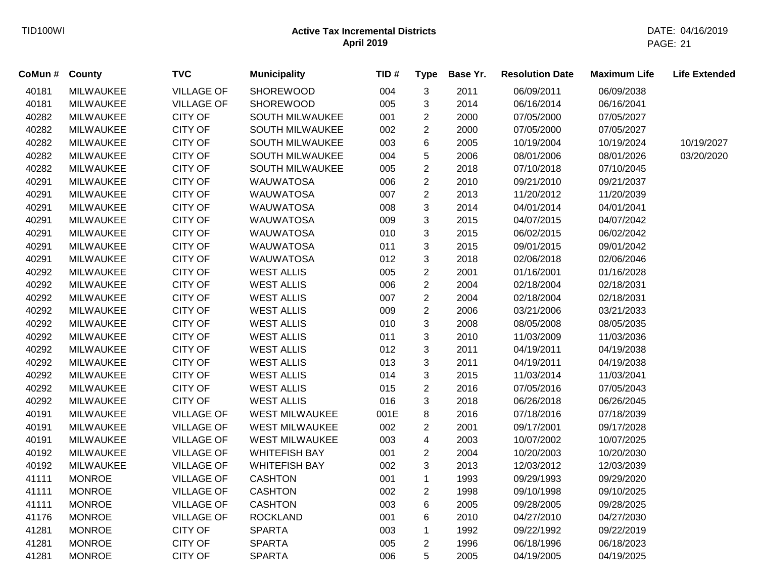**Active Tax Incremental Districts**
**April 2019**

| CoMun # | County | TVC | Municipality | TID # | Type | Base Yr. | Resolution Date | Maximum Life | Life Extended |
|---|---|---|---|---|---|---|---|---|---|
| 40181 | MILWAUKEE | VILLAGE OF | SHOREWOOD | 004 | 3 | 2011 | 06/09/2011 | 06/09/2038 | |
| 40181 | MILWAUKEE | VILLAGE OF | SHOREWOOD | 005 | 3 | 2014 | 06/16/2014 | 06/16/2041 | |
| 40282 | MILWAUKEE | CITY OF | SOUTH MILWAUKEE | 001 | 2 | 2000 | 07/05/2000 | 07/05/2027 | |
| 40282 | MILWAUKEE | CITY OF | SOUTH MILWAUKEE | 002 | 2 | 2000 | 07/05/2000 | 07/05/2027 | |
| 40282 | MILWAUKEE | CITY OF | SOUTH MILWAUKEE | 003 | 6 | 2005 | 10/19/2004 | 10/19/2024 | 10/19/2027 |
| 40282 | MILWAUKEE | CITY OF | SOUTH MILWAUKEE | 004 | 5 | 2006 | 08/01/2006 | 08/01/2026 | 03/20/2020 |
| 40282 | MILWAUKEE | CITY OF | SOUTH MILWAUKEE | 005 | 2 | 2018 | 07/10/2018 | 07/10/2045 | |
| 40291 | MILWAUKEE | CITY OF | WAUWATOSA | 006 | 2 | 2010 | 09/21/2010 | 09/21/2037 | |
| 40291 | MILWAUKEE | CITY OF | WAUWATOSA | 007 | 2 | 2013 | 11/20/2012 | 11/20/2039 | |
| 40291 | MILWAUKEE | CITY OF | WAUWATOSA | 008 | 3 | 2014 | 04/01/2014 | 04/01/2041 | |
| 40291 | MILWAUKEE | CITY OF | WAUWATOSA | 009 | 3 | 2015 | 04/07/2015 | 04/07/2042 | |
| 40291 | MILWAUKEE | CITY OF | WAUWATOSA | 010 | 3 | 2015 | 06/02/2015 | 06/02/2042 | |
| 40291 | MILWAUKEE | CITY OF | WAUWATOSA | 011 | 3 | 2015 | 09/01/2015 | 09/01/2042 | |
| 40291 | MILWAUKEE | CITY OF | WAUWATOSA | 012 | 3 | 2018 | 02/06/2018 | 02/06/2046 | |
| 40292 | MILWAUKEE | CITY OF | WEST ALLIS | 005 | 2 | 2001 | 01/16/2001 | 01/16/2028 | |
| 40292 | MILWAUKEE | CITY OF | WEST ALLIS | 006 | 2 | 2004 | 02/18/2004 | 02/18/2031 | |
| 40292 | MILWAUKEE | CITY OF | WEST ALLIS | 007 | 2 | 2004 | 02/18/2004 | 02/18/2031 | |
| 40292 | MILWAUKEE | CITY OF | WEST ALLIS | 009 | 2 | 2006 | 03/21/2006 | 03/21/2033 | |
| 40292 | MILWAUKEE | CITY OF | WEST ALLIS | 010 | 3 | 2008 | 08/05/2008 | 08/05/2035 | |
| 40292 | MILWAUKEE | CITY OF | WEST ALLIS | 011 | 3 | 2010 | 11/03/2009 | 11/03/2036 | |
| 40292 | MILWAUKEE | CITY OF | WEST ALLIS | 012 | 3 | 2011 | 04/19/2011 | 04/19/2038 | |
| 40292 | MILWAUKEE | CITY OF | WEST ALLIS | 013 | 3 | 2011 | 04/19/2011 | 04/19/2038 | |
| 40292 | MILWAUKEE | CITY OF | WEST ALLIS | 014 | 3 | 2015 | 11/03/2014 | 11/03/2041 | |
| 40292 | MILWAUKEE | CITY OF | WEST ALLIS | 015 | 2 | 2016 | 07/05/2016 | 07/05/2043 | |
| 40292 | MILWAUKEE | CITY OF | WEST ALLIS | 016 | 3 | 2018 | 06/26/2018 | 06/26/2045 | |
| 40191 | MILWAUKEE | VILLAGE OF | WEST MILWAUKEE | 001E | 8 | 2016 | 07/18/2016 | 07/18/2039 | |
| 40191 | MILWAUKEE | VILLAGE OF | WEST MILWAUKEE | 002 | 2 | 2001 | 09/17/2001 | 09/17/2028 | |
| 40191 | MILWAUKEE | VILLAGE OF | WEST MILWAUKEE | 003 | 4 | 2003 | 10/07/2002 | 10/07/2025 | |
| 40192 | MILWAUKEE | VILLAGE OF | WHITEFISH BAY | 001 | 2 | 2004 | 10/20/2003 | 10/20/2030 | |
| 40192 | MILWAUKEE | VILLAGE OF | WHITEFISH BAY | 002 | 3 | 2013 | 12/03/2012 | 12/03/2039 | |
| 41111 | MONROE | VILLAGE OF | CASHTON | 001 | 1 | 1993 | 09/29/1993 | 09/29/2020 | |
| 41111 | MONROE | VILLAGE OF | CASHTON | 002 | 2 | 1998 | 09/10/1998 | 09/10/2025 | |
| 41111 | MONROE | VILLAGE OF | CASHTON | 003 | 6 | 2005 | 09/28/2005 | 09/28/2025 | |
| 41176 | MONROE | VILLAGE OF | ROCKLAND | 001 | 6 | 2010 | 04/27/2010 | 04/27/2030 | |
| 41281 | MONROE | CITY OF | SPARTA | 003 | 1 | 1992 | 09/22/1992 | 09/22/2019 | |
| 41281 | MONROE | CITY OF | SPARTA | 005 | 2 | 1996 | 06/18/1996 | 06/18/2023 | |
| 41281 | MONROE | CITY OF | SPARTA | 006 | 5 | 2005 | 04/19/2005 | 04/19/2025 | |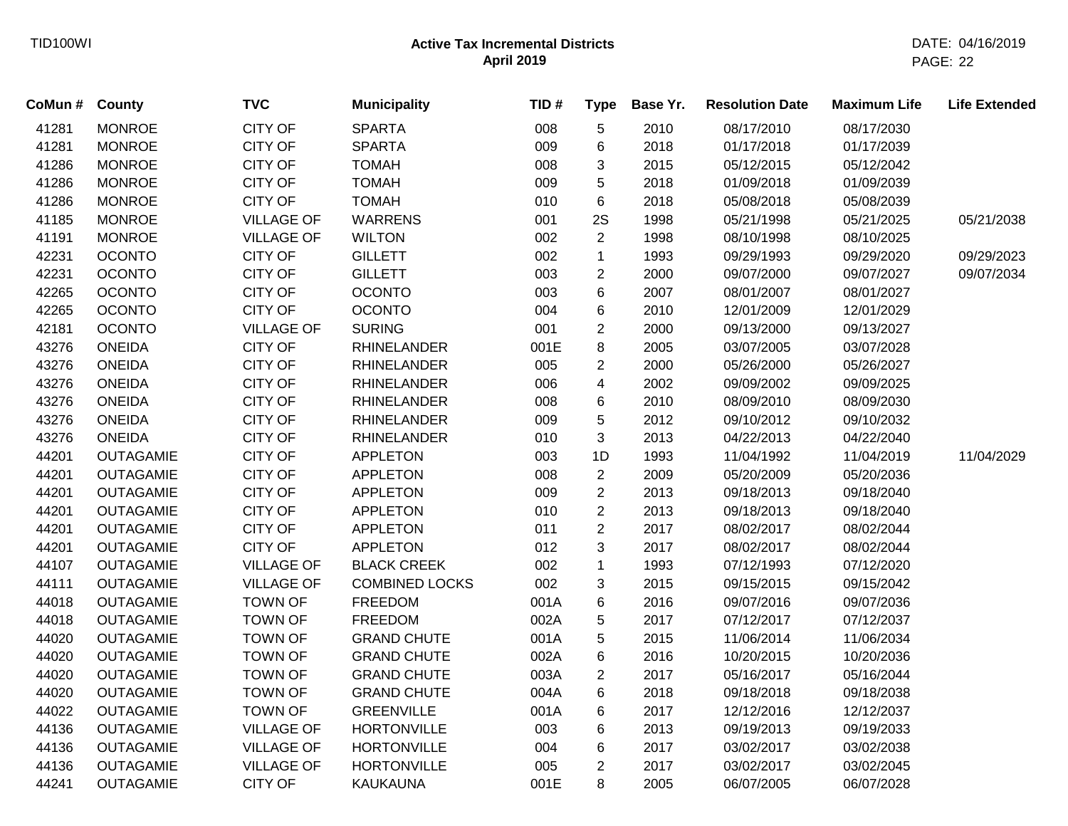# Active Tax Incremental Districts
## April 2019

| CoMun # | County | TVC | Municipality | TID # | Type | Base Yr. | Resolution Date | Maximum Life | Life Extended |
|---|---|---|---|---|---|---|---|---|---|
| 41281 | MONROE | CITY OF | SPARTA | 008 | 5 | 2010 | 08/17/2010 | 08/17/2030 | |
| 41281 | MONROE | CITY OF | SPARTA | 009 | 6 | 2018 | 01/17/2018 | 01/17/2039 | |
| 41286 | MONROE | CITY OF | TOMAH | 008 | 3 | 2015 | 05/12/2015 | 05/12/2042 | |
| 41286 | MONROE | CITY OF | TOMAH | 009 | 5 | 2018 | 01/09/2018 | 01/09/2039 | |
| 41286 | MONROE | CITY OF | TOMAH | 010 | 6 | 2018 | 05/08/2018 | 05/08/2039 | |
| 41185 | MONROE | VILLAGE OF | WARRENS | 001 | 2S | 1998 | 05/21/1998 | 05/21/2025 | 05/21/2038 |
| 41191 | MONROE | VILLAGE OF | WILTON | 002 | 2 | 1998 | 08/10/1998 | 08/10/2025 | |
| 42231 | OCONTO | CITY OF | GILLETT | 002 | 1 | 1993 | 09/29/1993 | 09/29/2020 | 09/29/2023 |
| 42231 | OCONTO | CITY OF | GILLETT | 003 | 2 | 2000 | 09/07/2000 | 09/07/2027 | 09/07/2034 |
| 42265 | OCONTO | CITY OF | OCONTO | 003 | 6 | 2007 | 08/01/2007 | 08/01/2027 | |
| 42265 | OCONTO | CITY OF | OCONTO | 004 | 6 | 2010 | 12/01/2009 | 12/01/2029 | |
| 42181 | OCONTO | VILLAGE OF | SURING | 001 | 2 | 2000 | 09/13/2000 | 09/13/2027 | |
| 43276 | ONEIDA | CITY OF | RHINELANDER | 001E | 8 | 2005 | 03/07/2005 | 03/07/2028 | |
| 43276 | ONEIDA | CITY OF | RHINELANDER | 005 | 2 | 2000 | 05/26/2000 | 05/26/2027 | |
| 43276 | ONEIDA | CITY OF | RHINELANDER | 006 | 4 | 2002 | 09/09/2002 | 09/09/2025 | |
| 43276 | ONEIDA | CITY OF | RHINELANDER | 008 | 6 | 2010 | 08/09/2010 | 08/09/2030 | |
| 43276 | ONEIDA | CITY OF | RHINELANDER | 009 | 5 | 2012 | 09/10/2012 | 09/10/2032 | |
| 43276 | ONEIDA | CITY OF | RHINELANDER | 010 | 3 | 2013 | 04/22/2013 | 04/22/2040 | |
| 44201 | OUTAGAMIE | CITY OF | APPLETON | 003 | 1D | 1993 | 11/04/1992 | 11/04/2019 | 11/04/2029 |
| 44201 | OUTAGAMIE | CITY OF | APPLETON | 008 | 2 | 2009 | 05/20/2009 | 05/20/2036 | |
| 44201 | OUTAGAMIE | CITY OF | APPLETON | 009 | 2 | 2013 | 09/18/2013 | 09/18/2040 | |
| 44201 | OUTAGAMIE | CITY OF | APPLETON | 010 | 2 | 2013 | 09/18/2013 | 09/18/2040 | |
| 44201 | OUTAGAMIE | CITY OF | APPLETON | 011 | 2 | 2017 | 08/02/2017 | 08/02/2044 | |
| 44201 | OUTAGAMIE | CITY OF | APPLETON | 012 | 3 | 2017 | 08/02/2017 | 08/02/2044 | |
| 44107 | OUTAGAMIE | VILLAGE OF | BLACK CREEK | 002 | 1 | 1993 | 07/12/1993 | 07/12/2020 | |
| 44111 | OUTAGAMIE | VILLAGE OF | COMBINED LOCKS | 002 | 3 | 2015 | 09/15/2015 | 09/15/2042 | |
| 44018 | OUTAGAMIE | TOWN OF | FREEDOM | 001A | 6 | 2016 | 09/07/2016 | 09/07/2036 | |
| 44018 | OUTAGAMIE | TOWN OF | FREEDOM | 002A | 5 | 2017 | 07/12/2017 | 07/12/2037 | |
| 44020 | OUTAGAMIE | TOWN OF | GRAND CHUTE | 001A | 5 | 2015 | 11/06/2014 | 11/06/2034 | |
| 44020 | OUTAGAMIE | TOWN OF | GRAND CHUTE | 002A | 6 | 2016 | 10/20/2015 | 10/20/2036 | |
| 44020 | OUTAGAMIE | TOWN OF | GRAND CHUTE | 003A | 2 | 2017 | 05/16/2017 | 05/16/2044 | |
| 44020 | OUTAGAMIE | TOWN OF | GRAND CHUTE | 004A | 6 | 2018 | 09/18/2018 | 09/18/2038 | |
| 44022 | OUTAGAMIE | TOWN OF | GREENVILLE | 001A | 6 | 2017 | 12/12/2016 | 12/12/2037 | |
| 44136 | OUTAGAMIE | VILLAGE OF | HORTONVILLE | 003 | 6 | 2013 | 09/19/2013 | 09/19/2033 | |
| 44136 | OUTAGAMIE | VILLAGE OF | HORTONVILLE | 004 | 6 | 2017 | 03/02/2017 | 03/02/2038 | |
| 44136 | OUTAGAMIE | VILLAGE OF | HORTONVILLE | 005 | 2 | 2017 | 03/02/2017 | 03/02/2045 | |
| 44241 | OUTAGAMIE | CITY OF | KAUKAUNA | 001E | 8 | 2005 | 06/07/2005 | 06/07/2028 | |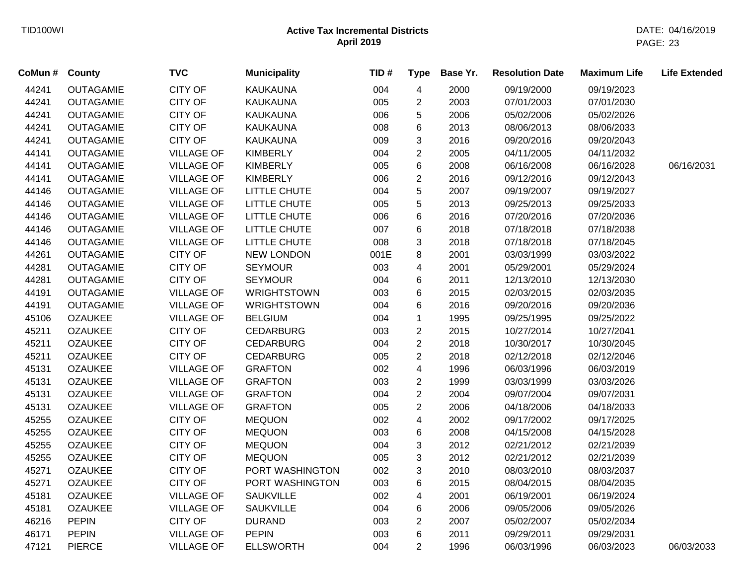**Active Tax Incremental Districts**
**April 2019**

| CoMun # | County | TVC | Municipality | TID # | Type | Base Yr. | Resolution Date | Maximum Life | Life Extended |
|---|---|---|---|---|---|---|---|---|---|
| 44241 | OUTAGAMIE | CITY OF | KAUKAUNA | 004 | 4 | 2000 | 09/19/2000 | 09/19/2023 | |
| 44241 | OUTAGAMIE | CITY OF | KAUKAUNA | 005 | 2 | 2003 | 07/01/2003 | 07/01/2030 | |
| 44241 | OUTAGAMIE | CITY OF | KAUKAUNA | 006 | 5 | 2006 | 05/02/2006 | 05/02/2026 | |
| 44241 | OUTAGAMIE | CITY OF | KAUKAUNA | 008 | 6 | 2013 | 08/06/2013 | 08/06/2033 | |
| 44241 | OUTAGAMIE | CITY OF | KAUKAUNA | 009 | 3 | 2016 | 09/20/2016 | 09/20/2043 | |
| 44141 | OUTAGAMIE | VILLAGE OF | KIMBERLY | 004 | 2 | 2005 | 04/11/2005 | 04/11/2032 | |
| 44141 | OUTAGAMIE | VILLAGE OF | KIMBERLY | 005 | 6 | 2008 | 06/16/2008 | 06/16/2028 | 06/16/2031 |
| 44141 | OUTAGAMIE | VILLAGE OF | KIMBERLY | 006 | 2 | 2016 | 09/12/2016 | 09/12/2043 | |
| 44146 | OUTAGAMIE | VILLAGE OF | LITTLE CHUTE | 004 | 5 | 2007 | 09/19/2007 | 09/19/2027 | |
| 44146 | OUTAGAMIE | VILLAGE OF | LITTLE CHUTE | 005 | 5 | 2013 | 09/25/2013 | 09/25/2033 | |
| 44146 | OUTAGAMIE | VILLAGE OF | LITTLE CHUTE | 006 | 6 | 2016 | 07/20/2016 | 07/20/2036 | |
| 44146 | OUTAGAMIE | VILLAGE OF | LITTLE CHUTE | 007 | 6 | 2018 | 07/18/2018 | 07/18/2038 | |
| 44146 | OUTAGAMIE | VILLAGE OF | LITTLE CHUTE | 008 | 3 | 2018 | 07/18/2018 | 07/18/2045 | |
| 44261 | OUTAGAMIE | CITY OF | NEW LONDON | 001E | 8 | 2001 | 03/03/1999 | 03/03/2022 | |
| 44281 | OUTAGAMIE | CITY OF | SEYMOUR | 003 | 4 | 2001 | 05/29/2001 | 05/29/2024 | |
| 44281 | OUTAGAMIE | CITY OF | SEYMOUR | 004 | 6 | 2011 | 12/13/2010 | 12/13/2030 | |
| 44191 | OUTAGAMIE | VILLAGE OF | WRIGHTSTOWN | 003 | 6 | 2015 | 02/03/2015 | 02/03/2035 | |
| 44191 | OUTAGAMIE | VILLAGE OF | WRIGHTSTOWN | 004 | 6 | 2016 | 09/20/2016 | 09/20/2036 | |
| 45106 | OZAUKEE | VILLAGE OF | BELGIUM | 004 | 1 | 1995 | 09/25/1995 | 09/25/2022 | |
| 45211 | OZAUKEE | CITY OF | CEDARBURG | 003 | 2 | 2015 | 10/27/2014 | 10/27/2041 | |
| 45211 | OZAUKEE | CITY OF | CEDARBURG | 004 | 2 | 2018 | 10/30/2017 | 10/30/2045 | |
| 45211 | OZAUKEE | CITY OF | CEDARBURG | 005 | 2 | 2018 | 02/12/2018 | 02/12/2046 | |
| 45131 | OZAUKEE | VILLAGE OF | GRAFTON | 002 | 4 | 1996 | 06/03/1996 | 06/03/2019 | |
| 45131 | OZAUKEE | VILLAGE OF | GRAFTON | 003 | 2 | 1999 | 03/03/1999 | 03/03/2026 | |
| 45131 | OZAUKEE | VILLAGE OF | GRAFTON | 004 | 2 | 2004 | 09/07/2004 | 09/07/2031 | |
| 45131 | OZAUKEE | VILLAGE OF | GRAFTON | 005 | 2 | 2006 | 04/18/2006 | 04/18/2033 | |
| 45255 | OZAUKEE | CITY OF | MEQUON | 002 | 4 | 2002 | 09/17/2002 | 09/17/2025 | |
| 45255 | OZAUKEE | CITY OF | MEQUON | 003 | 6 | 2008 | 04/15/2008 | 04/15/2028 | |
| 45255 | OZAUKEE | CITY OF | MEQUON | 004 | 3 | 2012 | 02/21/2012 | 02/21/2039 | |
| 45255 | OZAUKEE | CITY OF | MEQUON | 005 | 3 | 2012 | 02/21/2012 | 02/21/2039 | |
| 45271 | OZAUKEE | CITY OF | PORT WASHINGTON | 002 | 3 | 2010 | 08/03/2010 | 08/03/2037 | |
| 45271 | OZAUKEE | CITY OF | PORT WASHINGTON | 003 | 6 | 2015 | 08/04/2015 | 08/04/2035 | |
| 45181 | OZAUKEE | VILLAGE OF | SAUKVILLE | 002 | 4 | 2001 | 06/19/2001 | 06/19/2024 | |
| 45181 | OZAUKEE | VILLAGE OF | SAUKVILLE | 004 | 6 | 2006 | 09/05/2006 | 09/05/2026 | |
| 46216 | PEPIN | CITY OF | DURAND | 003 | 2 | 2007 | 05/02/2007 | 05/02/2034 | |
| 46171 | PEPIN | VILLAGE OF | PEPIN | 003 | 6 | 2011 | 09/29/2011 | 09/29/2031 | |
| 47121 | PIERCE | VILLAGE OF | ELLSWORTH | 004 | 2 | 1996 | 06/03/1996 | 06/03/2023 | 06/03/2033 |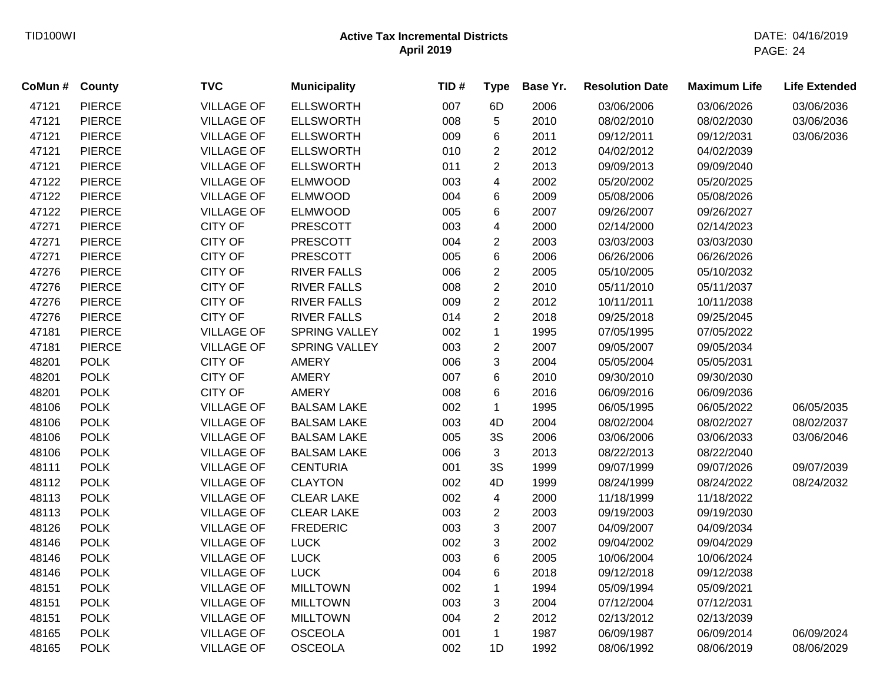# Active Tax Incremental Districts
## April 2019

| CoMun # | County | TVC | Municipality | TID # | Type | Base Yr. | Resolution Date | Maximum Life | Life Extended |
|---|---|---|---|---|---|---|---|---|---|
| 47121 | PIERCE | VILLAGE OF | ELLSWORTH | 007 | 6D | 2006 | 03/06/2006 | 03/06/2026 | 03/06/2036 |
| 47121 | PIERCE | VILLAGE OF | ELLSWORTH | 008 | 5 | 2010 | 08/02/2010 | 08/02/2030 | 03/06/2036 |
| 47121 | PIERCE | VILLAGE OF | ELLSWORTH | 009 | 6 | 2011 | 09/12/2011 | 09/12/2031 | 03/06/2036 |
| 47121 | PIERCE | VILLAGE OF | ELLSWORTH | 010 | 2 | 2012 | 04/02/2012 | 04/02/2039 | |
| 47121 | PIERCE | VILLAGE OF | ELLSWORTH | 011 | 2 | 2013 | 09/09/2013 | 09/09/2040 | |
| 47122 | PIERCE | VILLAGE OF | ELMWOOD | 003 | 4 | 2002 | 05/20/2002 | 05/20/2025 | |
| 47122 | PIERCE | VILLAGE OF | ELMWOOD | 004 | 6 | 2009 | 05/08/2006 | 05/08/2026 | |
| 47122 | PIERCE | VILLAGE OF | ELMWOOD | 005 | 6 | 2007 | 09/26/2007 | 09/26/2027 | |
| 47271 | PIERCE | CITY OF | PRESCOTT | 003 | 4 | 2000 | 02/14/2000 | 02/14/2023 | |
| 47271 | PIERCE | CITY OF | PRESCOTT | 004 | 2 | 2003 | 03/03/2003 | 03/03/2030 | |
| 47271 | PIERCE | CITY OF | PRESCOTT | 005 | 6 | 2006 | 06/26/2006 | 06/26/2026 | |
| 47276 | PIERCE | CITY OF | RIVER FALLS | 006 | 2 | 2005 | 05/10/2005 | 05/10/2032 | |
| 47276 | PIERCE | CITY OF | RIVER FALLS | 008 | 2 | 2010 | 05/11/2010 | 05/11/2037 | |
| 47276 | PIERCE | CITY OF | RIVER FALLS | 009 | 2 | 2012 | 10/11/2011 | 10/11/2038 | |
| 47276 | PIERCE | CITY OF | RIVER FALLS | 014 | 2 | 2018 | 09/25/2018 | 09/25/2045 | |
| 47181 | PIERCE | VILLAGE OF | SPRING VALLEY | 002 | 1 | 1995 | 07/05/1995 | 07/05/2022 | |
| 47181 | PIERCE | VILLAGE OF | SPRING VALLEY | 003 | 2 | 2007 | 09/05/2007 | 09/05/2034 | |
| 48201 | POLK | CITY OF | AMERY | 006 | 3 | 2004 | 05/05/2004 | 05/05/2031 | |
| 48201 | POLK | CITY OF | AMERY | 007 | 6 | 2010 | 09/30/2010 | 09/30/2030 | |
| 48201 | POLK | CITY OF | AMERY | 008 | 6 | 2016 | 06/09/2016 | 06/09/2036 | |
| 48106 | POLK | VILLAGE OF | BALSAM LAKE | 002 | 1 | 1995 | 06/05/1995 | 06/05/2022 | 06/05/2035 |
| 48106 | POLK | VILLAGE OF | BALSAM LAKE | 003 | 4D | 2004 | 08/02/2004 | 08/02/2027 | 08/02/2037 |
| 48106 | POLK | VILLAGE OF | BALSAM LAKE | 005 | 3S | 2006 | 03/06/2006 | 03/06/2033 | 03/06/2046 |
| 48106 | POLK | VILLAGE OF | BALSAM LAKE | 006 | 3 | 2013 | 08/22/2013 | 08/22/2040 | |
| 48111 | POLK | VILLAGE OF | CENTURIA | 001 | 3S | 1999 | 09/07/1999 | 09/07/2026 | 09/07/2039 |
| 48112 | POLK | VILLAGE OF | CLAYTON | 002 | 4D | 1999 | 08/24/1999 | 08/24/2022 | 08/24/2032 |
| 48113 | POLK | VILLAGE OF | CLEAR LAKE | 002 | 4 | 2000 | 11/18/1999 | 11/18/2022 | |
| 48113 | POLK | VILLAGE OF | CLEAR LAKE | 003 | 2 | 2003 | 09/19/2003 | 09/19/2030 | |
| 48126 | POLK | VILLAGE OF | FREDERIC | 003 | 3 | 2007 | 04/09/2007 | 04/09/2034 | |
| 48146 | POLK | VILLAGE OF | LUCK | 002 | 3 | 2002 | 09/04/2002 | 09/04/2029 | |
| 48146 | POLK | VILLAGE OF | LUCK | 003 | 6 | 2005 | 10/06/2004 | 10/06/2024 | |
| 48146 | POLK | VILLAGE OF | LUCK | 004 | 6 | 2018 | 09/12/2018 | 09/12/2038 | |
| 48151 | POLK | VILLAGE OF | MILLTOWN | 002 | 1 | 1994 | 05/09/1994 | 05/09/2021 | |
| 48151 | POLK | VILLAGE OF | MILLTOWN | 003 | 3 | 2004 | 07/12/2004 | 07/12/2031 | |
| 48151 | POLK | VILLAGE OF | MILLTOWN | 004 | 2 | 2012 | 02/13/2012 | 02/13/2039 | |
| 48165 | POLK | VILLAGE OF | OSCEOLA | 001 | 1 | 1987 | 06/09/1987 | 06/09/2014 | 06/09/2024 |
| 48165 | POLK | VILLAGE OF | OSCEOLA | 002 | 1D | 1992 | 08/06/1992 | 08/06/2019 | 08/06/2029 |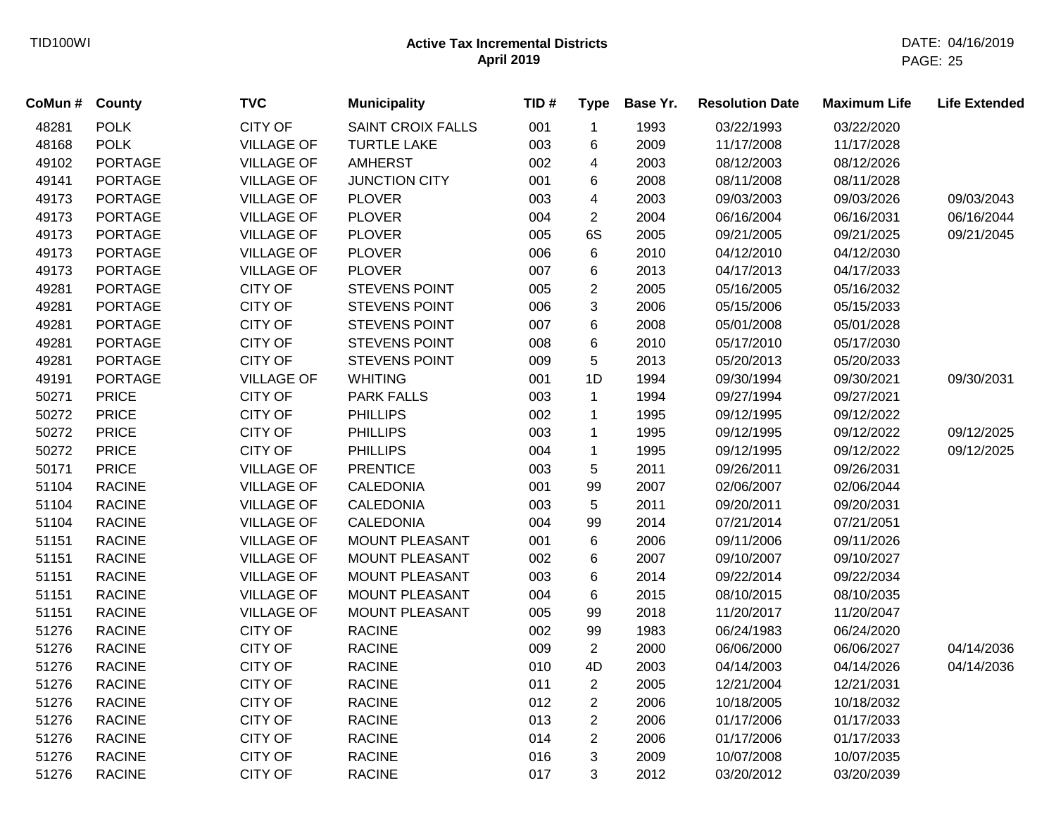TID100WI

**Active Tax Incremental Districts**
**April 2019**

DATE: 04/16/2019

| CoMun # | County | TVC | Municipality | TID # | Type | Base Yr. | Resolution Date | Maximum Life | Life Extended |
|---|---|---|---|---|---|---|---|---|---|
| 48281 | POLK | CITY OF | SAINT CROIX FALLS | 001 | 1 | 1993 | 03/22/1993 | 03/22/2020 | |
| 48168 | POLK | VILLAGE OF | TURTLE LAKE | 003 | 6 | 2009 | 11/17/2008 | 11/17/2028 | |
| 49102 | PORTAGE | VILLAGE OF | AMHERST | 002 | 4 | 2003 | 08/12/2003 | 08/12/2026 | |
| 49141 | PORTAGE | VILLAGE OF | JUNCTION CITY | 001 | 6 | 2008 | 08/11/2008 | 08/11/2028 | |
| 49173 | PORTAGE | VILLAGE OF | PLOVER | 003 | 4 | 2003 | 09/03/2003 | 09/03/2026 | 09/03/2043 |
| 49173 | PORTAGE | VILLAGE OF | PLOVER | 004 | 2 | 2004 | 06/16/2004 | 06/16/2031 | 06/16/2044 |
| 49173 | PORTAGE | VILLAGE OF | PLOVER | 005 | 6S | 2005 | 09/21/2005 | 09/21/2025 | 09/21/2045 |
| 49173 | PORTAGE | VILLAGE OF | PLOVER | 006 | 6 | 2010 | 04/12/2010 | 04/12/2030 | |
| 49173 | PORTAGE | VILLAGE OF | PLOVER | 007 | 6 | 2013 | 04/17/2013 | 04/17/2033 | |
| 49281 | PORTAGE | CITY OF | STEVENS POINT | 005 | 2 | 2005 | 05/16/2005 | 05/16/2032 | |
| 49281 | PORTAGE | CITY OF | STEVENS POINT | 006 | 3 | 2006 | 05/15/2006 | 05/15/2033 | |
| 49281 | PORTAGE | CITY OF | STEVENS POINT | 007 | 6 | 2008 | 05/01/2008 | 05/01/2028 | |
| 49281 | PORTAGE | CITY OF | STEVENS POINT | 008 | 6 | 2010 | 05/17/2010 | 05/17/2030 | |
| 49281 | PORTAGE | CITY OF | STEVENS POINT | 009 | 5 | 2013 | 05/20/2013 | 05/20/2033 | |
| 49191 | PORTAGE | VILLAGE OF | WHITING | 001 | 1D | 1994 | 09/30/1994 | 09/30/2021 | 09/30/2031 |
| 50271 | PRICE | CITY OF | PARK FALLS | 003 | 1 | 1994 | 09/27/1994 | 09/27/2021 | |
| 50272 | PRICE | CITY OF | PHILLIPS | 002 | 1 | 1995 | 09/12/1995 | 09/12/2022 | |
| 50272 | PRICE | CITY OF | PHILLIPS | 003 | 1 | 1995 | 09/12/1995 | 09/12/2022 | 09/12/2025 |
| 50272 | PRICE | CITY OF | PHILLIPS | 004 | 1 | 1995 | 09/12/1995 | 09/12/2022 | 09/12/2025 |
| 50171 | PRICE | VILLAGE OF | PRENTICE | 003 | 5 | 2011 | 09/26/2011 | 09/26/2031 | |
| 51104 | RACINE | VILLAGE OF | CALEDONIA | 001 | 99 | 2007 | 02/06/2007 | 02/06/2044 | |
| 51104 | RACINE | VILLAGE OF | CALEDONIA | 003 | 5 | 2011 | 09/20/2011 | 09/20/2031 | |
| 51104 | RACINE | VILLAGE OF | CALEDONIA | 004 | 99 | 2014 | 07/21/2014 | 07/21/2051 | |
| 51151 | RACINE | VILLAGE OF | MOUNT PLEASANT | 001 | 6 | 2006 | 09/11/2006 | 09/11/2026 | |
| 51151 | RACINE | VILLAGE OF | MOUNT PLEASANT | 002 | 6 | 2007 | 09/10/2007 | 09/10/2027 | |
| 51151 | RACINE | VILLAGE OF | MOUNT PLEASANT | 003 | 6 | 2014 | 09/22/2014 | 09/22/2034 | |
| 51151 | RACINE | VILLAGE OF | MOUNT PLEASANT | 004 | 6 | 2015 | 08/10/2015 | 08/10/2035 | |
| 51151 | RACINE | VILLAGE OF | MOUNT PLEASANT | 005 | 99 | 2018 | 11/20/2017 | 11/20/2047 | |
| 51276 | RACINE | CITY OF | RACINE | 002 | 99 | 1983 | 06/24/1983 | 06/24/2020 | |
| 51276 | RACINE | CITY OF | RACINE | 009 | 2 | 2000 | 06/06/2000 | 06/06/2027 | 04/14/2036 |
| 51276 | RACINE | CITY OF | RACINE | 010 | 4D | 2003 | 04/14/2003 | 04/14/2026 | 04/14/2036 |
| 51276 | RACINE | CITY OF | RACINE | 011 | 2 | 2005 | 12/21/2004 | 12/21/2031 | |
| 51276 | RACINE | CITY OF | RACINE | 012 | 2 | 2006 | 10/18/2005 | 10/18/2032 | |
| 51276 | RACINE | CITY OF | RACINE | 013 | 2 | 2006 | 01/17/2006 | 01/17/2033 | |
| 51276 | RACINE | CITY OF | RACINE | 014 | 2 | 2006 | 01/17/2006 | 01/17/2033 | |
| 51276 | RACINE | CITY OF | RACINE | 016 | 3 | 2009 | 10/07/2008 | 10/07/2035 | |
| 51276 | RACINE | CITY OF | RACINE | 017 | 3 | 2012 | 03/20/2012 | 03/20/2039 | |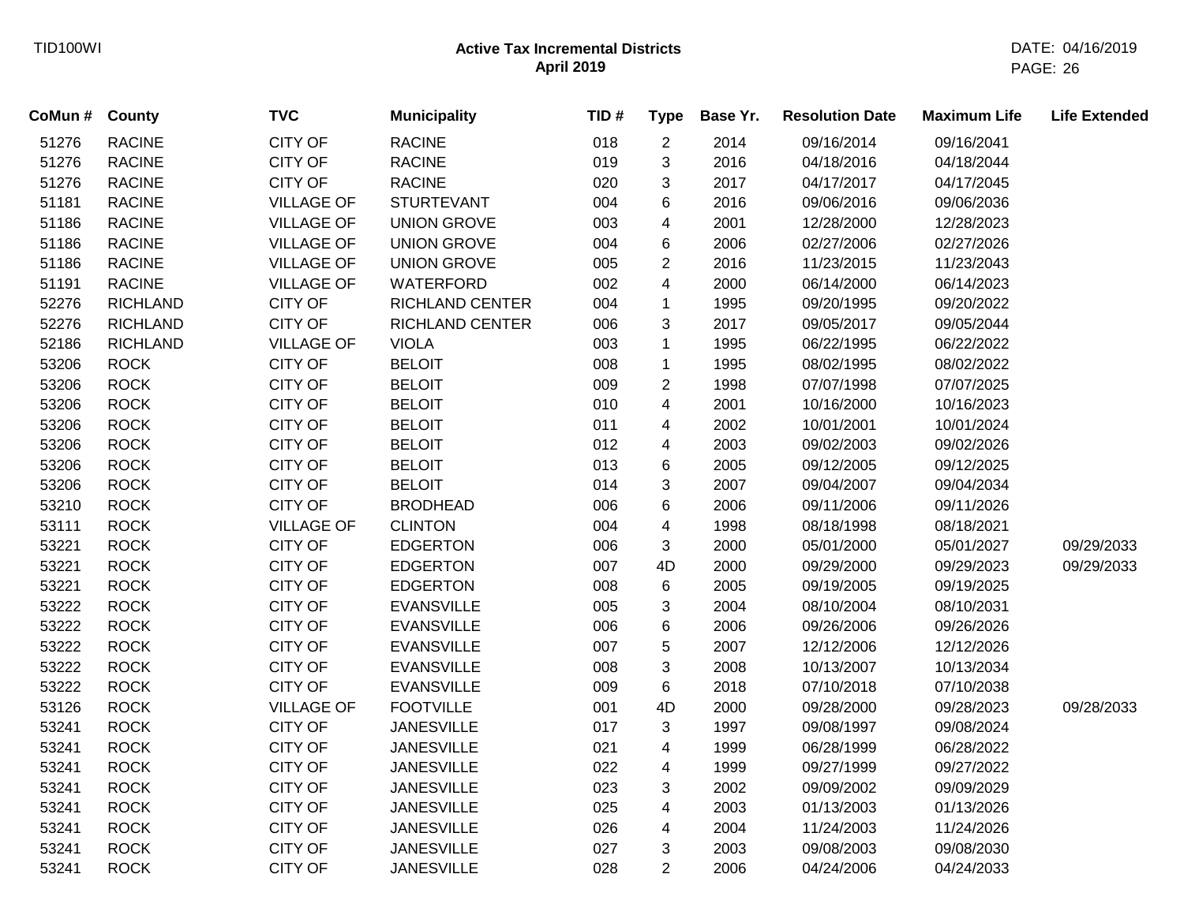**Active Tax Incremental Districts**
**April 2019**

| CoMun # | County | TVC | Municipality | TID # | Type | Base Yr. | Resolution Date | Maximum Life | Life Extended |
|---|---|---|---|---|---|---|---|---|---|
| 51276 | RACINE | CITY OF | RACINE | 018 | 2 | 2014 | 09/16/2014 | 09/16/2041 | |
| 51276 | RACINE | CITY OF | RACINE | 019 | 3 | 2016 | 04/18/2016 | 04/18/2044 | |
| 51276 | RACINE | CITY OF | RACINE | 020 | 3 | 2017 | 04/17/2017 | 04/17/2045 | |
| 51181 | RACINE | VILLAGE OF | STURTEVANT | 004 | 6 | 2016 | 09/06/2016 | 09/06/2036 | |
| 51186 | RACINE | VILLAGE OF | UNION GROVE | 003 | 4 | 2001 | 12/28/2000 | 12/28/2023 | |
| 51186 | RACINE | VILLAGE OF | UNION GROVE | 004 | 6 | 2006 | 02/27/2006 | 02/27/2026 | |
| 51186 | RACINE | VILLAGE OF | UNION GROVE | 005 | 2 | 2016 | 11/23/2015 | 11/23/2043 | |
| 51191 | RACINE | VILLAGE OF | WATERFORD | 002 | 4 | 2000 | 06/14/2000 | 06/14/2023 | |
| 52276 | RICHLAND | CITY OF | RICHLAND CENTER | 004 | 1 | 1995 | 09/20/1995 | 09/20/2022 | |
| 52276 | RICHLAND | CITY OF | RICHLAND CENTER | 006 | 3 | 2017 | 09/05/2017 | 09/05/2044 | |
| 52186 | RICHLAND | VILLAGE OF | VIOLA | 003 | 1 | 1995 | 06/22/1995 | 06/22/2022 | |
| 53206 | ROCK | CITY OF | BELOIT | 008 | 1 | 1995 | 08/02/1995 | 08/02/2022 | |
| 53206 | ROCK | CITY OF | BELOIT | 009 | 2 | 1998 | 07/07/1998 | 07/07/2025 | |
| 53206 | ROCK | CITY OF | BELOIT | 010 | 4 | 2001 | 10/16/2000 | 10/16/2023 | |
| 53206 | ROCK | CITY OF | BELOIT | 011 | 4 | 2002 | 10/01/2001 | 10/01/2024 | |
| 53206 | ROCK | CITY OF | BELOIT | 012 | 4 | 2003 | 09/02/2003 | 09/02/2026 | |
| 53206 | ROCK | CITY OF | BELOIT | 013 | 6 | 2005 | 09/12/2005 | 09/12/2025 | |
| 53206 | ROCK | CITY OF | BELOIT | 014 | 3 | 2007 | 09/04/2007 | 09/04/2034 | |
| 53210 | ROCK | CITY OF | BRODHEAD | 006 | 6 | 2006 | 09/11/2006 | 09/11/2026 | |
| 53111 | ROCK | VILLAGE OF | CLINTON | 004 | 4 | 1998 | 08/18/1998 | 08/18/2021 | |
| 53221 | ROCK | CITY OF | EDGERTON | 006 | 3 | 2000 | 05/01/2000 | 05/01/2027 | 09/29/2033 |
| 53221 | ROCK | CITY OF | EDGERTON | 007 | 4D | 2000 | 09/29/2000 | 09/29/2023 | 09/29/2033 |
| 53221 | ROCK | CITY OF | EDGERTON | 008 | 6 | 2005 | 09/19/2005 | 09/19/2025 | |
| 53222 | ROCK | CITY OF | EVANSVILLE | 005 | 3 | 2004 | 08/10/2004 | 08/10/2031 | |
| 53222 | ROCK | CITY OF | EVANSVILLE | 006 | 6 | 2006 | 09/26/2006 | 09/26/2026 | |
| 53222 | ROCK | CITY OF | EVANSVILLE | 007 | 5 | 2007 | 12/12/2006 | 12/12/2026 | |
| 53222 | ROCK | CITY OF | EVANSVILLE | 008 | 3 | 2008 | 10/13/2007 | 10/13/2034 | |
| 53222 | ROCK | CITY OF | EVANSVILLE | 009 | 6 | 2018 | 07/10/2018 | 07/10/2038 | |
| 53126 | ROCK | VILLAGE OF | FOOTVILLE | 001 | 4D | 2000 | 09/28/2000 | 09/28/2023 | 09/28/2033 |
| 53241 | ROCK | CITY OF | JANESVILLE | 017 | 3 | 1997 | 09/08/1997 | 09/08/2024 | |
| 53241 | ROCK | CITY OF | JANESVILLE | 021 | 4 | 1999 | 06/28/1999 | 06/28/2022 | |
| 53241 | ROCK | CITY OF | JANESVILLE | 022 | 4 | 1999 | 09/27/1999 | 09/27/2022 | |
| 53241 | ROCK | CITY OF | JANESVILLE | 023 | 3 | 2002 | 09/09/2002 | 09/09/2029 | |
| 53241 | ROCK | CITY OF | JANESVILLE | 025 | 4 | 2003 | 01/13/2003 | 01/13/2026 | |
| 53241 | ROCK | CITY OF | JANESVILLE | 026 | 4 | 2004 | 11/24/2003 | 11/24/2026 | |
| 53241 | ROCK | CITY OF | JANESVILLE | 027 | 3 | 2003 | 09/08/2003 | 09/08/2030 | |
| 53241 | ROCK | CITY OF | JANESVILLE | 028 | 2 | 2006 | 04/24/2006 | 04/24/2033 | |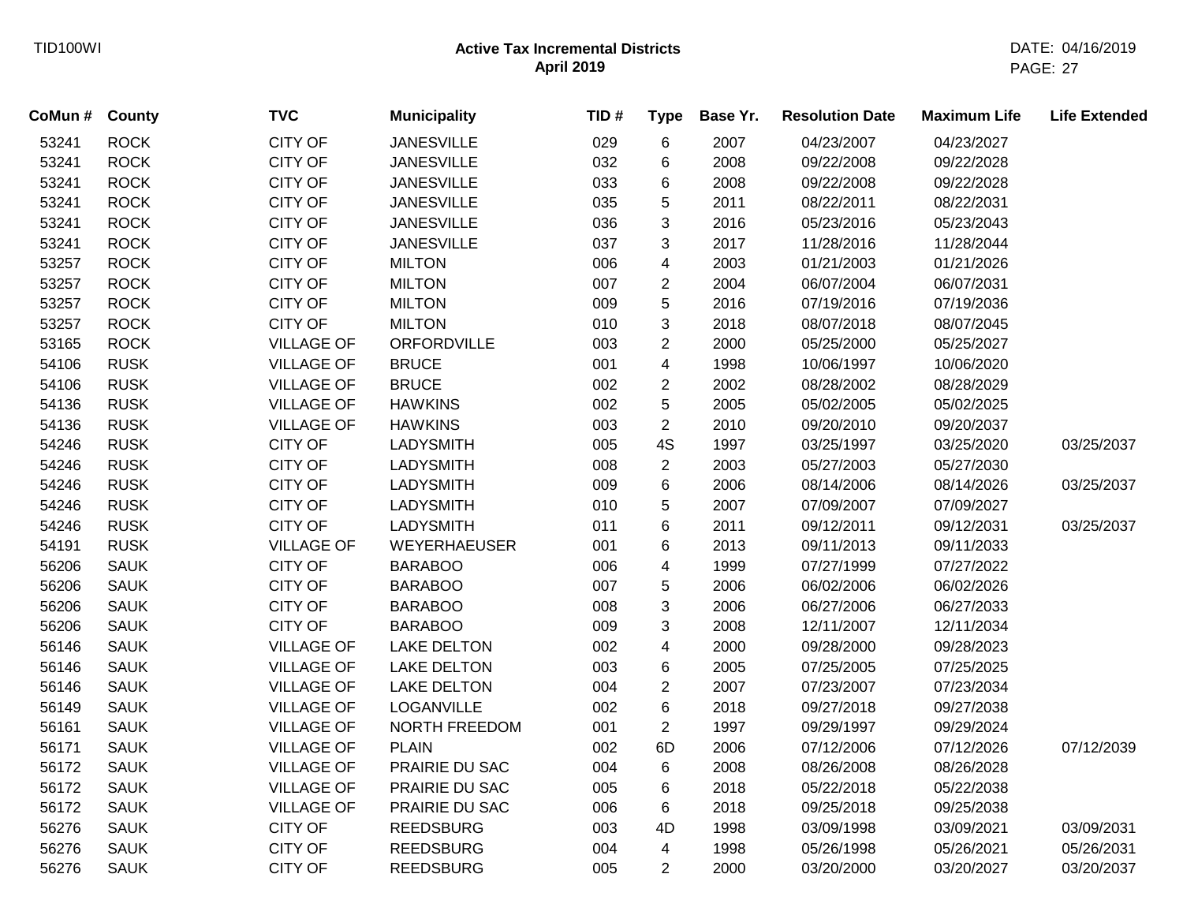**Active Tax Incremental Districts**
**April 2019**

| CoMun # | County | TVC | Municipality | TID # | Type | Base Yr. | Resolution Date | Maximum Life | Life Extended |
|---|---|---|---|---|---|---|---|---|---|
| 53241 | ROCK | CITY OF | JANESVILLE | 029 | 6 | 2007 | 04/23/2007 | 04/23/2027 | |
| 53241 | ROCK | CITY OF | JANESVILLE | 032 | 6 | 2008 | 09/22/2008 | 09/22/2028 | |
| 53241 | ROCK | CITY OF | JANESVILLE | 033 | 6 | 2008 | 09/22/2008 | 09/22/2028 | |
| 53241 | ROCK | CITY OF | JANESVILLE | 035 | 5 | 2011 | 08/22/2011 | 08/22/2031 | |
| 53241 | ROCK | CITY OF | JANESVILLE | 036 | 3 | 2016 | 05/23/2016 | 05/23/2043 | |
| 53241 | ROCK | CITY OF | JANESVILLE | 037 | 3 | 2017 | 11/28/2016 | 11/28/2044 | |
| 53257 | ROCK | CITY OF | MILTON | 006 | 4 | 2003 | 01/21/2003 | 01/21/2026 | |
| 53257 | ROCK | CITY OF | MILTON | 007 | 2 | 2004 | 06/07/2004 | 06/07/2031 | |
| 53257 | ROCK | CITY OF | MILTON | 009 | 5 | 2016 | 07/19/2016 | 07/19/2036 | |
| 53257 | ROCK | CITY OF | MILTON | 010 | 3 | 2018 | 08/07/2018 | 08/07/2045 | |
| 53165 | ROCK | VILLAGE OF | ORFORDVILLE | 003 | 2 | 2000 | 05/25/2000 | 05/25/2027 | |
| 54106 | RUSK | VILLAGE OF | BRUCE | 001 | 4 | 1998 | 10/06/1997 | 10/06/2020 | |
| 54106 | RUSK | VILLAGE OF | BRUCE | 002 | 2 | 2002 | 08/28/2002 | 08/28/2029 | |
| 54136 | RUSK | VILLAGE OF | HAWKINS | 002 | 5 | 2005 | 05/02/2005 | 05/02/2025 | |
| 54136 | RUSK | VILLAGE OF | HAWKINS | 003 | 2 | 2010 | 09/20/2010 | 09/20/2037 | |
| 54246 | RUSK | CITY OF | LADYSMITH | 005 | 4S | 1997 | 03/25/1997 | 03/25/2020 | 03/25/2037 |
| 54246 | RUSK | CITY OF | LADYSMITH | 008 | 2 | 2003 | 05/27/2003 | 05/27/2030 | |
| 54246 | RUSK | CITY OF | LADYSMITH | 009 | 6 | 2006 | 08/14/2006 | 08/14/2026 | 03/25/2037 |
| 54246 | RUSK | CITY OF | LADYSMITH | 010 | 5 | 2007 | 07/09/2007 | 07/09/2027 | |
| 54246 | RUSK | CITY OF | LADYSMITH | 011 | 6 | 2011 | 09/12/2011 | 09/12/2031 | 03/25/2037 |
| 54191 | RUSK | VILLAGE OF | WEYERHAEUSER | 001 | 6 | 2013 | 09/11/2013 | 09/11/2033 | |
| 56206 | SAUK | CITY OF | BARABOO | 006 | 4 | 1999 | 07/27/1999 | 07/27/2022 | |
| 56206 | SAUK | CITY OF | BARABOO | 007 | 5 | 2006 | 06/02/2006 | 06/02/2026 | |
| 56206 | SAUK | CITY OF | BARABOO | 008 | 3 | 2006 | 06/27/2006 | 06/27/2033 | |
| 56206 | SAUK | CITY OF | BARABOO | 009 | 3 | 2008 | 12/11/2007 | 12/11/2034 | |
| 56146 | SAUK | VILLAGE OF | LAKE DELTON | 002 | 4 | 2000 | 09/28/2000 | 09/28/2023 | |
| 56146 | SAUK | VILLAGE OF | LAKE DELTON | 003 | 6 | 2005 | 07/25/2005 | 07/25/2025 | |
| 56146 | SAUK | VILLAGE OF | LAKE DELTON | 004 | 2 | 2007 | 07/23/2007 | 07/23/2034 | |
| 56149 | SAUK | VILLAGE OF | LOGANVILLE | 002 | 6 | 2018 | 09/27/2018 | 09/27/2038 | |
| 56161 | SAUK | VILLAGE OF | NORTH FREEDOM | 001 | 2 | 1997 | 09/29/1997 | 09/29/2024 | |
| 56171 | SAUK | VILLAGE OF | PLAIN | 002 | 6D | 2006 | 07/12/2006 | 07/12/2026 | 07/12/2039 |
| 56172 | SAUK | VILLAGE OF | PRAIRIE DU SAC | 004 | 6 | 2008 | 08/26/2008 | 08/26/2028 | |
| 56172 | SAUK | VILLAGE OF | PRAIRIE DU SAC | 005 | 6 | 2018 | 05/22/2018 | 05/22/2038 | |
| 56172 | SAUK | VILLAGE OF | PRAIRIE DU SAC | 006 | 6 | 2018 | 09/25/2018 | 09/25/2038 | |
| 56276 | SAUK | CITY OF | REEDSBURG | 003 | 4D | 1998 | 03/09/1998 | 03/09/2021 | 03/09/2031 |
| 56276 | SAUK | CITY OF | REEDSBURG | 004 | 4 | 1998 | 05/26/1998 | 05/26/2021 | 05/26/2031 |
| 56276 | SAUK | CITY OF | REEDSBURG | 005 | 2 | 2000 | 03/20/2000 | 03/20/2027 | 03/20/2037 |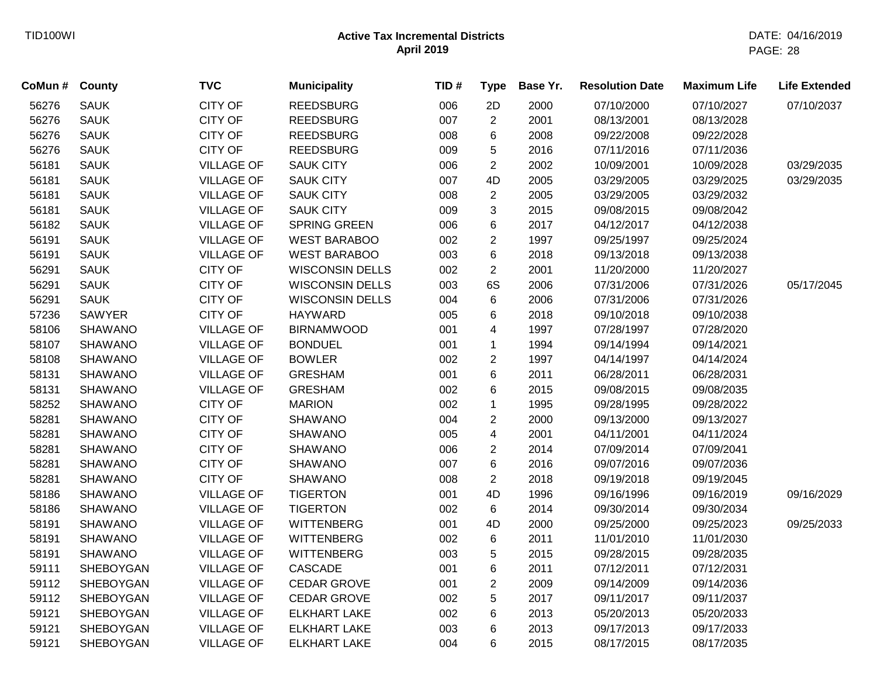# Active Tax Incremental Districts

## April 2019

| CoMun # | County | TVC | Municipality | TID # | Type | Base Yr. | Resolution Date | Maximum Life | Life Extended |
|---|---|---|---|---|---|---|---|---|---|
| 56276 | SAUK | CITY OF | REEDSBURG | 006 | 2D | 2000 | 07/10/2000 | 07/10/2027 | 07/10/2037 |
| 56276 | SAUK | CITY OF | REEDSBURG | 007 | 2 | 2001 | 08/13/2001 | 08/13/2028 | |
| 56276 | SAUK | CITY OF | REEDSBURG | 008 | 6 | 2008 | 09/22/2008 | 09/22/2028 | |
| 56276 | SAUK | CITY OF | REEDSBURG | 009 | 5 | 2016 | 07/11/2016 | 07/11/2036 | |
| 56181 | SAUK | VILLAGE OF | SAUK CITY | 006 | 2 | 2002 | 10/09/2001 | 10/09/2028 | 03/29/2035 |
| 56181 | SAUK | VILLAGE OF | SAUK CITY | 007 | 4D | 2005 | 03/29/2005 | 03/29/2025 | 03/29/2035 |
| 56181 | SAUK | VILLAGE OF | SAUK CITY | 008 | 2 | 2005 | 03/29/2005 | 03/29/2032 | |
| 56181 | SAUK | VILLAGE OF | SAUK CITY | 009 | 3 | 2015 | 09/08/2015 | 09/08/2042 | |
| 56182 | SAUK | VILLAGE OF | SPRING GREEN | 006 | 6 | 2017 | 04/12/2017 | 04/12/2038 | |
| 56191 | SAUK | VILLAGE OF | WEST BARABOO | 002 | 2 | 1997 | 09/25/1997 | 09/25/2024 | |
| 56191 | SAUK | VILLAGE OF | WEST BARABOO | 003 | 6 | 2018 | 09/13/2018 | 09/13/2038 | |
| 56291 | SAUK | CITY OF | WISCONSIN DELLS | 002 | 2 | 2001 | 11/20/2000 | 11/20/2027 | |
| 56291 | SAUK | CITY OF | WISCONSIN DELLS | 003 | 6S | 2006 | 07/31/2006 | 07/31/2026 | 05/17/2045 |
| 56291 | SAUK | CITY OF | WISCONSIN DELLS | 004 | 6 | 2006 | 07/31/2006 | 07/31/2026 | |
| 57236 | SAWYER | CITY OF | HAYWARD | 005 | 6 | 2018 | 09/10/2018 | 09/10/2038 | |
| 58106 | SHAWANO | VILLAGE OF | BIRNAMWOOD | 001 | 4 | 1997 | 07/28/1997 | 07/28/2020 | |
| 58107 | SHAWANO | VILLAGE OF | BONDUEL | 001 | 1 | 1994 | 09/14/1994 | 09/14/2021 | |
| 58108 | SHAWANO | VILLAGE OF | BOWLER | 002 | 2 | 1997 | 04/14/1997 | 04/14/2024 | |
| 58131 | SHAWANO | VILLAGE OF | GRESHAM | 001 | 6 | 2011 | 06/28/2011 | 06/28/2031 | |
| 58131 | SHAWANO | VILLAGE OF | GRESHAM | 002 | 6 | 2015 | 09/08/2015 | 09/08/2035 | |
| 58252 | SHAWANO | CITY OF | MARION | 002 | 1 | 1995 | 09/28/1995 | 09/28/2022 | |
| 58281 | SHAWANO | CITY OF | SHAWANO | 004 | 2 | 2000 | 09/13/2000 | 09/13/2027 | |
| 58281 | SHAWANO | CITY OF | SHAWANO | 005 | 4 | 2001 | 04/11/2001 | 04/11/2024 | |
| 58281 | SHAWANO | CITY OF | SHAWANO | 006 | 2 | 2014 | 07/09/2014 | 07/09/2041 | |
| 58281 | SHAWANO | CITY OF | SHAWANO | 007 | 6 | 2016 | 09/07/2016 | 09/07/2036 | |
| 58281 | SHAWANO | CITY OF | SHAWANO | 008 | 2 | 2018 | 09/19/2018 | 09/19/2045 | |
| 58186 | SHAWANO | VILLAGE OF | TIGERTON | 001 | 4D | 1996 | 09/16/1996 | 09/16/2019 | 09/16/2029 |
| 58186 | SHAWANO | VILLAGE OF | TIGERTON | 002 | 6 | 2014 | 09/30/2014 | 09/30/2034 | |
| 58191 | SHAWANO | VILLAGE OF | WITTENBERG | 001 | 4D | 2000 | 09/25/2000 | 09/25/2023 | 09/25/2033 |
| 58191 | SHAWANO | VILLAGE OF | WITTENBERG | 002 | 6 | 2011 | 11/01/2010 | 11/01/2030 | |
| 58191 | SHAWANO | VILLAGE OF | WITTENBERG | 003 | 5 | 2015 | 09/28/2015 | 09/28/2035 | |
| 59111 | SHEBOYGAN | VILLAGE OF | CASCADE | 001 | 6 | 2011 | 07/12/2011 | 07/12/2031 | |
| 59112 | SHEBOYGAN | VILLAGE OF | CEDAR GROVE | 001 | 2 | 2009 | 09/14/2009 | 09/14/2036 | |
| 59112 | SHEBOYGAN | VILLAGE OF | CEDAR GROVE | 002 | 5 | 2017 | 09/11/2017 | 09/11/2037 | |
| 59121 | SHEBOYGAN | VILLAGE OF | ELKHART LAKE | 002 | 6 | 2013 | 05/20/2013 | 05/20/2033 | |
| 59121 | SHEBOYGAN | VILLAGE OF | ELKHART LAKE | 003 | 6 | 2013 | 09/17/2013 | 09/17/2033 | |
| 59121 | SHEBOYGAN | VILLAGE OF | ELKHART LAKE | 004 | 6 | 2015 | 08/17/2015 | 08/17/2035 | |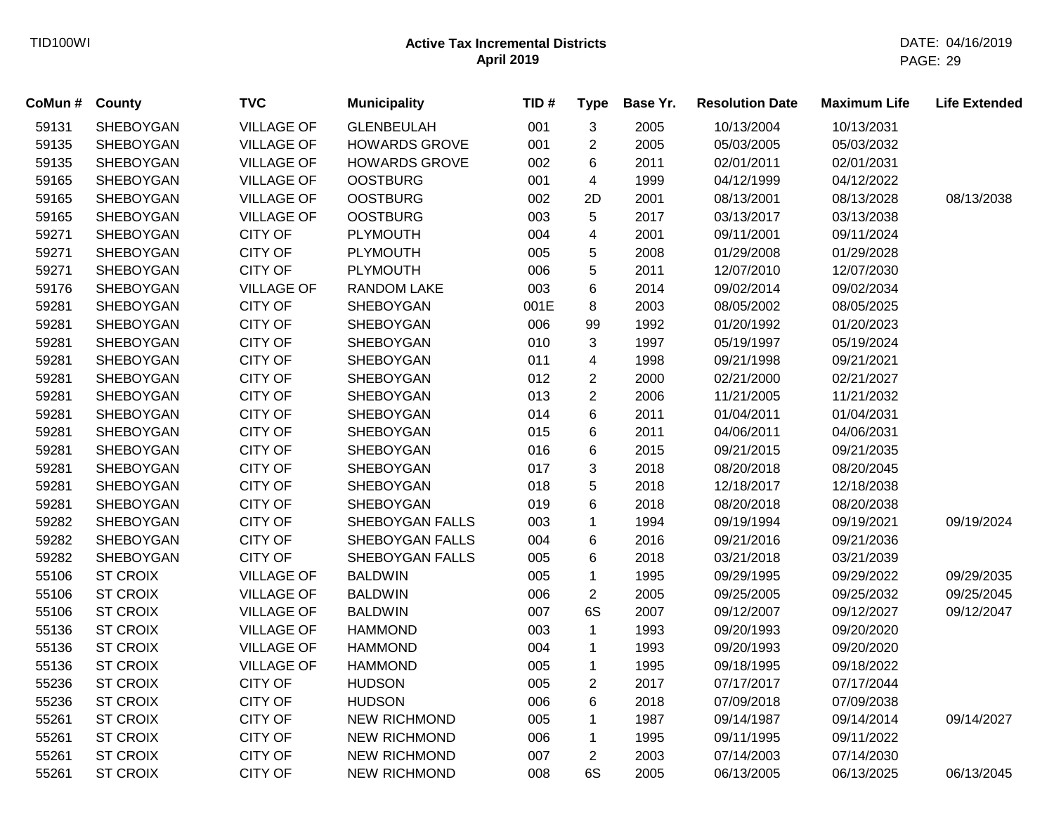# Active Tax Incremental Districts
## April 2019

| CoMun # | County | TVC | Municipality | TID # | Type | Base Yr. | Resolution Date | Maximum Life | Life Extended |
|---|---|---|---|---|---|---|---|---|---|
| 59131 | SHEBOYGAN | VILLAGE OF | GLENBEULAH | 001 | 3 | 2005 | 10/13/2004 | 10/13/2031 | |
| 59135 | SHEBOYGAN | VILLAGE OF | HOWARDS GROVE | 001 | 2 | 2005 | 05/03/2005 | 05/03/2032 | |
| 59135 | SHEBOYGAN | VILLAGE OF | HOWARDS GROVE | 002 | 6 | 2011 | 02/01/2011 | 02/01/2031 | |
| 59165 | SHEBOYGAN | VILLAGE OF | OOSTBURG | 001 | 4 | 1999 | 04/12/1999 | 04/12/2022 | |
| 59165 | SHEBOYGAN | VILLAGE OF | OOSTBURG | 002 | 2D | 2001 | 08/13/2001 | 08/13/2028 | 08/13/2038 |
| 59165 | SHEBOYGAN | VILLAGE OF | OOSTBURG | 003 | 5 | 2017 | 03/13/2017 | 03/13/2038 | |
| 59271 | SHEBOYGAN | CITY OF | PLYMOUTH | 004 | 4 | 2001 | 09/11/2001 | 09/11/2024 | |
| 59271 | SHEBOYGAN | CITY OF | PLYMOUTH | 005 | 5 | 2008 | 01/29/2008 | 01/29/2028 | |
| 59271 | SHEBOYGAN | CITY OF | PLYMOUTH | 006 | 5 | 2011 | 12/07/2010 | 12/07/2030 | |
| 59176 | SHEBOYGAN | VILLAGE OF | RANDOM LAKE | 003 | 6 | 2014 | 09/02/2014 | 09/02/2034 | |
| 59281 | SHEBOYGAN | CITY OF | SHEBOYGAN | 001E | 8 | 2003 | 08/05/2002 | 08/05/2025 | |
| 59281 | SHEBOYGAN | CITY OF | SHEBOYGAN | 006 | 99 | 1992 | 01/20/1992 | 01/20/2023 | |
| 59281 | SHEBOYGAN | CITY OF | SHEBOYGAN | 010 | 3 | 1997 | 05/19/1997 | 05/19/2024 | |
| 59281 | SHEBOYGAN | CITY OF | SHEBOYGAN | 011 | 4 | 1998 | 09/21/1998 | 09/21/2021 | |
| 59281 | SHEBOYGAN | CITY OF | SHEBOYGAN | 012 | 2 | 2000 | 02/21/2000 | 02/21/2027 | |
| 59281 | SHEBOYGAN | CITY OF | SHEBOYGAN | 013 | 2 | 2006 | 11/21/2005 | 11/21/2032 | |
| 59281 | SHEBOYGAN | CITY OF | SHEBOYGAN | 014 | 6 | 2011 | 01/04/2011 | 01/04/2031 | |
| 59281 | SHEBOYGAN | CITY OF | SHEBOYGAN | 015 | 6 | 2011 | 04/06/2011 | 04/06/2031 | |
| 59281 | SHEBOYGAN | CITY OF | SHEBOYGAN | 016 | 6 | 2015 | 09/21/2015 | 09/21/2035 | |
| 59281 | SHEBOYGAN | CITY OF | SHEBOYGAN | 017 | 3 | 2018 | 08/20/2018 | 08/20/2045 | |
| 59281 | SHEBOYGAN | CITY OF | SHEBOYGAN | 018 | 5 | 2018 | 12/18/2017 | 12/18/2038 | |
| 59281 | SHEBOYGAN | CITY OF | SHEBOYGAN | 019 | 6 | 2018 | 08/20/2018 | 08/20/2038 | |
| 59282 | SHEBOYGAN | CITY OF | SHEBOYGAN FALLS | 003 | 1 | 1994 | 09/19/1994 | 09/19/2021 | 09/19/2024 |
| 59282 | SHEBOYGAN | CITY OF | SHEBOYGAN FALLS | 004 | 6 | 2016 | 09/21/2016 | 09/21/2036 | |
| 59282 | SHEBOYGAN | CITY OF | SHEBOYGAN FALLS | 005 | 6 | 2018 | 03/21/2018 | 03/21/2039 | |
| 55106 | ST CROIX | VILLAGE OF | BALDWIN | 005 | 1 | 1995 | 09/29/1995 | 09/29/2022 | 09/29/2035 |
| 55106 | ST CROIX | VILLAGE OF | BALDWIN | 006 | 2 | 2005 | 09/25/2005 | 09/25/2032 | 09/25/2045 |
| 55106 | ST CROIX | VILLAGE OF | BALDWIN | 007 | 6S | 2007 | 09/12/2007 | 09/12/2027 | 09/12/2047 |
| 55136 | ST CROIX | VILLAGE OF | HAMMOND | 003 | 1 | 1993 | 09/20/1993 | 09/20/2020 | |
| 55136 | ST CROIX | VILLAGE OF | HAMMOND | 004 | 1 | 1993 | 09/20/1993 | 09/20/2020 | |
| 55136 | ST CROIX | VILLAGE OF | HAMMOND | 005 | 1 | 1995 | 09/18/1995 | 09/18/2022 | |
| 55236 | ST CROIX | CITY OF | HUDSON | 005 | 2 | 2017 | 07/17/2017 | 07/17/2044 | |
| 55236 | ST CROIX | CITY OF | HUDSON | 006 | 6 | 2018 | 07/09/2018 | 07/09/2038 | |
| 55261 | ST CROIX | CITY OF | NEW RICHMOND | 005 | 1 | 1987 | 09/14/1987 | 09/14/2014 | 09/14/2027 |
| 55261 | ST CROIX | CITY OF | NEW RICHMOND | 006 | 1 | 1995 | 09/11/1995 | 09/11/2022 | |
| 55261 | ST CROIX | CITY OF | NEW RICHMOND | 007 | 2 | 2003 | 07/14/2003 | 07/14/2030 | |
| 55261 | ST CROIX | CITY OF | NEW RICHMOND | 008 | 6S | 2005 | 06/13/2005 | 06/13/2025 | 06/13/2045 |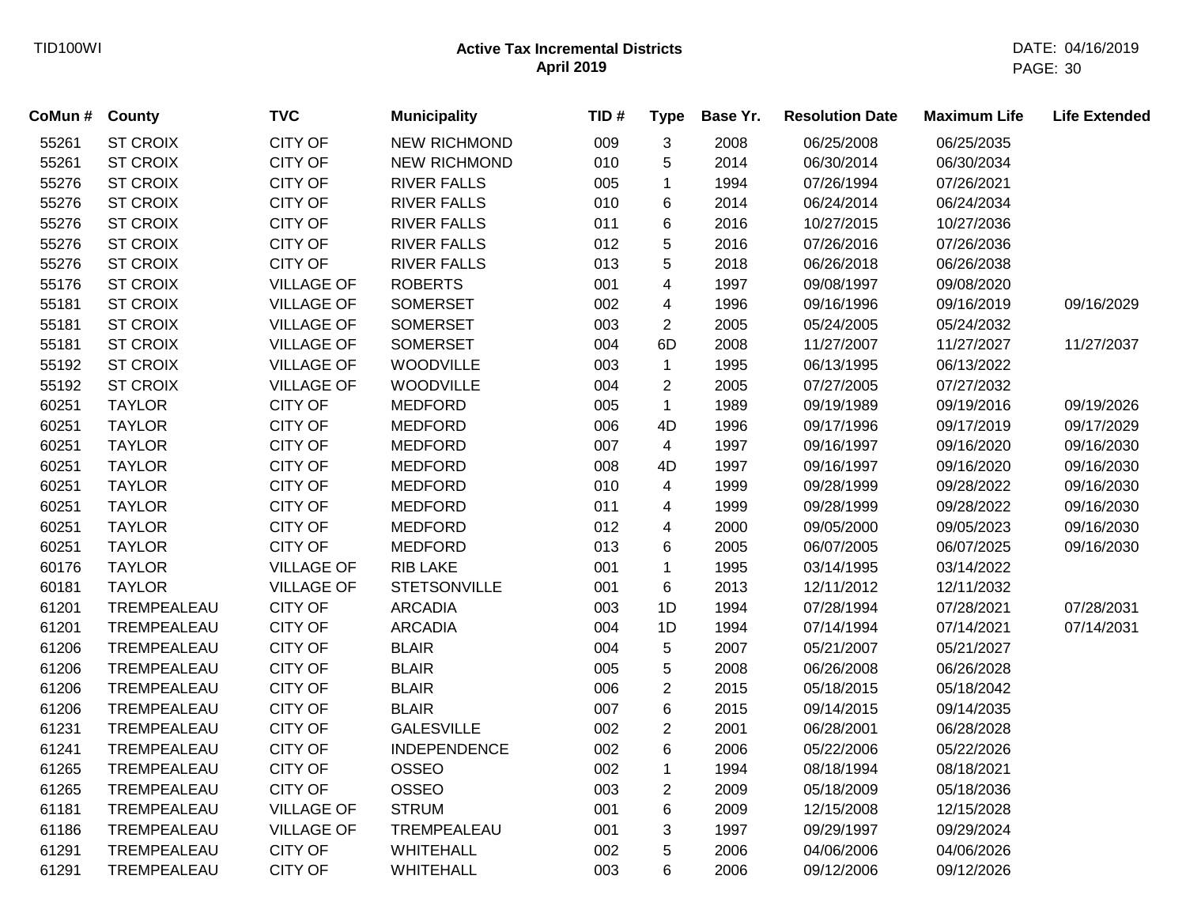# Active Tax Incremental Districts
## April 2019

| CoMun # | County | TVC | Municipality | TID # | Type | Base Yr. | Resolution Date | Maximum Life | Life Extended |
|---|---|---|---|---|---|---|---|---|---|
| 55261 | ST CROIX | CITY OF | NEW RICHMOND | 009 | 3 | 2008 | 06/25/2008 | 06/25/2035 | |
| 55261 | ST CROIX | CITY OF | NEW RICHMOND | 010 | 5 | 2014 | 06/30/2014 | 06/30/2034 | |
| 55276 | ST CROIX | CITY OF | RIVER FALLS | 005 | 1 | 1994 | 07/26/1994 | 07/26/2021 | |
| 55276 | ST CROIX | CITY OF | RIVER FALLS | 010 | 6 | 2014 | 06/24/2014 | 06/24/2034 | |
| 55276 | ST CROIX | CITY OF | RIVER FALLS | 011 | 6 | 2016 | 10/27/2015 | 10/27/2036 | |
| 55276 | ST CROIX | CITY OF | RIVER FALLS | 012 | 5 | 2016 | 07/26/2016 | 07/26/2036 | |
| 55276 | ST CROIX | CITY OF | RIVER FALLS | 013 | 5 | 2018 | 06/26/2018 | 06/26/2038 | |
| 55176 | ST CROIX | VILLAGE OF | ROBERTS | 001 | 4 | 1997 | 09/08/1997 | 09/08/2020 | |
| 55181 | ST CROIX | VILLAGE OF | SOMERSET | 002 | 4 | 1996 | 09/16/1996 | 09/16/2019 | 09/16/2029 |
| 55181 | ST CROIX | VILLAGE OF | SOMERSET | 003 | 2 | 2005 | 05/24/2005 | 05/24/2032 | |
| 55181 | ST CROIX | VILLAGE OF | SOMERSET | 004 | 6D | 2008 | 11/27/2007 | 11/27/2027 | 11/27/2037 |
| 55192 | ST CROIX | VILLAGE OF | WOODVILLE | 003 | 1 | 1995 | 06/13/1995 | 06/13/2022 | |
| 55192 | ST CROIX | VILLAGE OF | WOODVILLE | 004 | 2 | 2005 | 07/27/2005 | 07/27/2032 | |
| 60251 | TAYLOR | CITY OF | MEDFORD | 005 | 1 | 1989 | 09/19/1989 | 09/19/2016 | 09/19/2026 |
| 60251 | TAYLOR | CITY OF | MEDFORD | 006 | 4D | 1996 | 09/17/1996 | 09/17/2019 | 09/17/2029 |
| 60251 | TAYLOR | CITY OF | MEDFORD | 007 | 4 | 1997 | 09/16/1997 | 09/16/2020 | 09/16/2030 |
| 60251 | TAYLOR | CITY OF | MEDFORD | 008 | 4D | 1997 | 09/16/1997 | 09/16/2020 | 09/16/2030 |
| 60251 | TAYLOR | CITY OF | MEDFORD | 010 | 4 | 1999 | 09/28/1999 | 09/28/2022 | 09/16/2030 |
| 60251 | TAYLOR | CITY OF | MEDFORD | 011 | 4 | 1999 | 09/28/1999 | 09/28/2022 | 09/16/2030 |
| 60251 | TAYLOR | CITY OF | MEDFORD | 012 | 4 | 2000 | 09/05/2000 | 09/05/2023 | 09/16/2030 |
| 60251 | TAYLOR | CITY OF | MEDFORD | 013 | 6 | 2005 | 06/07/2005 | 06/07/2025 | 09/16/2030 |
| 60176 | TAYLOR | VILLAGE OF | RIB LAKE | 001 | 1 | 1995 | 03/14/1995 | 03/14/2022 | |
| 60181 | TAYLOR | VILLAGE OF | STETSONVILLE | 001 | 6 | 2013 | 12/11/2012 | 12/11/2032 | |
| 61201 | TREMPEALEAU | CITY OF | ARCADIA | 003 | 1D | 1994 | 07/28/1994 | 07/28/2021 | 07/28/2031 |
| 61201 | TREMPEALEAU | CITY OF | ARCADIA | 004 | 1D | 1994 | 07/14/1994 | 07/14/2021 | 07/14/2031 |
| 61206 | TREMPEALEAU | CITY OF | BLAIR | 004 | 5 | 2007 | 05/21/2007 | 05/21/2027 | |
| 61206 | TREMPEALEAU | CITY OF | BLAIR | 005 | 5 | 2008 | 06/26/2008 | 06/26/2028 | |
| 61206 | TREMPEALEAU | CITY OF | BLAIR | 006 | 2 | 2015 | 05/18/2015 | 05/18/2042 | |
| 61206 | TREMPEALEAU | CITY OF | BLAIR | 007 | 6 | 2015 | 09/14/2015 | 09/14/2035 | |
| 61231 | TREMPEALEAU | CITY OF | GALESVILLE | 002 | 2 | 2001 | 06/28/2001 | 06/28/2028 | |
| 61241 | TREMPEALEAU | CITY OF | INDEPENDENCE | 002 | 6 | 2006 | 05/22/2006 | 05/22/2026 | |
| 61265 | TREMPEALEAU | CITY OF | OSSEO | 002 | 1 | 1994 | 08/18/1994 | 08/18/2021 | |
| 61265 | TREMPEALEAU | CITY OF | OSSEO | 003 | 2 | 2009 | 05/18/2009 | 05/18/2036 | |
| 61181 | TREMPEALEAU | VILLAGE OF | STRUM | 001 | 6 | 2009 | 12/15/2008 | 12/15/2028 | |
| 61186 | TREMPEALEAU | VILLAGE OF | TREMPEALEAU | 001 | 3 | 1997 | 09/29/1997 | 09/29/2024 | |
| 61291 | TREMPEALEAU | CITY OF | WHITEHALL | 002 | 5 | 2006 | 04/06/2006 | 04/06/2026 | |
| 61291 | TREMPEALEAU | CITY OF | WHITEHALL | 003 | 6 | 2006 | 09/12/2006 | 09/12/2026 | |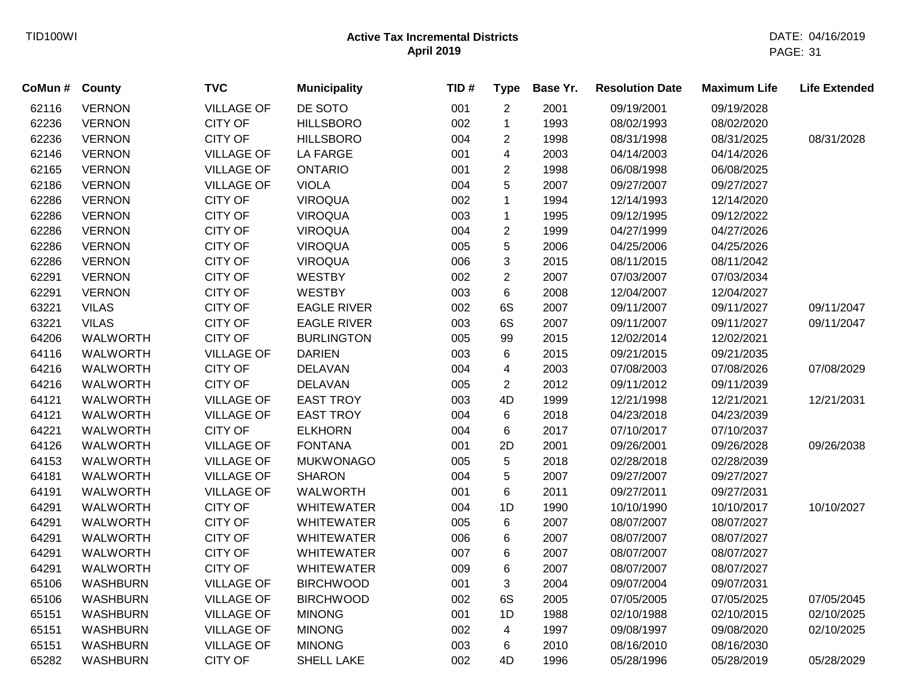# Active Tax Incremental Districts
## April 2019

| CoMun # | County | TVC | Municipality | TID # | Type | Base Yr. | Resolution Date | Maximum Life | Life Extended |
|---|---|---|---|---|---|---|---|---|---|
| 62116 | VERNON | VILLAGE OF | DE SOTO | 001 | 2 | 2001 | 09/19/2001 | 09/19/2028 | |
| 62236 | VERNON | CITY OF | HILLSBORO | 002 | 1 | 1993 | 08/02/1993 | 08/02/2020 | |
| 62236 | VERNON | CITY OF | HILLSBORO | 004 | 2 | 1998 | 08/31/1998 | 08/31/2025 | 08/31/2028 |
| 62146 | VERNON | VILLAGE OF | LA FARGE | 001 | 4 | 2003 | 04/14/2003 | 04/14/2026 | |
| 62165 | VERNON | VILLAGE OF | ONTARIO | 001 | 2 | 1998 | 06/08/1998 | 06/08/2025 | |
| 62186 | VERNON | VILLAGE OF | VIOLA | 004 | 5 | 2007 | 09/27/2007 | 09/27/2027 | |
| 62286 | VERNON | CITY OF | VIROQUA | 002 | 1 | 1994 | 12/14/1993 | 12/14/2020 | |
| 62286 | VERNON | CITY OF | VIROQUA | 003 | 1 | 1995 | 09/12/1995 | 09/12/2022 | |
| 62286 | VERNON | CITY OF | VIROQUA | 004 | 2 | 1999 | 04/27/1999 | 04/27/2026 | |
| 62286 | VERNON | CITY OF | VIROQUA | 005 | 5 | 2006 | 04/25/2006 | 04/25/2026 | |
| 62286 | VERNON | CITY OF | VIROQUA | 006 | 3 | 2015 | 08/11/2015 | 08/11/2042 | |
| 62291 | VERNON | CITY OF | WESTBY | 002 | 2 | 2007 | 07/03/2007 | 07/03/2034 | |
| 62291 | VERNON | CITY OF | WESTBY | 003 | 6 | 2008 | 12/04/2007 | 12/04/2027 | |
| 63221 | VILAS | CITY OF | EAGLE RIVER | 002 | 6S | 2007 | 09/11/2007 | 09/11/2027 | 09/11/2047 |
| 63221 | VILAS | CITY OF | EAGLE RIVER | 003 | 6S | 2007 | 09/11/2007 | 09/11/2027 | 09/11/2047 |
| 64206 | WALWORTH | CITY OF | BURLINGTON | 005 | 99 | 2015 | 12/02/2014 | 12/02/2021 | |
| 64116 | WALWORTH | VILLAGE OF | DARIEN | 003 | 6 | 2015 | 09/21/2015 | 09/21/2035 | |
| 64216 | WALWORTH | CITY OF | DELAVAN | 004 | 4 | 2003 | 07/08/2003 | 07/08/2026 | 07/08/2029 |
| 64216 | WALWORTH | CITY OF | DELAVAN | 005 | 2 | 2012 | 09/11/2012 | 09/11/2039 | |
| 64121 | WALWORTH | VILLAGE OF | EAST TROY | 003 | 4D | 1999 | 12/21/1998 | 12/21/2021 | 12/21/2031 |
| 64121 | WALWORTH | VILLAGE OF | EAST TROY | 004 | 6 | 2018 | 04/23/2018 | 04/23/2039 | |
| 64221 | WALWORTH | CITY OF | ELKHORN | 004 | 6 | 2017 | 07/10/2017 | 07/10/2037 | |
| 64126 | WALWORTH | VILLAGE OF | FONTANA | 001 | 2D | 2001 | 09/26/2001 | 09/26/2028 | 09/26/2038 |
| 64153 | WALWORTH | VILLAGE OF | MUKWONAGO | 005 | 5 | 2018 | 02/28/2018 | 02/28/2039 | |
| 64181 | WALWORTH | VILLAGE OF | SHARON | 004 | 5 | 2007 | 09/27/2007 | 09/27/2027 | |
| 64191 | WALWORTH | VILLAGE OF | WALWORTH | 001 | 6 | 2011 | 09/27/2011 | 09/27/2031 | |
| 64291 | WALWORTH | CITY OF | WHITEWATER | 004 | 1D | 1990 | 10/10/1990 | 10/10/2017 | 10/10/2027 |
| 64291 | WALWORTH | CITY OF | WHITEWATER | 005 | 6 | 2007 | 08/07/2007 | 08/07/2027 | |
| 64291 | WALWORTH | CITY OF | WHITEWATER | 006 | 6 | 2007 | 08/07/2007 | 08/07/2027 | |
| 64291 | WALWORTH | CITY OF | WHITEWATER | 007 | 6 | 2007 | 08/07/2007 | 08/07/2027 | |
| 64291 | WALWORTH | CITY OF | WHITEWATER | 009 | 6 | 2007 | 08/07/2007 | 08/07/2027 | |
| 65106 | WASHBURN | VILLAGE OF | BIRCHWOOD | 001 | 3 | 2004 | 09/07/2004 | 09/07/2031 | |
| 65106 | WASHBURN | VILLAGE OF | BIRCHWOOD | 002 | 6S | 2005 | 07/05/2005 | 07/05/2025 | 07/05/2045 |
| 65151 | WASHBURN | VILLAGE OF | MINONG | 001 | 1D | 1988 | 02/10/1988 | 02/10/2015 | 02/10/2025 |
| 65151 | WASHBURN | VILLAGE OF | MINONG | 002 | 4 | 1997 | 09/08/1997 | 09/08/2020 | 02/10/2025 |
| 65151 | WASHBURN | VILLAGE OF | MINONG | 003 | 6 | 2010 | 08/16/2010 | 08/16/2030 | |
| 65282 | WASHBURN | CITY OF | SHELL LAKE | 002 | 4D | 1996 | 05/28/1996 | 05/28/2019 | 05/28/2029 |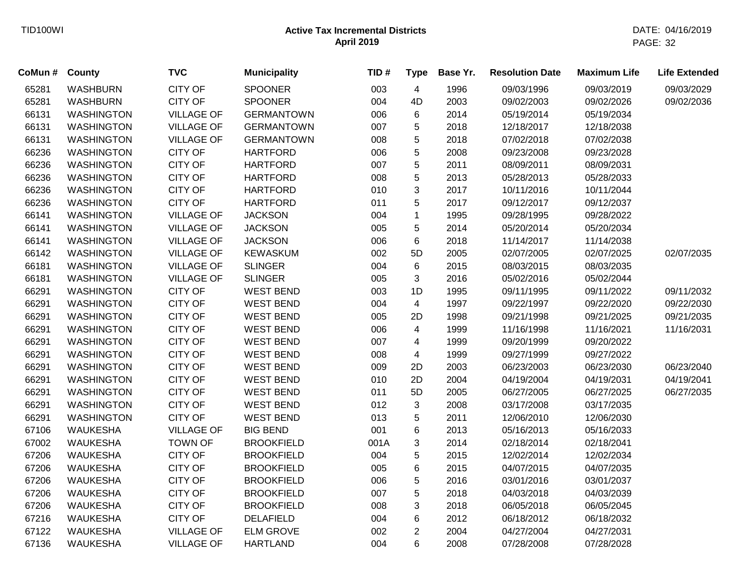| CoMun # | County | TVC | Municipality | TID # | Type | Base Yr. | Resolution Date | Maximum Life | Life Extended |
|---|---|---|---|---|---|---|---|---|---|
| 65281 | WASHBURN | CITY OF | SPOONER | 003 | 4 | 1996 | 09/03/1996 | 09/03/2019 | 09/03/2029 |
| 65281 | WASHBURN | CITY OF | SPOONER | 004 | 4D | 2003 | 09/02/2003 | 09/02/2026 | 09/02/2036 |
| 66131 | WASHINGTON | VILLAGE OF | GERMANTOWN | 006 | 6 | 2014 | 05/19/2014 | 05/19/2034 | |
| 66131 | WASHINGTON | VILLAGE OF | GERMANTOWN | 007 | 5 | 2018 | 12/18/2017 | 12/18/2038 | |
| 66131 | WASHINGTON | VILLAGE OF | GERMANTOWN | 008 | 5 | 2018 | 07/02/2018 | 07/02/2038 | |
| 66236 | WASHINGTON | CITY OF | HARTFORD | 006 | 5 | 2008 | 09/23/2008 | 09/23/2028 | |
| 66236 | WASHINGTON | CITY OF | HARTFORD | 007 | 5 | 2011 | 08/09/2011 | 08/09/2031 | |
| 66236 | WASHINGTON | CITY OF | HARTFORD | 008 | 5 | 2013 | 05/28/2013 | 05/28/2033 | |
| 66236 | WASHINGTON | CITY OF | HARTFORD | 010 | 3 | 2017 | 10/11/2016 | 10/11/2044 | |
| 66236 | WASHINGTON | CITY OF | HARTFORD | 011 | 5 | 2017 | 09/12/2017 | 09/12/2037 | |
| 66141 | WASHINGTON | VILLAGE OF | JACKSON | 004 | 1 | 1995 | 09/28/1995 | 09/28/2022 | |
| 66141 | WASHINGTON | VILLAGE OF | JACKSON | 005 | 5 | 2014 | 05/20/2014 | 05/20/2034 | |
| 66141 | WASHINGTON | VILLAGE OF | JACKSON | 006 | 6 | 2018 | 11/14/2017 | 11/14/2038 | |
| 66142 | WASHINGTON | VILLAGE OF | KEWASKUM | 002 | 5D | 2005 | 02/07/2005 | 02/07/2025 | 02/07/2035 |
| 66181 | WASHINGTON | VILLAGE OF | SLINGER | 004 | 6 | 2015 | 08/03/2015 | 08/03/2035 | |
| 66181 | WASHINGTON | VILLAGE OF | SLINGER | 005 | 3 | 2016 | 05/02/2016 | 05/02/2044 | |
| 66291 | WASHINGTON | CITY OF | WEST BEND | 003 | 1D | 1995 | 09/11/1995 | 09/11/2022 | 09/11/2032 |
| 66291 | WASHINGTON | CITY OF | WEST BEND | 004 | 4 | 1997 | 09/22/1997 | 09/22/2020 | 09/22/2030 |
| 66291 | WASHINGTON | CITY OF | WEST BEND | 005 | 2D | 1998 | 09/21/1998 | 09/21/2025 | 09/21/2035 |
| 66291 | WASHINGTON | CITY OF | WEST BEND | 006 | 4 | 1999 | 11/16/1998 | 11/16/2021 | 11/16/2031 |
| 66291 | WASHINGTON | CITY OF | WEST BEND | 007 | 4 | 1999 | 09/20/1999 | 09/20/2022 | |
| 66291 | WASHINGTON | CITY OF | WEST BEND | 008 | 4 | 1999 | 09/27/1999 | 09/27/2022 | |
| 66291 | WASHINGTON | CITY OF | WEST BEND | 009 | 2D | 2003 | 06/23/2003 | 06/23/2030 | 06/23/2040 |
| 66291 | WASHINGTON | CITY OF | WEST BEND | 010 | 2D | 2004 | 04/19/2004 | 04/19/2031 | 04/19/2041 |
| 66291 | WASHINGTON | CITY OF | WEST BEND | 011 | 5D | 2005 | 06/27/2005 | 06/27/2025 | 06/27/2035 |
| 66291 | WASHINGTON | CITY OF | WEST BEND | 012 | 3 | 2008 | 03/17/2008 | 03/17/2035 | |
| 66291 | WASHINGTON | CITY OF | WEST BEND | 013 | 5 | 2011 | 12/06/2010 | 12/06/2030 | |
| 67106 | WAUKESHA | VILLAGE OF | BIG BEND | 001 | 6 | 2013 | 05/16/2013 | 05/16/2033 | |
| 67002 | WAUKESHA | TOWN OF | BROOKFIELD | 001A | 3 | 2014 | 02/18/2014 | 02/18/2041 | |
| 67206 | WAUKESHA | CITY OF | BROOKFIELD | 004 | 5 | 2015 | 12/02/2014 | 12/02/2034 | |
| 67206 | WAUKESHA | CITY OF | BROOKFIELD | 005 | 6 | 2015 | 04/07/2015 | 04/07/2035 | |
| 67206 | WAUKESHA | CITY OF | BROOKFIELD | 006 | 5 | 2016 | 03/01/2016 | 03/01/2037 | |
| 67206 | WAUKESHA | CITY OF | BROOKFIELD | 007 | 5 | 2018 | 04/03/2018 | 04/03/2039 | |
| 67206 | WAUKESHA | CITY OF | BROOKFIELD | 008 | 3 | 2018 | 06/05/2018 | 06/05/2045 | |
| 67216 | WAUKESHA | CITY OF | DELAFIELD | 004 | 6 | 2012 | 06/18/2012 | 06/18/2032 | |
| 67122 | WAUKESHA | VILLAGE OF | ELM GROVE | 002 | 2 | 2004 | 04/27/2004 | 04/27/2031 | |
| 67136 | WAUKESHA | VILLAGE OF | HARTLAND | 004 | 6 | 2008 | 07/28/2008 | 07/28/2028 | |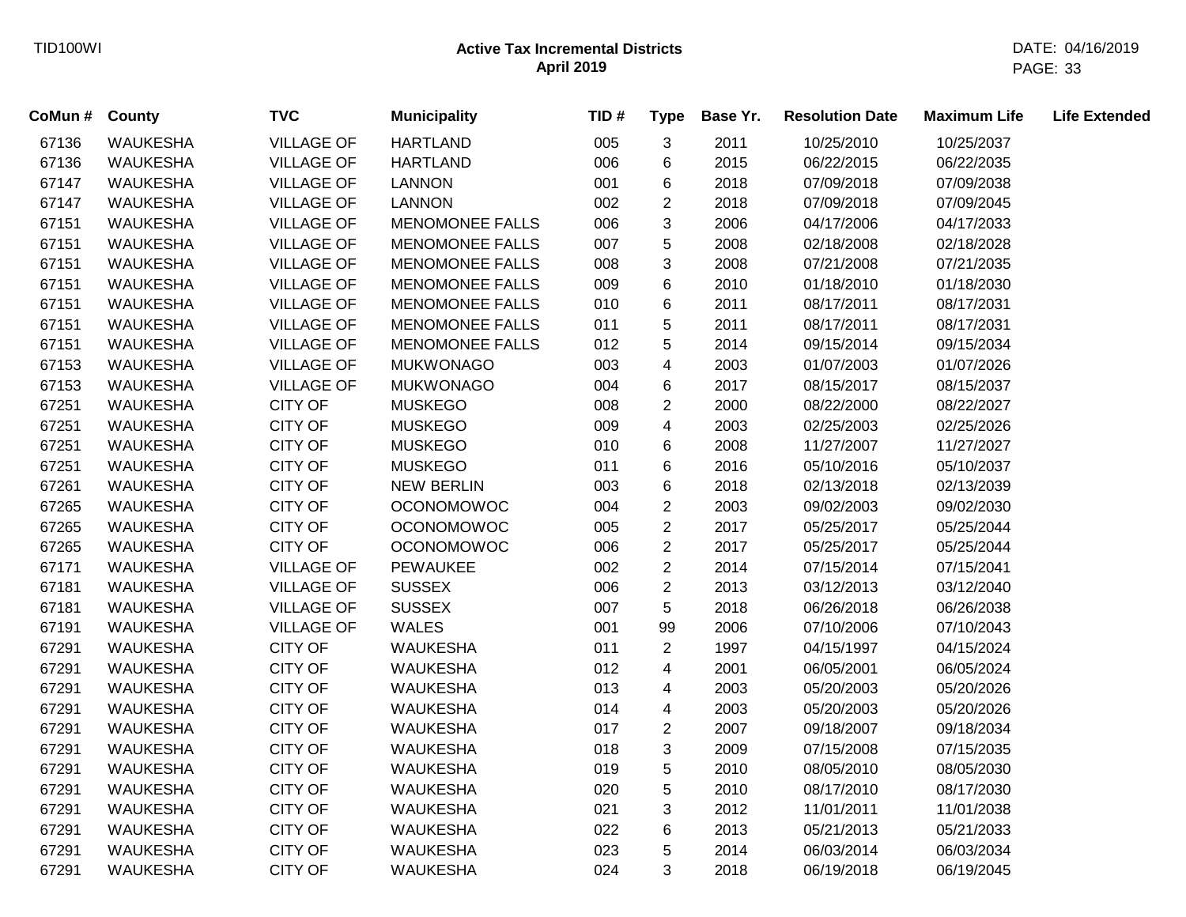| CoMun # | County | TVC | Municipality | TID # | Type | Base Yr. | Resolution Date | Maximum Life | Life Extended |
|---|---|---|---|---|---|---|---|---|---|
| 67136 | WAUKESHA | VILLAGE OF | HARTLAND | 005 | 3 | 2011 | 10/25/2010 | 10/25/2037 | |
| 67136 | WAUKESHA | VILLAGE OF | HARTLAND | 006 | 6 | 2015 | 06/22/2015 | 06/22/2035 | |
| 67147 | WAUKESHA | VILLAGE OF | LANNON | 001 | 6 | 2018 | 07/09/2018 | 07/09/2038 | |
| 67147 | WAUKESHA | VILLAGE OF | LANNON | 002 | 2 | 2018 | 07/09/2018 | 07/09/2045 | |
| 67151 | WAUKESHA | VILLAGE OF | MENOMONEE FALLS | 006 | 3 | 2006 | 04/17/2006 | 04/17/2033 | |
| 67151 | WAUKESHA | VILLAGE OF | MENOMONEE FALLS | 007 | 5 | 2008 | 02/18/2008 | 02/18/2028 | |
| 67151 | WAUKESHA | VILLAGE OF | MENOMONEE FALLS | 008 | 3 | 2008 | 07/21/2008 | 07/21/2035 | |
| 67151 | WAUKESHA | VILLAGE OF | MENOMONEE FALLS | 009 | 6 | 2010 | 01/18/2010 | 01/18/2030 | |
| 67151 | WAUKESHA | VILLAGE OF | MENOMONEE FALLS | 010 | 6 | 2011 | 08/17/2011 | 08/17/2031 | |
| 67151 | WAUKESHA | VILLAGE OF | MENOMONEE FALLS | 011 | 5 | 2011 | 08/17/2011 | 08/17/2031 | |
| 67151 | WAUKESHA | VILLAGE OF | MENOMONEE FALLS | 012 | 5 | 2014 | 09/15/2014 | 09/15/2034 | |
| 67153 | WAUKESHA | VILLAGE OF | MUKWONAGO | 003 | 4 | 2003 | 01/07/2003 | 01/07/2026 | |
| 67153 | WAUKESHA | VILLAGE OF | MUKWONAGO | 004 | 6 | 2017 | 08/15/2017 | 08/15/2037 | |
| 67251 | WAUKESHA | CITY OF | MUSKEGO | 008 | 2 | 2000 | 08/22/2000 | 08/22/2027 | |
| 67251 | WAUKESHA | CITY OF | MUSKEGO | 009 | 4 | 2003 | 02/25/2003 | 02/25/2026 | |
| 67251 | WAUKESHA | CITY OF | MUSKEGO | 010 | 6 | 2008 | 11/27/2007 | 11/27/2027 | |
| 67251 | WAUKESHA | CITY OF | MUSKEGO | 011 | 6 | 2016 | 05/10/2016 | 05/10/2037 | |
| 67261 | WAUKESHA | CITY OF | NEW BERLIN | 003 | 6 | 2018 | 02/13/2018 | 02/13/2039 | |
| 67265 | WAUKESHA | CITY OF | OCONOMOWOC | 004 | 2 | 2003 | 09/02/2003 | 09/02/2030 | |
| 67265 | WAUKESHA | CITY OF | OCONOMOWOC | 005 | 2 | 2017 | 05/25/2017 | 05/25/2044 | |
| 67265 | WAUKESHA | CITY OF | OCONOMOWOC | 006 | 2 | 2017 | 05/25/2017 | 05/25/2044 | |
| 67171 | WAUKESHA | VILLAGE OF | PEWAUKEE | 002 | 2 | 2014 | 07/15/2014 | 07/15/2041 | |
| 67181 | WAUKESHA | VILLAGE OF | SUSSEX | 006 | 2 | 2013 | 03/12/2013 | 03/12/2040 | |
| 67181 | WAUKESHA | VILLAGE OF | SUSSEX | 007 | 5 | 2018 | 06/26/2018 | 06/26/2038 | |
| 67191 | WAUKESHA | VILLAGE OF | WALES | 001 | 99 | 2006 | 07/10/2006 | 07/10/2043 | |
| 67291 | WAUKESHA | CITY OF | WAUKESHA | 011 | 2 | 1997 | 04/15/1997 | 04/15/2024 | |
| 67291 | WAUKESHA | CITY OF | WAUKESHA | 012 | 4 | 2001 | 06/05/2001 | 06/05/2024 | |
| 67291 | WAUKESHA | CITY OF | WAUKESHA | 013 | 4 | 2003 | 05/20/2003 | 05/20/2026 | |
| 67291 | WAUKESHA | CITY OF | WAUKESHA | 014 | 4 | 2003 | 05/20/2003 | 05/20/2026 | |
| 67291 | WAUKESHA | CITY OF | WAUKESHA | 017 | 2 | 2007 | 09/18/2007 | 09/18/2034 | |
| 67291 | WAUKESHA | CITY OF | WAUKESHA | 018 | 3 | 2009 | 07/15/2008 | 07/15/2035 | |
| 67291 | WAUKESHA | CITY OF | WAUKESHA | 019 | 5 | 2010 | 08/05/2010 | 08/05/2030 | |
| 67291 | WAUKESHA | CITY OF | WAUKESHA | 020 | 5 | 2010 | 08/17/2010 | 08/17/2030 | |
| 67291 | WAUKESHA | CITY OF | WAUKESHA | 021 | 3 | 2012 | 11/01/2011 | 11/01/2038 | |
| 67291 | WAUKESHA | CITY OF | WAUKESHA | 022 | 6 | 2013 | 05/21/2013 | 05/21/2033 | |
| 67291 | WAUKESHA | CITY OF | WAUKESHA | 023 | 5 | 2014 | 06/03/2014 | 06/03/2034 | |
| 67291 | WAUKESHA | CITY OF | WAUKESHA | 024 | 3 | 2018 | 06/19/2018 | 06/19/2045 | |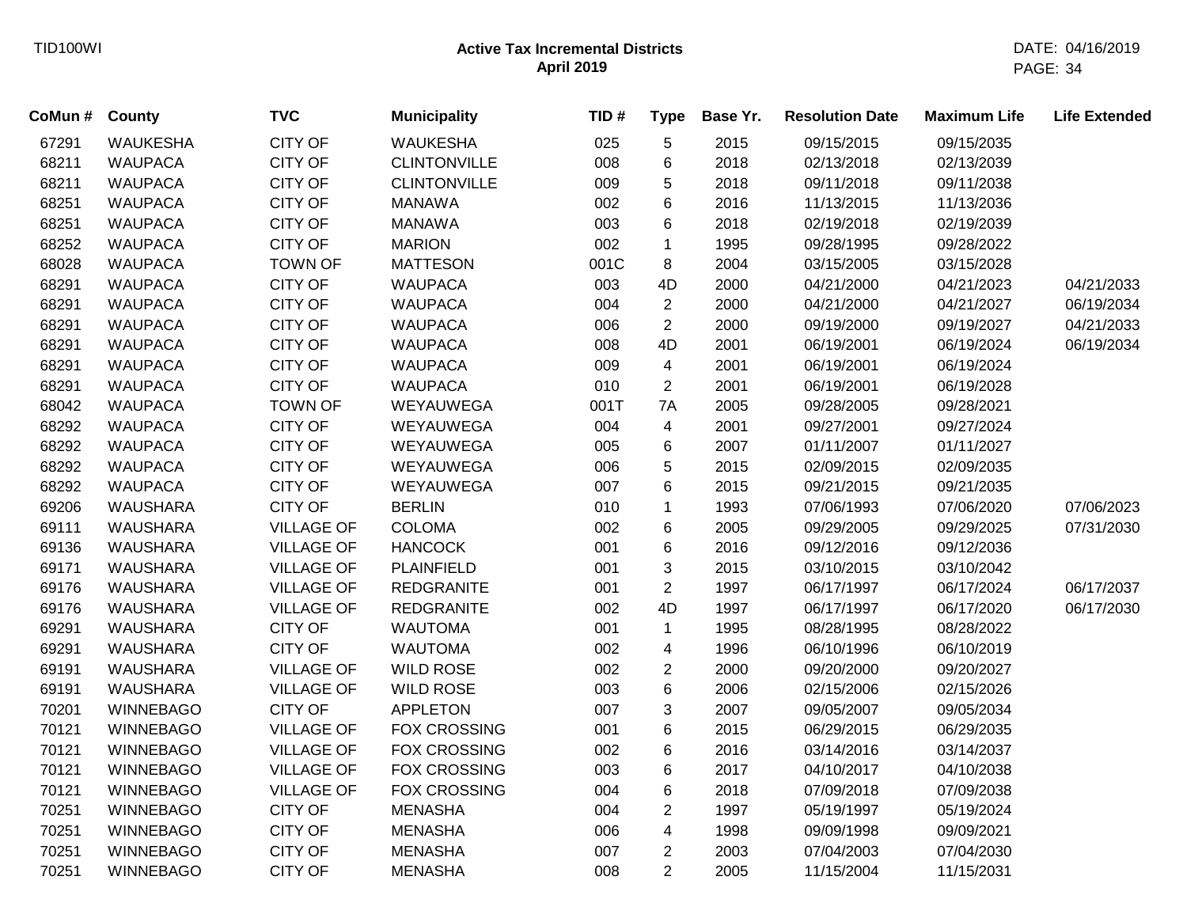# Active Tax Incremental Districts
## April 2019

| CoMun # | County | TVC | Municipality | TID # | Type | Base Yr. | Resolution Date | Maximum Life | Life Extended |
|---|---|---|---|---|---|---|---|---|---|
| 67291 | WAUKESHA | CITY OF | WAUKESHA | 025 | 5 | 2015 | 09/15/2015 | 09/15/2035 | |
| 68211 | WAUPACA | CITY OF | CLINTONVILLE | 008 | 6 | 2018 | 02/13/2018 | 02/13/2039 | |
| 68211 | WAUPACA | CITY OF | CLINTONVILLE | 009 | 5 | 2018 | 09/11/2018 | 09/11/2038 | |
| 68251 | WAUPACA | CITY OF | MANAWA | 002 | 6 | 2016 | 11/13/2015 | 11/13/2036 | |
| 68251 | WAUPACA | CITY OF | MANAWA | 003 | 6 | 2018 | 02/19/2018 | 02/19/2039 | |
| 68252 | WAUPACA | CITY OF | MARION | 002 | 1 | 1995 | 09/28/1995 | 09/28/2022 | |
| 68028 | WAUPACA | TOWN OF | MATTESON | 001C | 8 | 2004 | 03/15/2005 | 03/15/2028 | |
| 68291 | WAUPACA | CITY OF | WAUPACA | 003 | 4D | 2000 | 04/21/2000 | 04/21/2023 | 04/21/2033 |
| 68291 | WAUPACA | CITY OF | WAUPACA | 004 | 2 | 2000 | 04/21/2000 | 04/21/2027 | 06/19/2034 |
| 68291 | WAUPACA | CITY OF | WAUPACA | 006 | 2 | 2000 | 09/19/2000 | 09/19/2027 | 04/21/2033 |
| 68291 | WAUPACA | CITY OF | WAUPACA | 008 | 4D | 2001 | 06/19/2001 | 06/19/2024 | 06/19/2034 |
| 68291 | WAUPACA | CITY OF | WAUPACA | 009 | 4 | 2001 | 06/19/2001 | 06/19/2024 | |
| 68291 | WAUPACA | CITY OF | WAUPACA | 010 | 2 | 2001 | 06/19/2001 | 06/19/2028 | |
| 68042 | WAUPACA | TOWN OF | WEYAUWEGA | 001T | 7A | 2005 | 09/28/2005 | 09/28/2021 | |
| 68292 | WAUPACA | CITY OF | WEYAUWEGA | 004 | 4 | 2001 | 09/27/2001 | 09/27/2024 | |
| 68292 | WAUPACA | CITY OF | WEYAUWEGA | 005 | 6 | 2007 | 01/11/2007 | 01/11/2027 | |
| 68292 | WAUPACA | CITY OF | WEYAUWEGA | 006 | 5 | 2015 | 02/09/2015 | 02/09/2035 | |
| 68292 | WAUPACA | CITY OF | WEYAUWEGA | 007 | 6 | 2015 | 09/21/2015 | 09/21/2035 | |
| 69206 | WAUSHARA | CITY OF | BERLIN | 010 | 1 | 1993 | 07/06/1993 | 07/06/2020 | 07/06/2023 |
| 69111 | WAUSHARA | VILLAGE OF | COLOMA | 002 | 6 | 2005 | 09/29/2005 | 09/29/2025 | 07/31/2030 |
| 69136 | WAUSHARA | VILLAGE OF | HANCOCK | 001 | 6 | 2016 | 09/12/2016 | 09/12/2036 | |
| 69171 | WAUSHARA | VILLAGE OF | PLAINFIELD | 001 | 3 | 2015 | 03/10/2015 | 03/10/2042 | |
| 69176 | WAUSHARA | VILLAGE OF | REDGRANITE | 001 | 2 | 1997 | 06/17/1997 | 06/17/2024 | 06/17/2037 |
| 69176 | WAUSHARA | VILLAGE OF | REDGRANITE | 002 | 4D | 1997 | 06/17/1997 | 06/17/2020 | 06/17/2030 |
| 69291 | WAUSHARA | CITY OF | WAUTOMA | 001 | 1 | 1995 | 08/28/1995 | 08/28/2022 | |
| 69291 | WAUSHARA | CITY OF | WAUTOMA | 002 | 4 | 1996 | 06/10/1996 | 06/10/2019 | |
| 69191 | WAUSHARA | VILLAGE OF | WILD ROSE | 002 | 2 | 2000 | 09/20/2000 | 09/20/2027 | |
| 69191 | WAUSHARA | VILLAGE OF | WILD ROSE | 003 | 6 | 2006 | 02/15/2006 | 02/15/2026 | |
| 70201 | WINNEBAGO | CITY OF | APPLETON | 007 | 3 | 2007 | 09/05/2007 | 09/05/2034 | |
| 70121 | WINNEBAGO | VILLAGE OF | FOX CROSSING | 001 | 6 | 2015 | 06/29/2015 | 06/29/2035 | |
| 70121 | WINNEBAGO | VILLAGE OF | FOX CROSSING | 002 | 6 | 2016 | 03/14/2016 | 03/14/2037 | |
| 70121 | WINNEBAGO | VILLAGE OF | FOX CROSSING | 003 | 6 | 2017 | 04/10/2017 | 04/10/2038 | |
| 70121 | WINNEBAGO | VILLAGE OF | FOX CROSSING | 004 | 6 | 2018 | 07/09/2018 | 07/09/2038 | |
| 70251 | WINNEBAGO | CITY OF | MENASHA | 004 | 2 | 1997 | 05/19/1997 | 05/19/2024 | |
| 70251 | WINNEBAGO | CITY OF | MENASHA | 006 | 4 | 1998 | 09/09/1998 | 09/09/2021 | |
| 70251 | WINNEBAGO | CITY OF | MENASHA | 007 | 2 | 2003 | 07/04/2003 | 07/04/2030 | |
| 70251 | WINNEBAGO | CITY OF | MENASHA | 008 | 2 | 2005 | 11/15/2004 | 11/15/2031 | |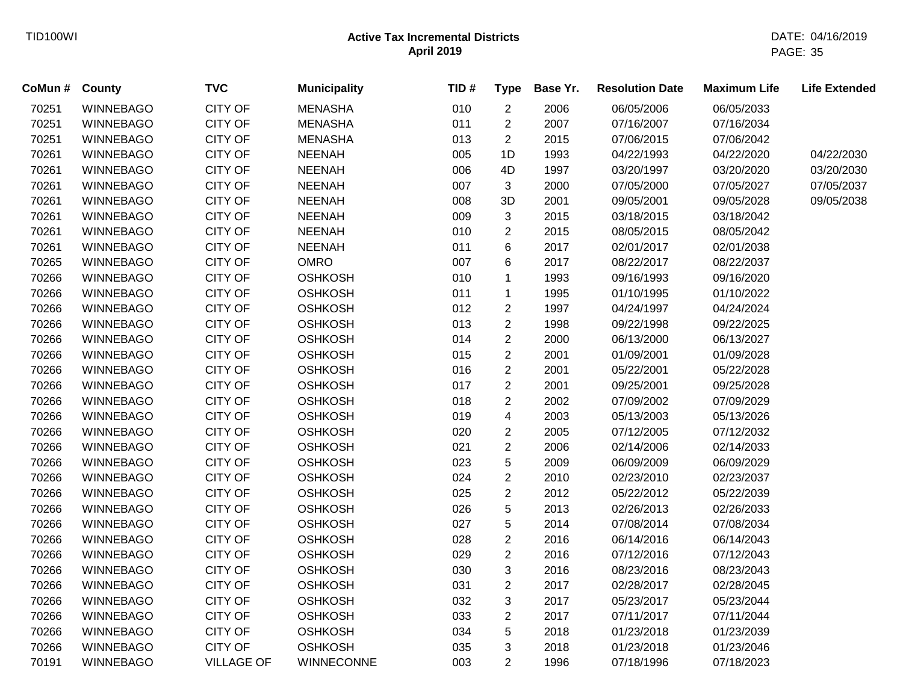**Active Tax Incremental Districts**
**April 2019**

| CoMun # | County | TVC | Municipality | TID # | Type | Base Yr. | Resolution Date | Maximum Life | Life Extended |
|---|---|---|---|---|---|---|---|---|---|
| 70251 | WINNEBAGO | CITY OF | MENASHA | 010 | 2 | 2006 | 06/05/2006 | 06/05/2033 | |
| 70251 | WINNEBAGO | CITY OF | MENASHA | 011 | 2 | 2007 | 07/16/2007 | 07/16/2034 | |
| 70251 | WINNEBAGO | CITY OF | MENASHA | 013 | 2 | 2015 | 07/06/2015 | 07/06/2042 | |
| 70261 | WINNEBAGO | CITY OF | NEENAH | 005 | 1D | 1993 | 04/22/1993 | 04/22/2020 | 04/22/2030 |
| 70261 | WINNEBAGO | CITY OF | NEENAH | 006 | 4D | 1997 | 03/20/1997 | 03/20/2020 | 03/20/2030 |
| 70261 | WINNEBAGO | CITY OF | NEENAH | 007 | 3 | 2000 | 07/05/2000 | 07/05/2027 | 07/05/2037 |
| 70261 | WINNEBAGO | CITY OF | NEENAH | 008 | 3D | 2001 | 09/05/2001 | 09/05/2028 | 09/05/2038 |
| 70261 | WINNEBAGO | CITY OF | NEENAH | 009 | 3 | 2015 | 03/18/2015 | 03/18/2042 | |
| 70261 | WINNEBAGO | CITY OF | NEENAH | 010 | 2 | 2015 | 08/05/2015 | 08/05/2042 | |
| 70261 | WINNEBAGO | CITY OF | NEENAH | 011 | 6 | 2017 | 02/01/2017 | 02/01/2038 | |
| 70265 | WINNEBAGO | CITY OF | OMRO | 007 | 6 | 2017 | 08/22/2017 | 08/22/2037 | |
| 70266 | WINNEBAGO | CITY OF | OSHKOSH | 010 | 1 | 1993 | 09/16/1993 | 09/16/2020 | |
| 70266 | WINNEBAGO | CITY OF | OSHKOSH | 011 | 1 | 1995 | 01/10/1995 | 01/10/2022 | |
| 70266 | WINNEBAGO | CITY OF | OSHKOSH | 012 | 2 | 1997 | 04/24/1997 | 04/24/2024 | |
| 70266 | WINNEBAGO | CITY OF | OSHKOSH | 013 | 2 | 1998 | 09/22/1998 | 09/22/2025 | |
| 70266 | WINNEBAGO | CITY OF | OSHKOSH | 014 | 2 | 2000 | 06/13/2000 | 06/13/2027 | |
| 70266 | WINNEBAGO | CITY OF | OSHKOSH | 015 | 2 | 2001 | 01/09/2001 | 01/09/2028 | |
| 70266 | WINNEBAGO | CITY OF | OSHKOSH | 016 | 2 | 2001 | 05/22/2001 | 05/22/2028 | |
| 70266 | WINNEBAGO | CITY OF | OSHKOSH | 017 | 2 | 2001 | 09/25/2001 | 09/25/2028 | |
| 70266 | WINNEBAGO | CITY OF | OSHKOSH | 018 | 2 | 2002 | 07/09/2002 | 07/09/2029 | |
| 70266 | WINNEBAGO | CITY OF | OSHKOSH | 019 | 4 | 2003 | 05/13/2003 | 05/13/2026 | |
| 70266 | WINNEBAGO | CITY OF | OSHKOSH | 020 | 2 | 2005 | 07/12/2005 | 07/12/2032 | |
| 70266 | WINNEBAGO | CITY OF | OSHKOSH | 021 | 2 | 2006 | 02/14/2006 | 02/14/2033 | |
| 70266 | WINNEBAGO | CITY OF | OSHKOSH | 023 | 5 | 2009 | 06/09/2009 | 06/09/2029 | |
| 70266 | WINNEBAGO | CITY OF | OSHKOSH | 024 | 2 | 2010 | 02/23/2010 | 02/23/2037 | |
| 70266 | WINNEBAGO | CITY OF | OSHKOSH | 025 | 2 | 2012 | 05/22/2012 | 05/22/2039 | |
| 70266 | WINNEBAGO | CITY OF | OSHKOSH | 026 | 5 | 2013 | 02/26/2013 | 02/26/2033 | |
| 70266 | WINNEBAGO | CITY OF | OSHKOSH | 027 | 5 | 2014 | 07/08/2014 | 07/08/2034 | |
| 70266 | WINNEBAGO | CITY OF | OSHKOSH | 028 | 2 | 2016 | 06/14/2016 | 06/14/2043 | |
| 70266 | WINNEBAGO | CITY OF | OSHKOSH | 029 | 2 | 2016 | 07/12/2016 | 07/12/2043 | |
| 70266 | WINNEBAGO | CITY OF | OSHKOSH | 030 | 3 | 2016 | 08/23/2016 | 08/23/2043 | |
| 70266 | WINNEBAGO | CITY OF | OSHKOSH | 031 | 2 | 2017 | 02/28/2017 | 02/28/2045 | |
| 70266 | WINNEBAGO | CITY OF | OSHKOSH | 032 | 3 | 2017 | 05/23/2017 | 05/23/2044 | |
| 70266 | WINNEBAGO | CITY OF | OSHKOSH | 033 | 2 | 2017 | 07/11/2017 | 07/11/2044 | |
| 70266 | WINNEBAGO | CITY OF | OSHKOSH | 034 | 5 | 2018 | 01/23/2018 | 01/23/2039 | |
| 70266 | WINNEBAGO | CITY OF | OSHKOSH | 035 | 3 | 2018 | 01/23/2018 | 01/23/2046 | |
| 70191 | WINNEBAGO | VILLAGE OF | WINNECONNE | 003 | 2 | 1996 | 07/18/1996 | 07/18/2023 | |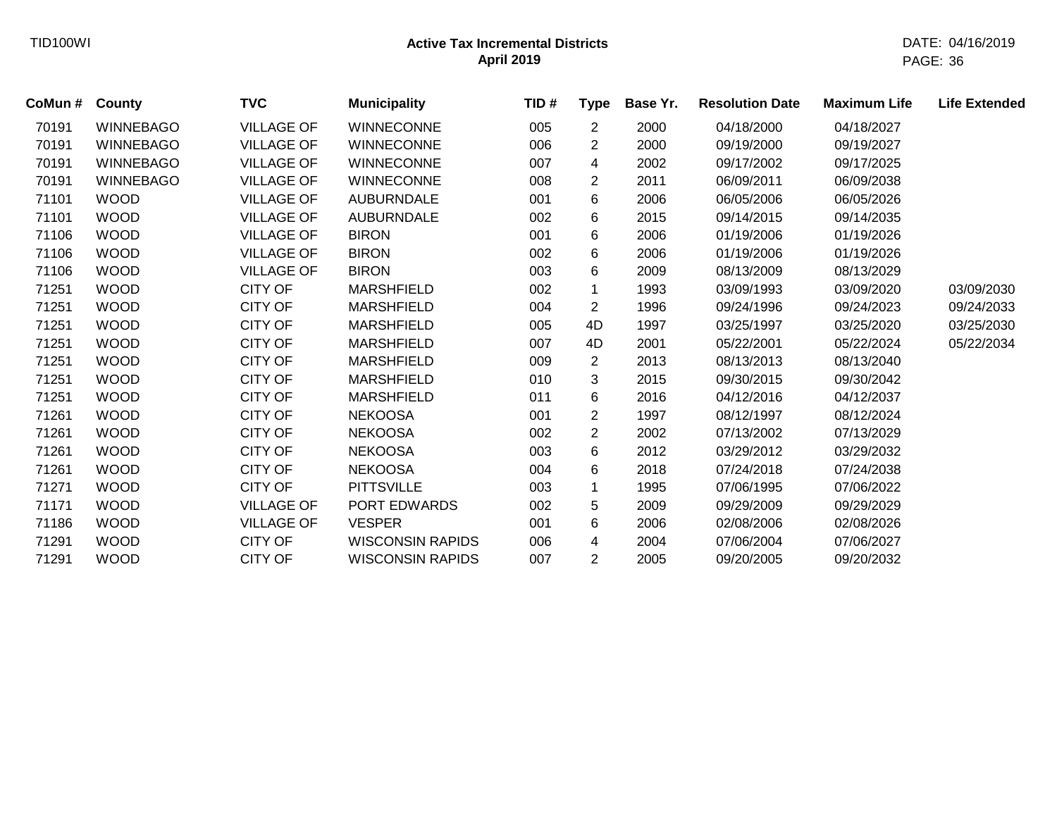TID100WI

**Active Tax Incremental Districts**
**April 2019**

DATE: 04/16/2019

| CoMun # | County | TVC | Municipality | TID # | Type | Base Yr. | Resolution Date | Maximum Life | Life Extended |
|---|---|---|---|---|---|---|---|---|---|
| 70191 | WINNEBAGO | VILLAGE OF | WINNECONNE | 005 | 2 | 2000 | 04/18/2000 | 04/18/2027 | |
| 70191 | WINNEBAGO | VILLAGE OF | WINNECONNE | 006 | 2 | 2000 | 09/19/2000 | 09/19/2027 | |
| 70191 | WINNEBAGO | VILLAGE OF | WINNECONNE | 007 | 4 | 2002 | 09/17/2002 | 09/17/2025 | |
| 70191 | WINNEBAGO | VILLAGE OF | WINNECONNE | 008 | 2 | 2011 | 06/09/2011 | 06/09/2038 | |
| 71101 | WOOD | VILLAGE OF | AUBURNDALE | 001 | 6 | 2006 | 06/05/2006 | 06/05/2026 | |
| 71101 | WOOD | VILLAGE OF | AUBURNDALE | 002 | 6 | 2015 | 09/14/2015 | 09/14/2035 | |
| 71106 | WOOD | VILLAGE OF | BIRON | 001 | 6 | 2006 | 01/19/2006 | 01/19/2026 | |
| 71106 | WOOD | VILLAGE OF | BIRON | 002 | 6 | 2006 | 01/19/2006 | 01/19/2026 | |
| 71106 | WOOD | VILLAGE OF | BIRON | 003 | 6 | 2009 | 08/13/2009 | 08/13/2029 | |
| 71251 | WOOD | CITY OF | MARSHFIELD | 002 | 1 | 1993 | 03/09/1993 | 03/09/2020 | 03/09/2030 |
| 71251 | WOOD | CITY OF | MARSHFIELD | 004 | 2 | 1996 | 09/24/1996 | 09/24/2023 | 09/24/2033 |
| 71251 | WOOD | CITY OF | MARSHFIELD | 005 | 4D | 1997 | 03/25/1997 | 03/25/2020 | 03/25/2030 |
| 71251 | WOOD | CITY OF | MARSHFIELD | 007 | 4D | 2001 | 05/22/2001 | 05/22/2024 | 05/22/2034 |
| 71251 | WOOD | CITY OF | MARSHFIELD | 009 | 2 | 2013 | 08/13/2013 | 08/13/2040 | |
| 71251 | WOOD | CITY OF | MARSHFIELD | 010 | 3 | 2015 | 09/30/2015 | 09/30/2042 | |
| 71251 | WOOD | CITY OF | MARSHFIELD | 011 | 6 | 2016 | 04/12/2016 | 04/12/2037 | |
| 71261 | WOOD | CITY OF | NEKOOSA | 001 | 2 | 1997 | 08/12/1997 | 08/12/2024 | |
| 71261 | WOOD | CITY OF | NEKOOSA | 002 | 2 | 2002 | 07/13/2002 | 07/13/2029 | |
| 71261 | WOOD | CITY OF | NEKOOSA | 003 | 6 | 2012 | 03/29/2012 | 03/29/2032 | |
| 71261 | WOOD | CITY OF | NEKOOSA | 004 | 6 | 2018 | 07/24/2018 | 07/24/2038 | |
| 71271 | WOOD | CITY OF | PITTSVILLE | 003 | 1 | 1995 | 07/06/1995 | 07/06/2022 | |
| 71171 | WOOD | VILLAGE OF | PORT EDWARDS | 002 | 5 | 2009 | 09/29/2009 | 09/29/2029 | |
| 71186 | WOOD | VILLAGE OF | VESPER | 001 | 6 | 2006 | 02/08/2006 | 02/08/2026 | |
| 71291 | WOOD | CITY OF | WISCONSIN RAPIDS | 006 | 4 | 2004 | 07/06/2004 | 07/06/2027 | |
| 71291 | WOOD | CITY OF | WISCONSIN RAPIDS | 007 | 2 | 2005 | 09/20/2005 | 09/20/2032 | |